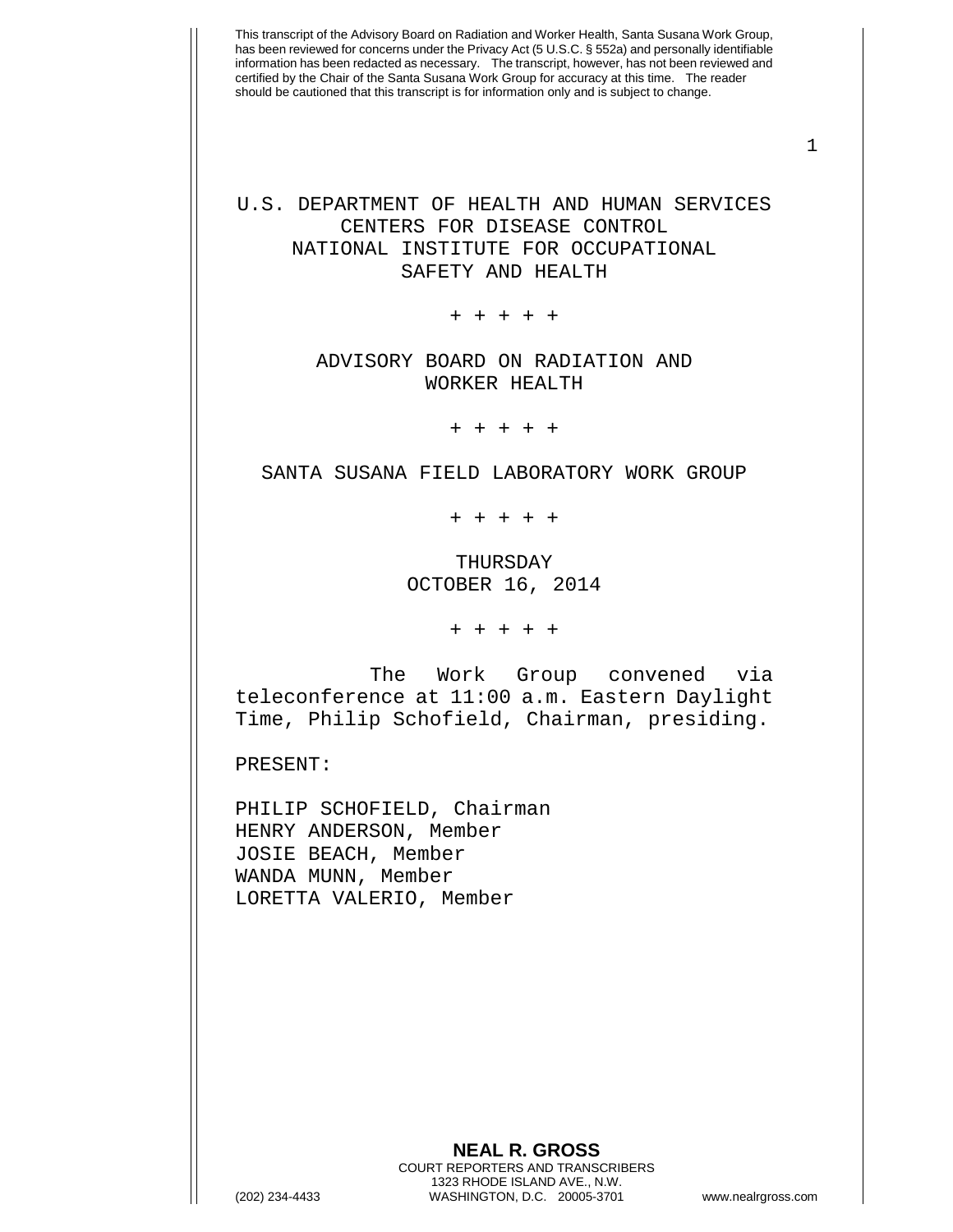This transcript of the Advisory Board on Radiation and Worker Health, Santa Susana Work Group, has been reviewed for concerns under the Privacy Act (5 U.S.C. § 552a) and personally identifiable information has been redacted as necessary. The transcript, however, has not been reviewed and certified by the Chair of the Santa Susana Work Group for accuracy at this time. The reader should be cautioned that this transcript is for information only and is subject to change.

U.S. DEPARTMENT OF HEALTH AND HUMAN SERVICES
CENTERS FOR DISEASE CONTROL
NATIONAL INSTITUTE FOR OCCUPATIONAL
SAFETY AND HEALTH

+ + + + +

ADVISORY BOARD ON RADIATION AND
WORKER HEALTH

+ + + + +

SANTA SUSANA FIELD LABORATORY WORK GROUP

+ + + + +

THURSDAY
OCTOBER 16, 2014

+ + + + +

The Work Group convened via teleconference at 11:00 a.m. Eastern Daylight Time, Philip Schofield, Chairman, presiding.

PRESENT:

PHILIP SCHOFIELD, Chairman
HENRY ANDERSON, Member
JOSIE BEACH, Member
WANDA MUNN, Member
LORETTA VALERIO, Member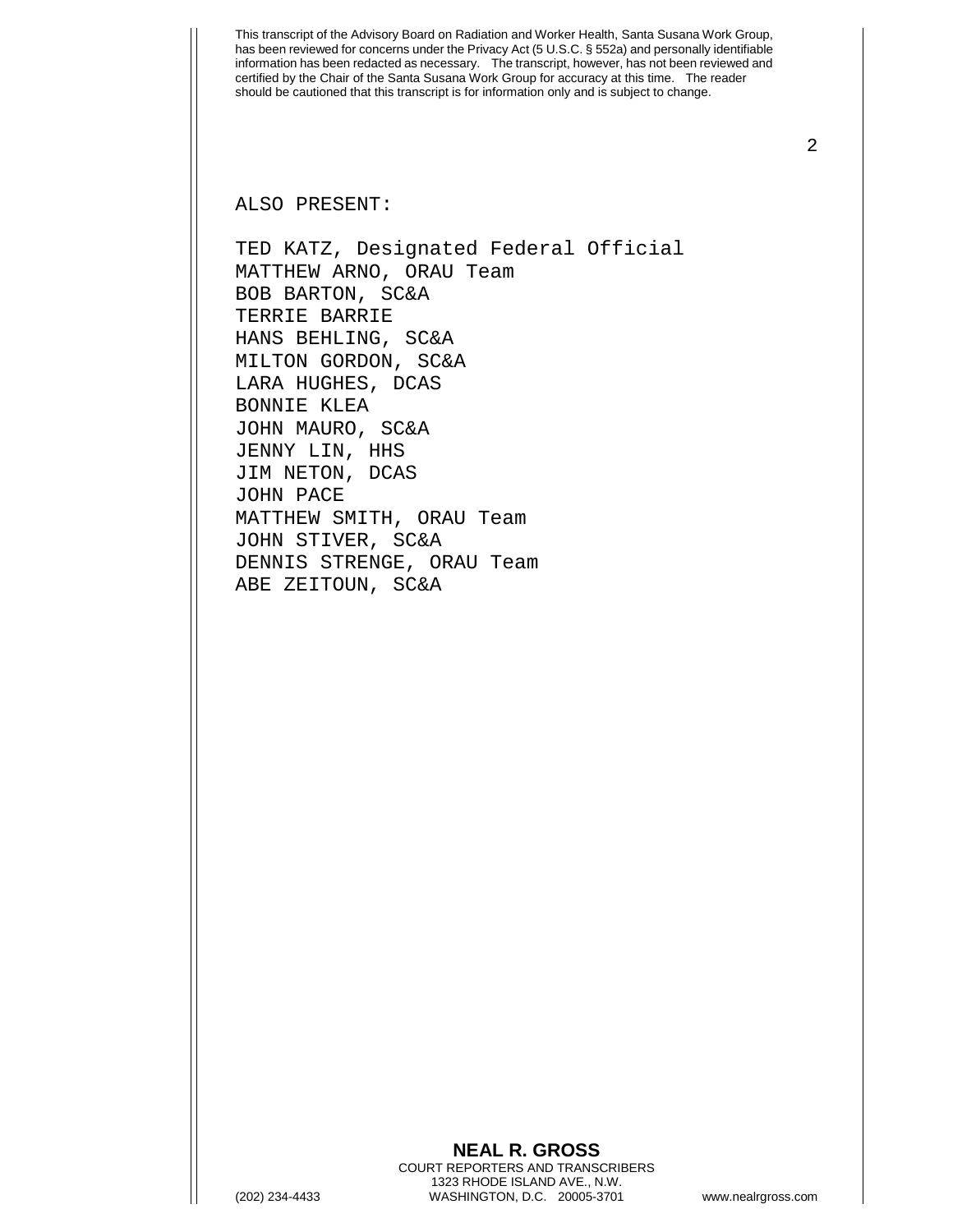ALSO PRESENT:

TED KATZ, Designated Federal Official
MATTHEW ARNO, ORAU Team
BOB BARTON, SC&A
TERRIE BARRIE
HANS BEHLING, SC&A
MILTON GORDON, SC&A
LARA HUGHES, DCAS
BONNIE KLEA
JOHN MAURO, SC&A
JENNY LIN, HHS
JIM NETON, DCAS
JOHN PACE
MATTHEW SMITH, ORAU Team
JOHN STIVER, SC&A
DENNIS STRENGE, ORAU Team
ABE ZEITOUN, SC&A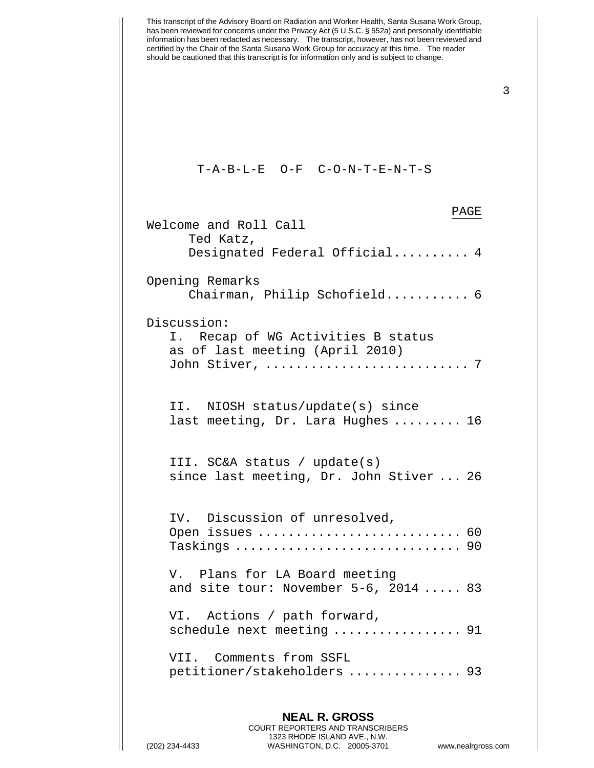This transcript of the Advisory Board on Radiation and Worker Health, Santa Susana Work Group, has been reviewed for concerns under the Privacy Act (5 U.S.C. § 552a) and personally identifiable information has been redacted as necessary. The transcript, however, has not been reviewed and certified by the Chair of the Santa Susana Work Group for accuracy at this time. The reader should be cautioned that this transcript is for information only and is subject to change.

# T-A-B-L-E O-F C-O-N-T-E-N-T-S

| | PAGE |
|---|---|
| Welcome and Roll Call<br>Ted Katz,<br>Designated Federal Official | 4 |
| Opening Remarks<br>Chairman, Philip Schofield | 6 |
| Discussion: | |
| I. Recap of WG Activities B status as of last meeting (April 2010)<br>John Stiver, | 7 |
| II. NIOSH status/update(s) since last meeting, Dr. Lara Hughes | 16 |
| III. SC&A status / update(s) since last meeting, Dr. John Stiver | 26 |
| IV. Discussion of unresolved,<br>Open issues | 60 |
| Taskings | 90 |
| V. Plans for LA Board meeting and site tour: November 5-6, 2014 | 83 |
| VI. Actions / path forward, schedule next meeting | 91 |
| VII. Comments from SSFL petitioner/stakeholders | 93 |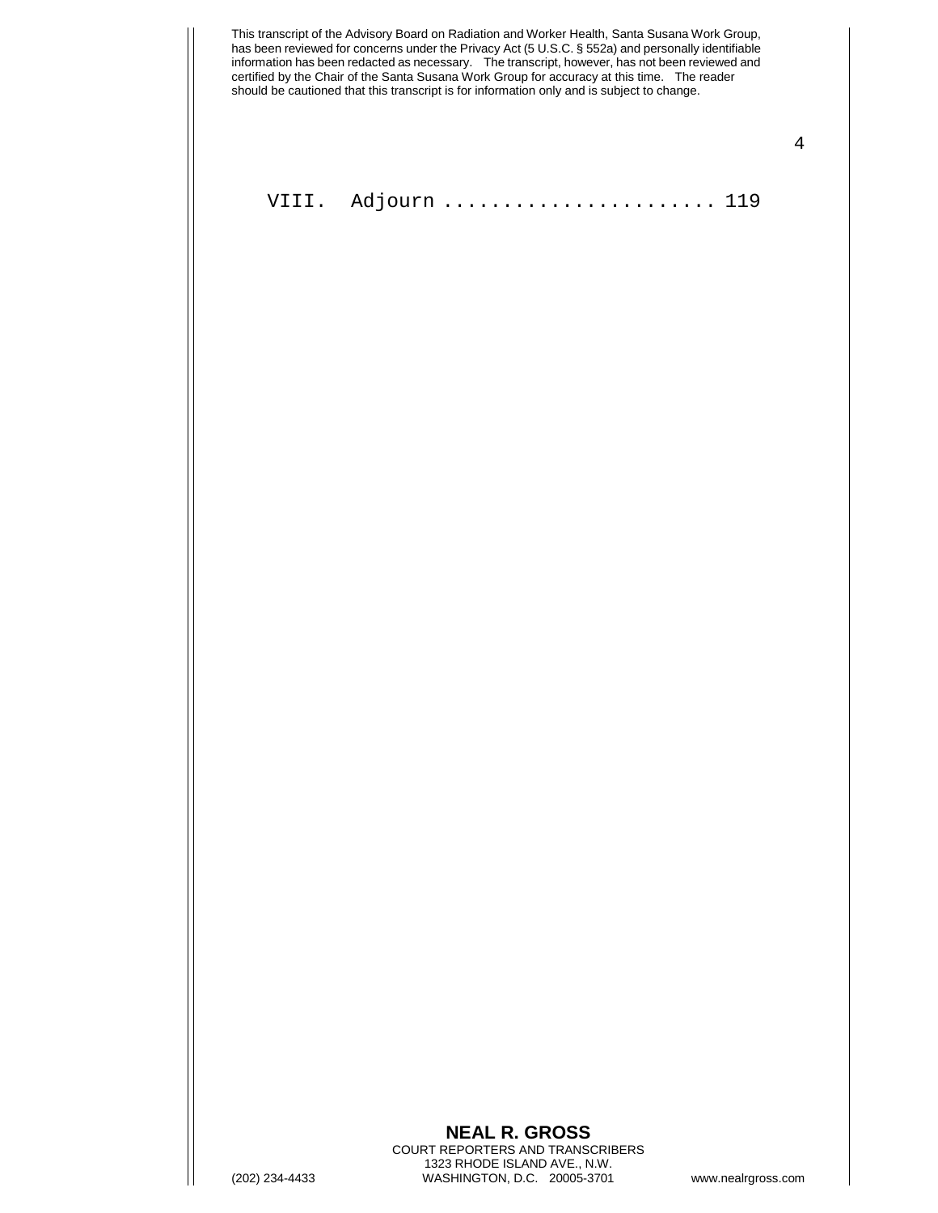VIII. Adjourn ...................... 119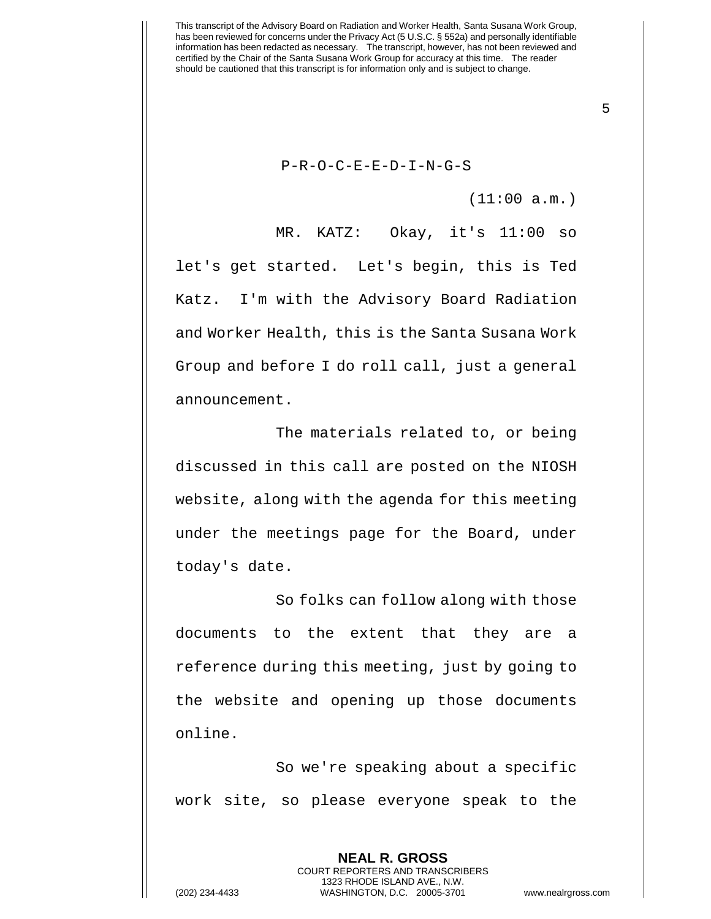P-R-O-C-E-E-D-I-N-G-S

(11:00 a.m.)

MR. KATZ: Okay, it's 11:00 so let's get started. Let's begin, this is Ted Katz. I'm with the Advisory Board Radiation and Worker Health, this is the Santa Susana Work Group and before I do roll call, just a general announcement.

The materials related to, or being discussed in this call are posted on the NIOSH website, along with the agenda for this meeting under the meetings page for the Board, under today's date.

So folks can follow along with those documents to the extent that they are a reference during this meeting, just by going to the website and opening up those documents online.

So we're speaking about a specific work site, so please everyone speak to the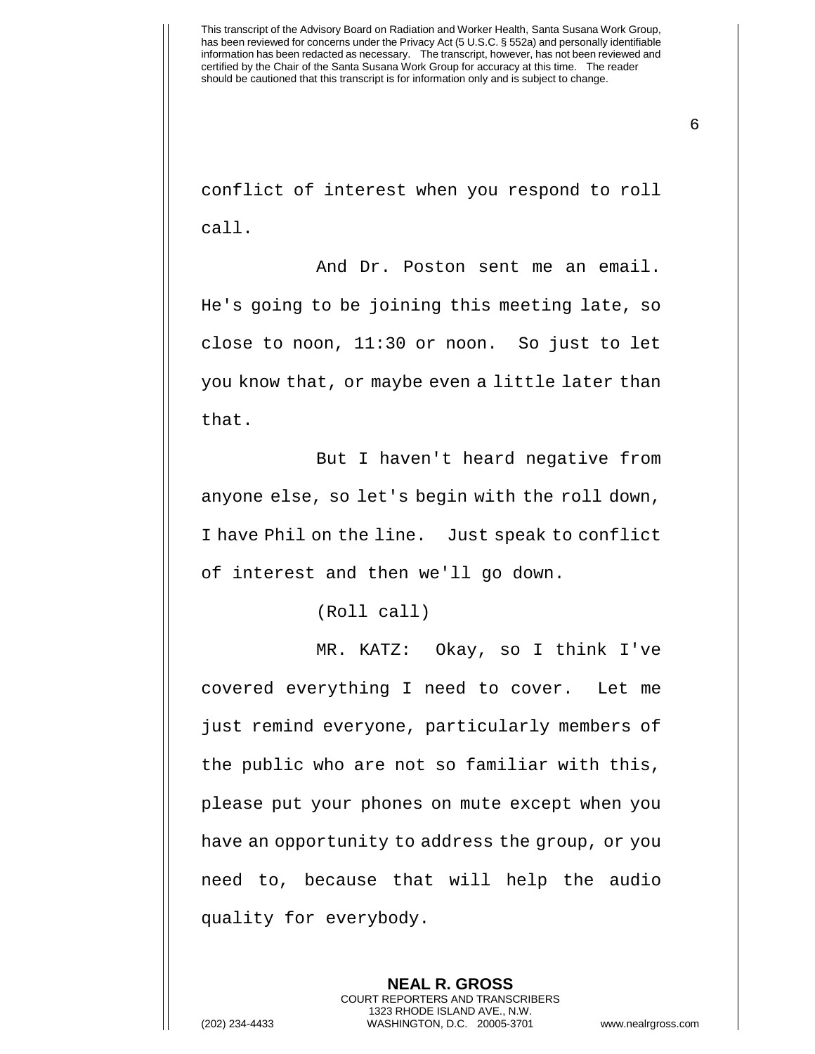conflict of interest when you respond to roll call.

And Dr. Poston sent me an email. He's going to be joining this meeting late, so close to noon, 11:30 or noon. So just to let you know that, or maybe even a little later than that.

But I haven't heard negative from anyone else, so let's begin with the roll down, I have Phil on the line. Just speak to conflict of interest and then we'll go down.

(Roll call)

MR. KATZ: Okay, so I think I've covered everything I need to cover. Let me just remind everyone, particularly members of the public who are not so familiar with this, please put your phones on mute except when you have an opportunity to address the group, or you need to, because that will help the audio quality for everybody.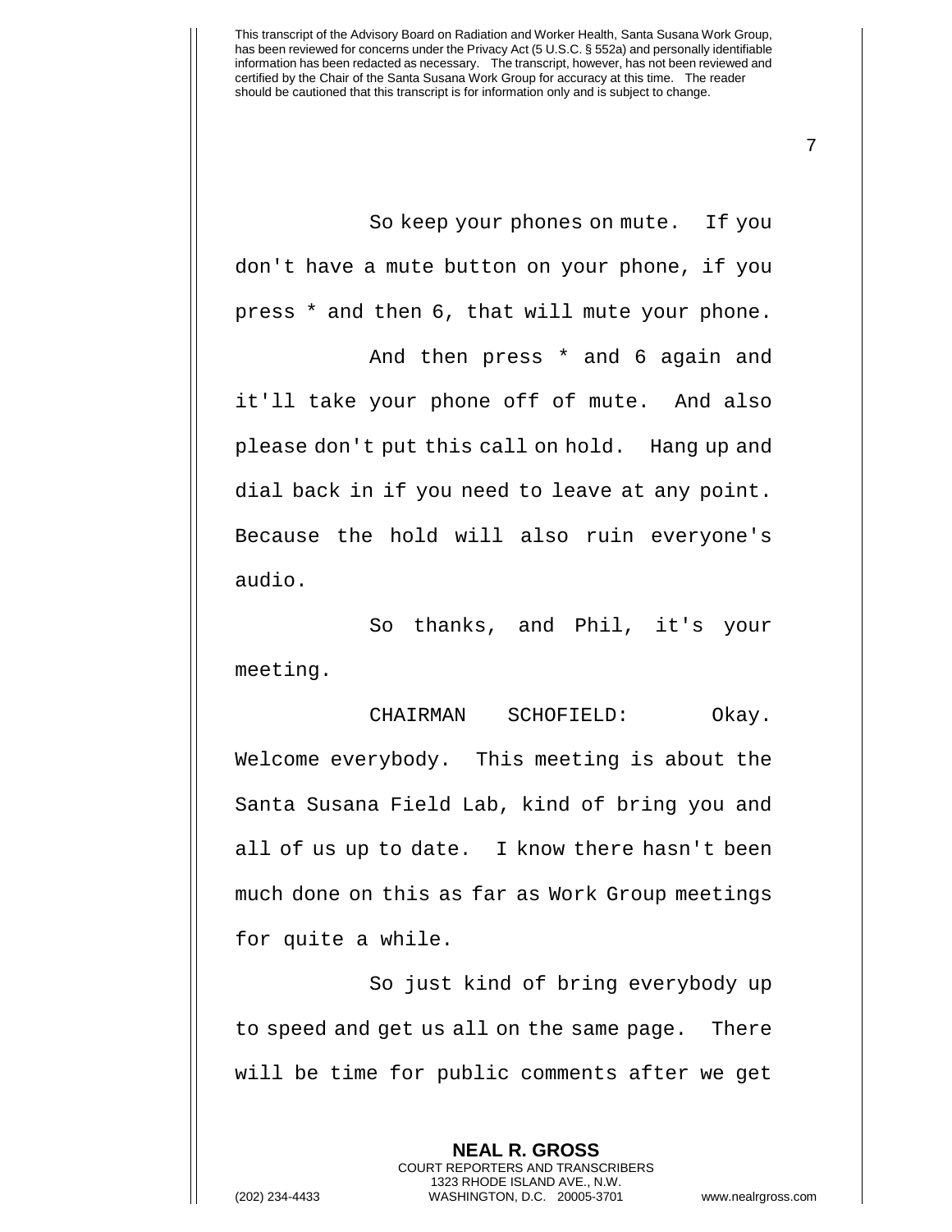So keep your phones on mute. If you don't have a mute button on your phone, if you press * and then 6, that will mute your phone.

And then press * and 6 again and it'll take your phone off of mute. And also please don't put this call on hold. Hang up and dial back in if you need to leave at any point. Because the hold will also ruin everyone's audio.

So thanks, and Phil, it's your meeting.

CHAIRMAN SCHOFIELD: Okay. Welcome everybody. This meeting is about the Santa Susana Field Lab, kind of bring you and all of us up to date. I know there hasn't been much done on this as far as Work Group meetings for quite a while.

So just kind of bring everybody up to speed and get us all on the same page. There will be time for public comments after we get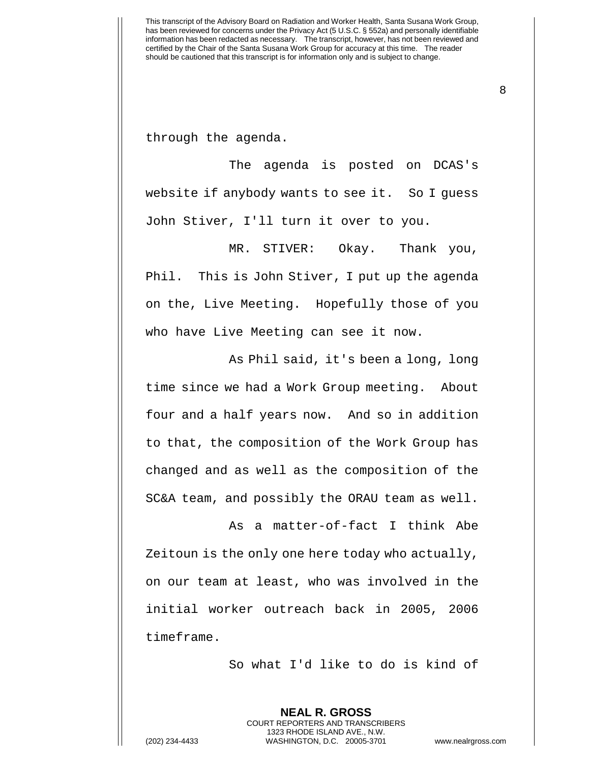through the agenda.

The agenda is posted on DCAS's website if anybody wants to see it. So I guess John Stiver, I'll turn it over to you.

MR. STIVER: Okay. Thank you, Phil. This is John Stiver, I put up the agenda on the, Live Meeting. Hopefully those of you who have Live Meeting can see it now.

As Phil said, it's been a long, long time since we had a Work Group meeting. About four and a half years now. And so in addition to that, the composition of the Work Group has changed and as well as the composition of the SC&A team, and possibly the ORAU team as well.

As a matter-of-fact I think Abe Zeitoun is the only one here today who actually, on our team at least, who was involved in the initial worker outreach back in 2005, 2006 timeframe.

So what I'd like to do is kind of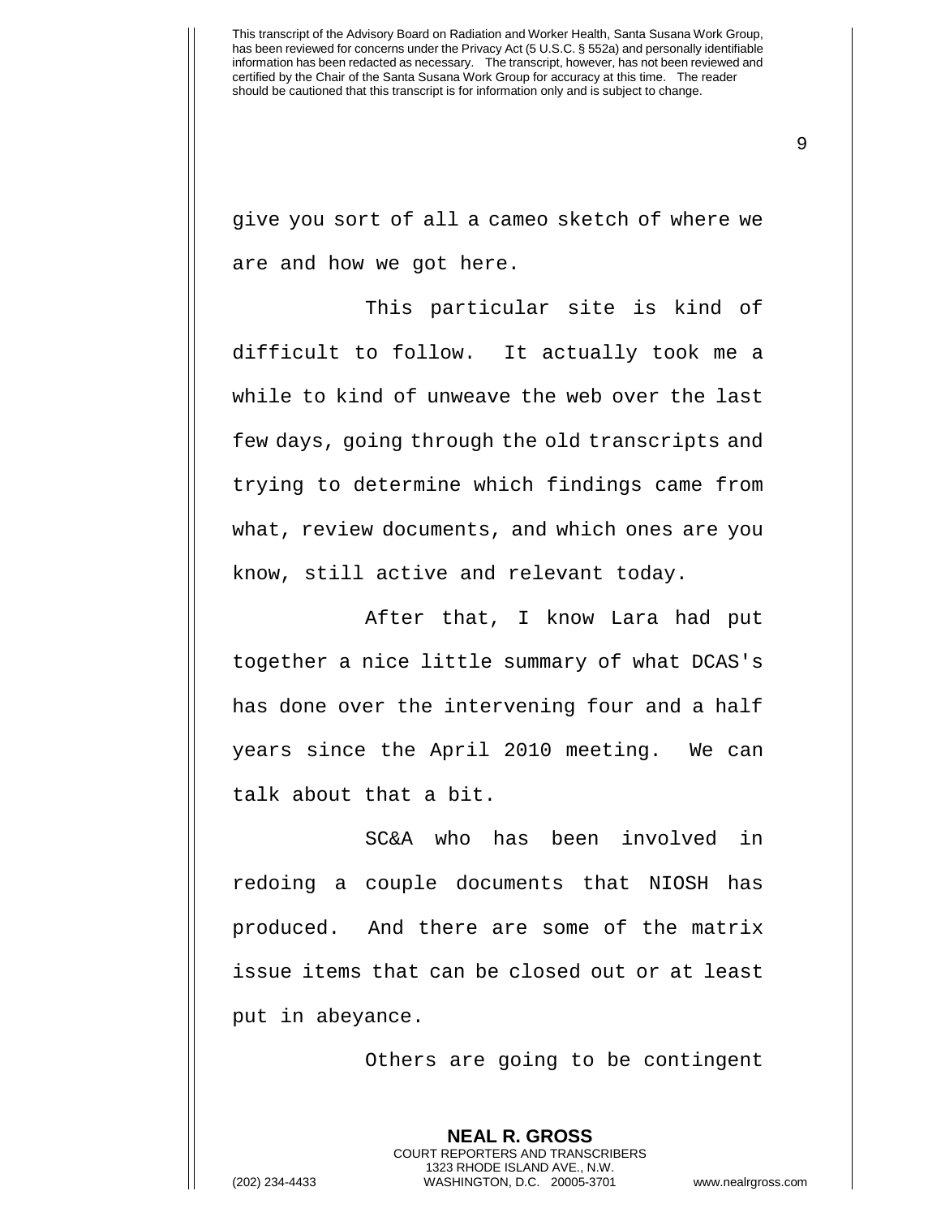give you sort of all a cameo sketch of where we are and how we got here.

This particular site is kind of difficult to follow. It actually took me a while to kind of unweave the web over the last few days, going through the old transcripts and trying to determine which findings came from what, review documents, and which ones are you know, still active and relevant today.

After that, I know Lara had put together a nice little summary of what DCAS's has done over the intervening four and a half years since the April 2010 meeting. We can talk about that a bit.

SC&A who has been involved in redoing a couple documents that NIOSH has produced. And there are some of the matrix issue items that can be closed out or at least put in abeyance.

Others are going to be contingent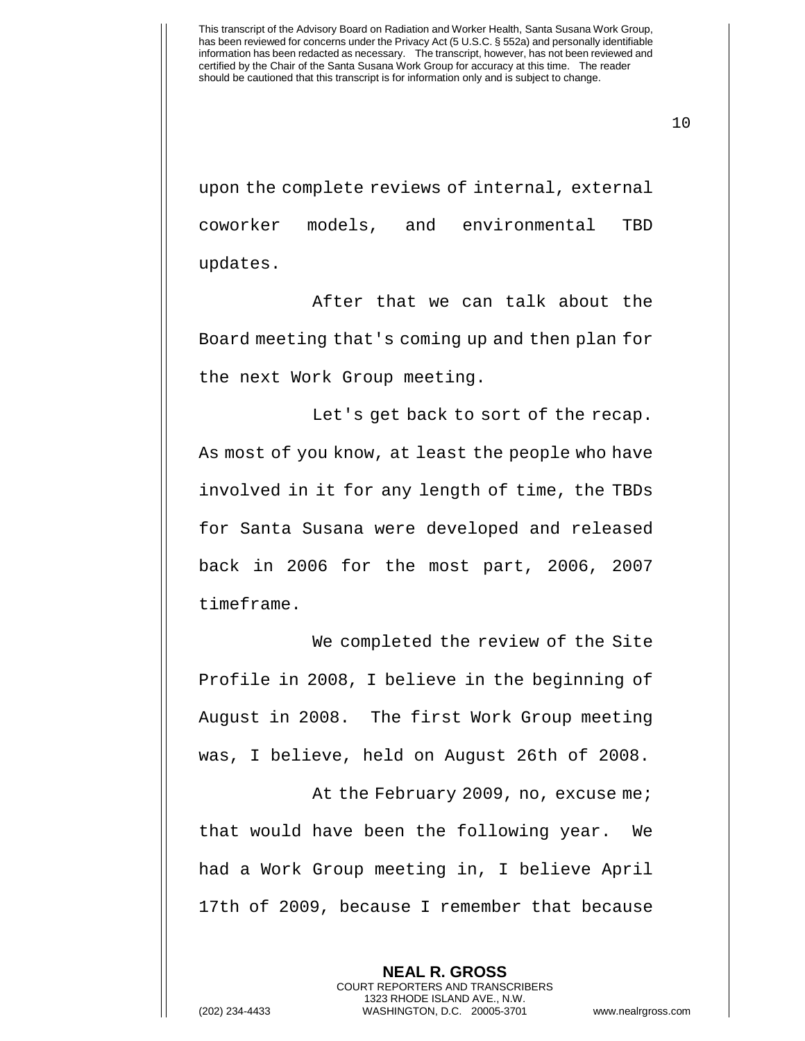upon the complete reviews of internal, external coworker models, and environmental TBD updates.

After that we can talk about the Board meeting that's coming up and then plan for the next Work Group meeting.

Let's get back to sort of the recap. As most of you know, at least the people who have involved in it for any length of time, the TBDs for Santa Susana were developed and released back in 2006 for the most part, 2006, 2007 timeframe.

We completed the review of the Site Profile in 2008, I believe in the beginning of August in 2008. The first Work Group meeting was, I believe, held on August 26th of 2008.

At the February 2009, no, excuse me; that would have been the following year. We had a Work Group meeting in, I believe April 17th of 2009, because I remember that because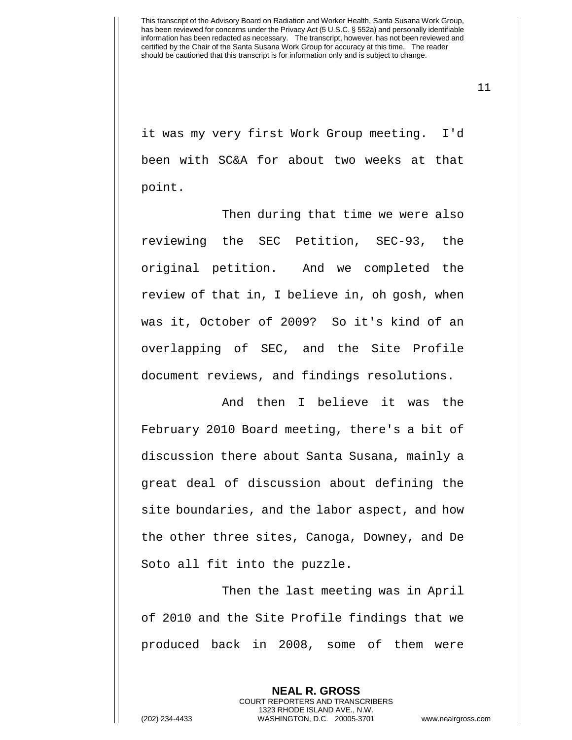it was my very first Work Group meeting. I'd been with SC&A for about two weeks at that point.

Then during that time we were also reviewing the SEC Petition, SEC-93, the original petition. And we completed the review of that in, I believe in, oh gosh, when was it, October of 2009? So it's kind of an overlapping of SEC, and the Site Profile document reviews, and findings resolutions.

And then I believe it was the February 2010 Board meeting, there's a bit of discussion there about Santa Susana, mainly a great deal of discussion about defining the site boundaries, and the labor aspect, and how the other three sites, Canoga, Downey, and De Soto all fit into the puzzle.

Then the last meeting was in April of 2010 and the Site Profile findings that we produced back in 2008, some of them were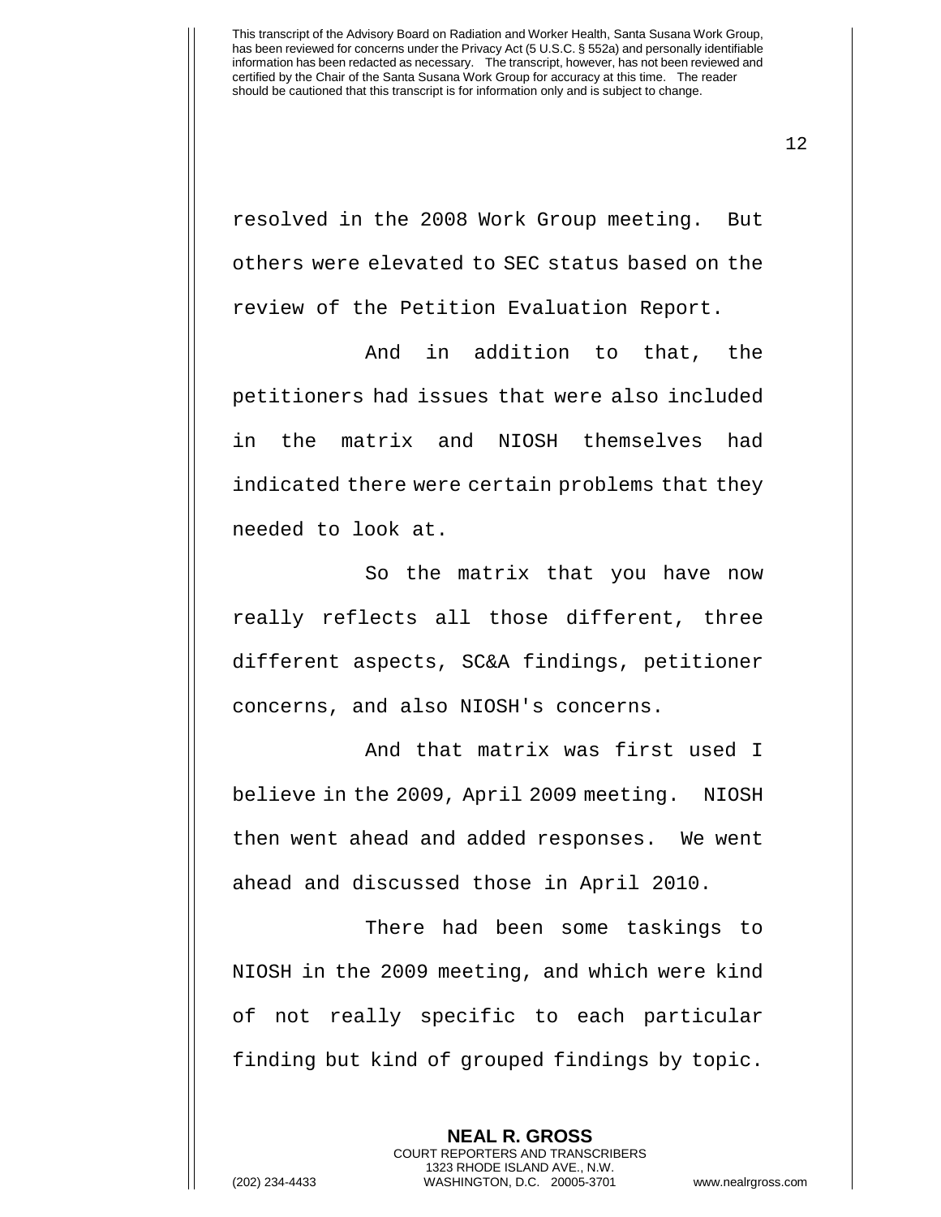resolved in the 2008 Work Group meeting. But others were elevated to SEC status based on the review of the Petition Evaluation Report.

And in addition to that, the petitioners had issues that were also included in the matrix and NIOSH themselves had indicated there were certain problems that they needed to look at.

So the matrix that you have now really reflects all those different, three different aspects, SC&A findings, petitioner concerns, and also NIOSH's concerns.

And that matrix was first used I believe in the 2009, April 2009 meeting. NIOSH then went ahead and added responses. We went ahead and discussed those in April 2010.

There had been some taskings to NIOSH in the 2009 meeting, and which were kind of not really specific to each particular finding but kind of grouped findings by topic.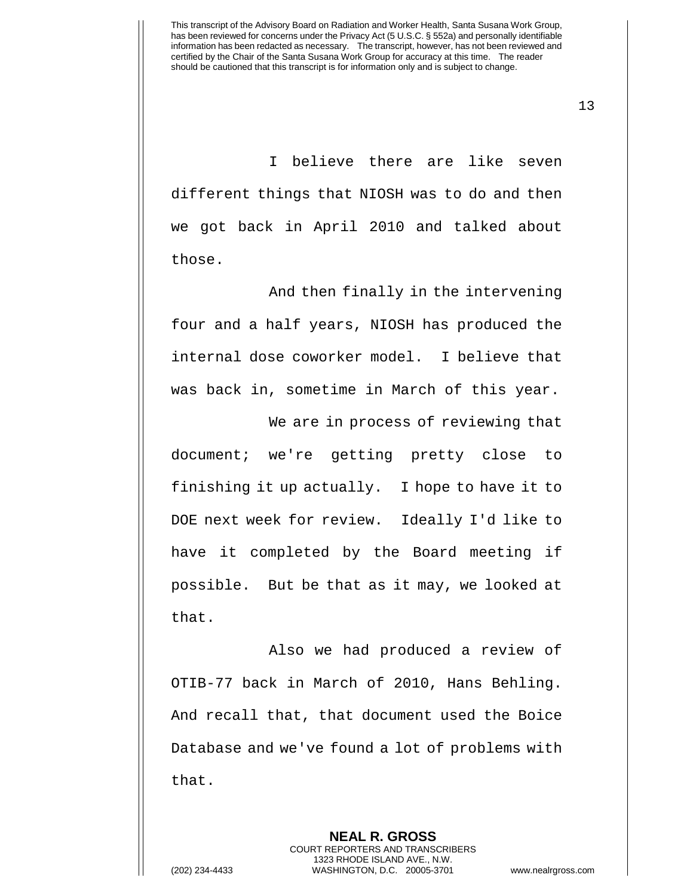I believe there are like seven different things that NIOSH was to do and then we got back in April 2010 and talked about those.

And then finally in the intervening four and a half years, NIOSH has produced the internal dose coworker model. I believe that was back in, sometime in March of this year.

We are in process of reviewing that document; we're getting pretty close to finishing it up actually. I hope to have it to DOE next week for review. Ideally I'd like to have it completed by the Board meeting if possible. But be that as it may, we looked at that.

Also we had produced a review of OTIB-77 back in March of 2010, Hans Behling. And recall that, that document used the Boice Database and we've found a lot of problems with that.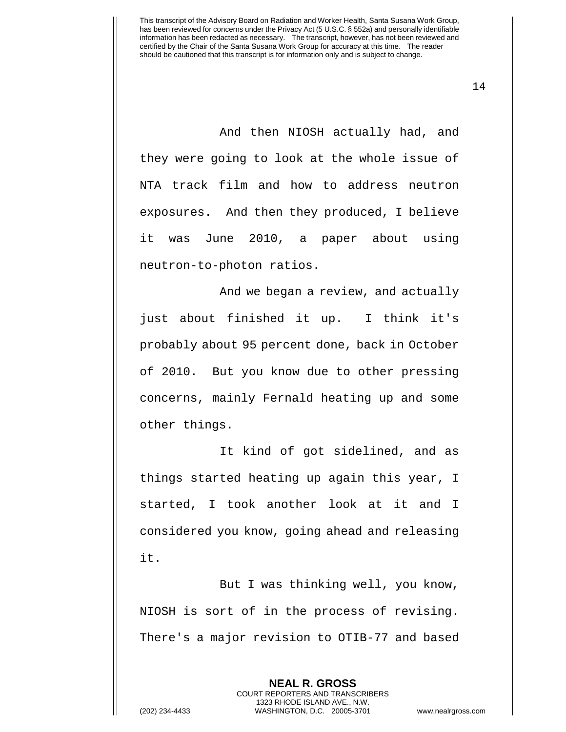And then NIOSH actually had, and they were going to look at the whole issue of NTA track film and how to address neutron exposures. And then they produced, I believe it was June 2010, a paper about using neutron-to-photon ratios.

And we began a review, and actually just about finished it up. I think it's probably about 95 percent done, back in October of 2010. But you know due to other pressing concerns, mainly Fernald heating up and some other things.

It kind of got sidelined, and as things started heating up again this year, I started, I took another look at it and I considered you know, going ahead and releasing it.

But I was thinking well, you know, NIOSH is sort of in the process of revising. There's a major revision to OTIB-77 and based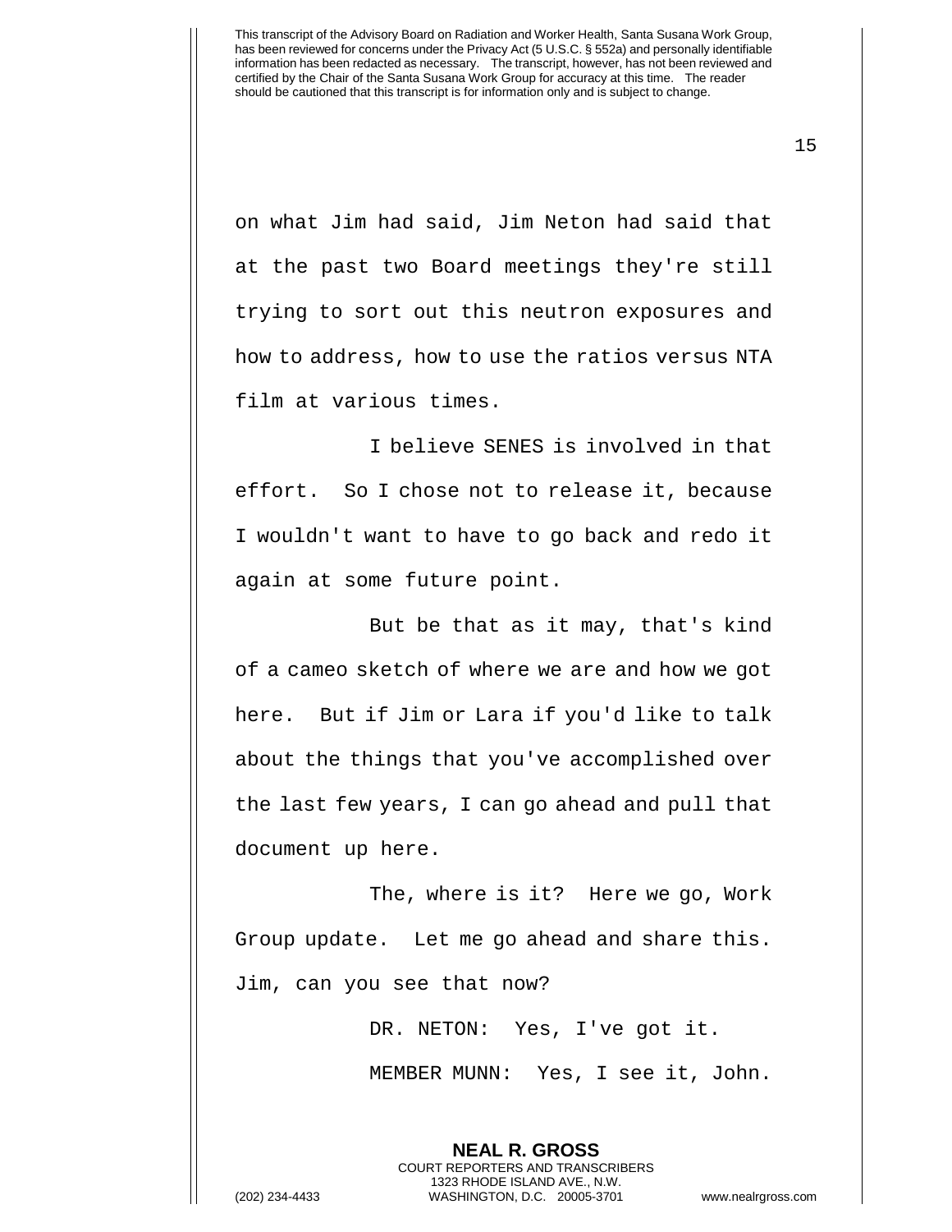on what Jim had said, Jim Neton had said that at the past two Board meetings they're still trying to sort out this neutron exposures and how to address, how to use the ratios versus NTA film at various times.

I believe SENES is involved in that effort. So I chose not to release it, because I wouldn't want to have to go back and redo it again at some future point.

But be that as it may, that's kind of a cameo sketch of where we are and how we got here. But if Jim or Lara if you'd like to talk about the things that you've accomplished over the last few years, I can go ahead and pull that document up here.

The, where is it? Here we go, Work Group update. Let me go ahead and share this. Jim, can you see that now?

DR. NETON: Yes, I've got it.

MEMBER MUNN: Yes, I see it, John.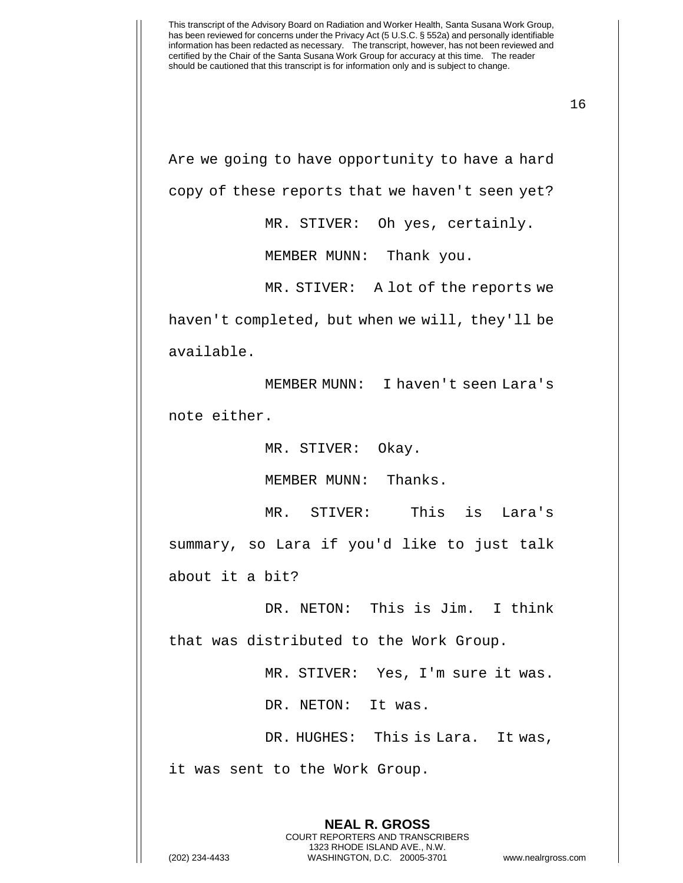Are we going to have opportunity to have a hard copy of these reports that we haven't seen yet?

MR. STIVER: Oh yes, certainly.

MEMBER MUNN: Thank you.

MR. STIVER: A lot of the reports we haven't completed, but when we will, they'll be available.

MEMBER MUNN: I haven't seen Lara's note either.

MR. STIVER: Okay.

MEMBER MUNN: Thanks.

MR. STIVER: This is Lara's summary, so Lara if you'd like to just talk about it a bit?

DR. NETON: This is Jim. I think that was distributed to the Work Group.

MR. STIVER: Yes, I'm sure it was.

DR. NETON: It was.

DR. HUGHES: This is Lara. It was, it was sent to the Work Group.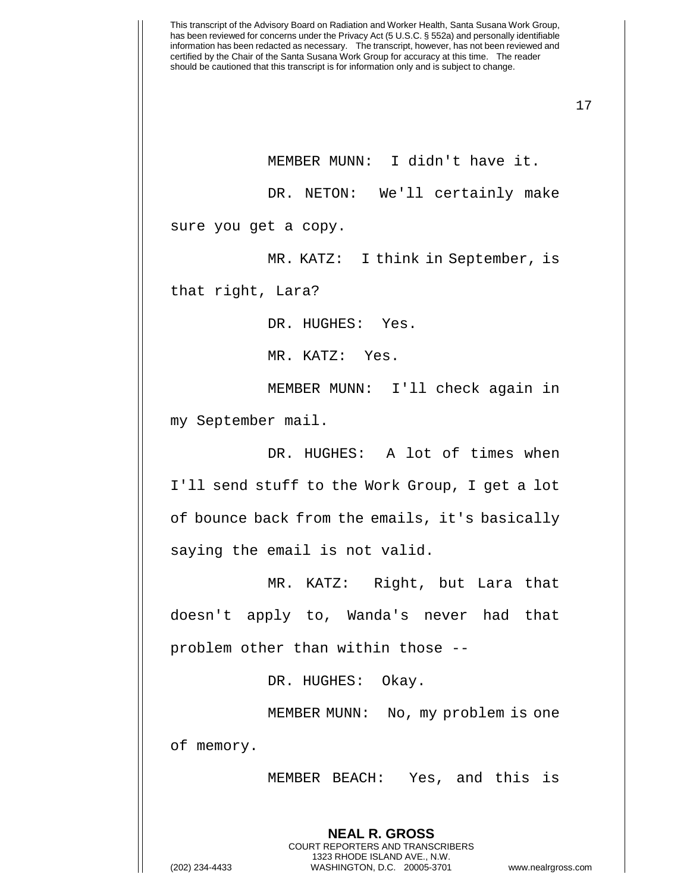MEMBER MUNN: I didn't have it.

DR. NETON: We'll certainly make sure you get a copy.

MR. KATZ: I think in September, is that right, Lara?

DR. HUGHES: Yes.

MR. KATZ: Yes.

MEMBER MUNN: I'll check again in my September mail.

DR. HUGHES: A lot of times when I'll send stuff to the Work Group, I get a lot of bounce back from the emails, it's basically saying the email is not valid.

MR. KATZ: Right, but Lara that doesn't apply to, Wanda's never had that problem other than within those --

DR. HUGHES: Okay.

MEMBER MUNN: No, my problem is one of memory.

MEMBER BEACH: Yes, and this is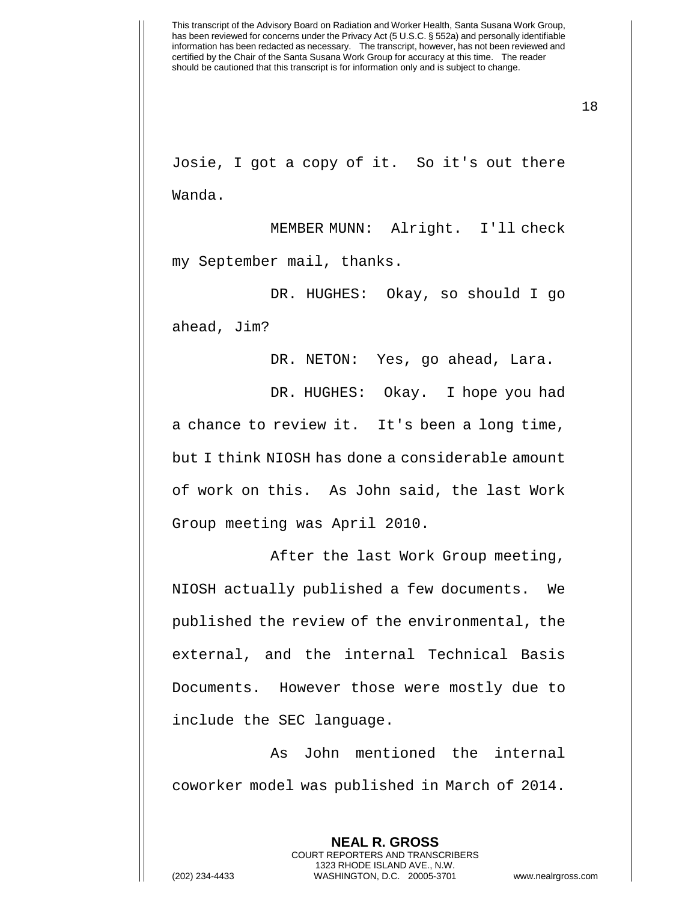Josie, I got a copy of it. So it's out there Wanda.

MEMBER MUNN: Alright. I'll check my September mail, thanks.

DR. HUGHES: Okay, so should I go ahead, Jim?

DR. NETON: Yes, go ahead, Lara.

DR. HUGHES: Okay. I hope you had a chance to review it. It's been a long time, but I think NIOSH has done a considerable amount of work on this. As John said, the last Work Group meeting was April 2010.

After the last Work Group meeting, NIOSH actually published a few documents. We published the review of the environmental, the external, and the internal Technical Basis Documents. However those were mostly due to include the SEC language.

As John mentioned the internal coworker model was published in March of 2014.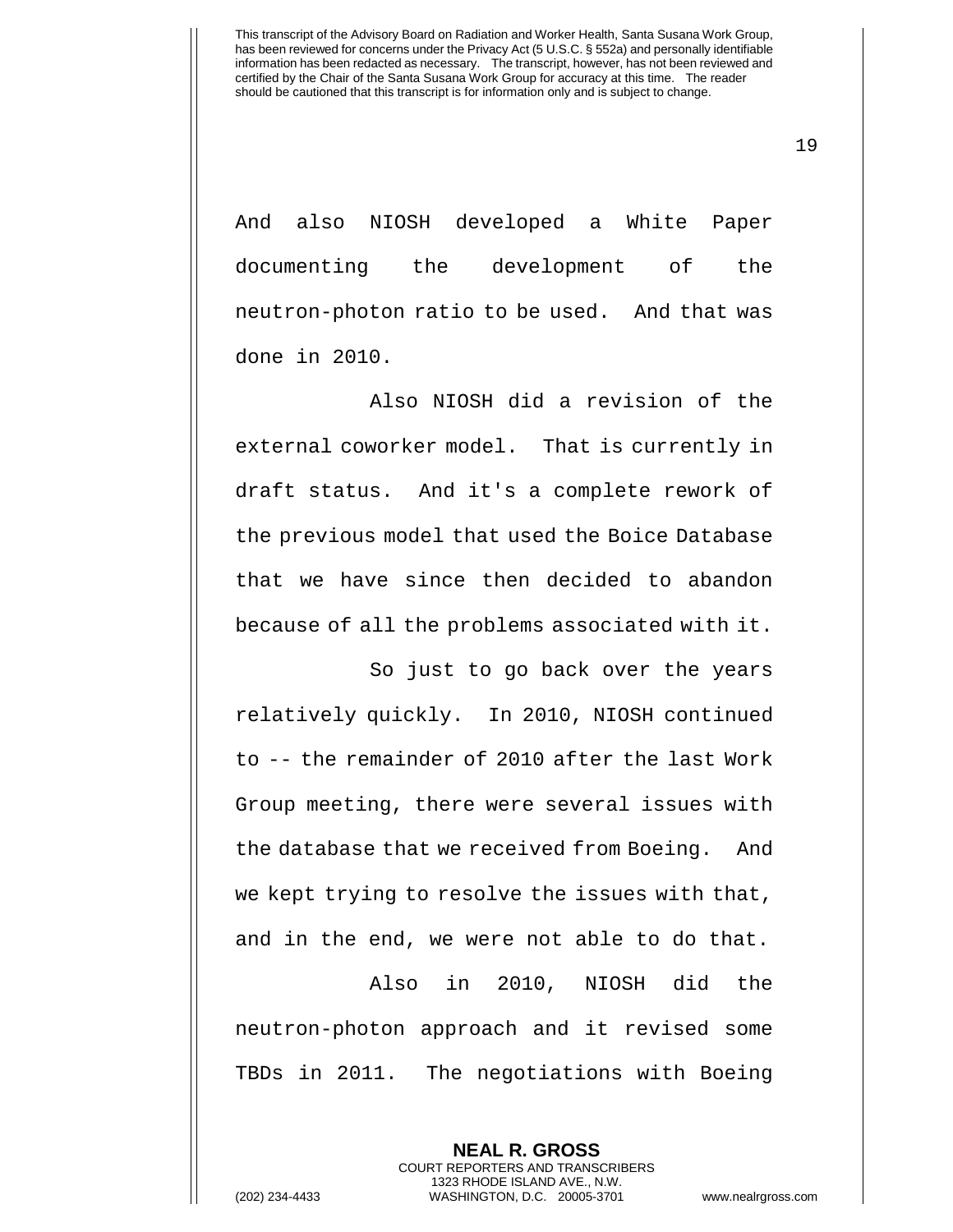And also NIOSH developed a White Paper documenting the development of the neutron-photon ratio to be used. And that was done in 2010.

Also NIOSH did a revision of the external coworker model. That is currently in draft status. And it's a complete rework of the previous model that used the Boice Database that we have since then decided to abandon because of all the problems associated with it.

So just to go back over the years relatively quickly. In 2010, NIOSH continued to -- the remainder of 2010 after the last Work Group meeting, there were several issues with the database that we received from Boeing. And we kept trying to resolve the issues with that, and in the end, we were not able to do that.

Also in 2010, NIOSH did the neutron-photon approach and it revised some TBDs in 2011. The negotiations with Boeing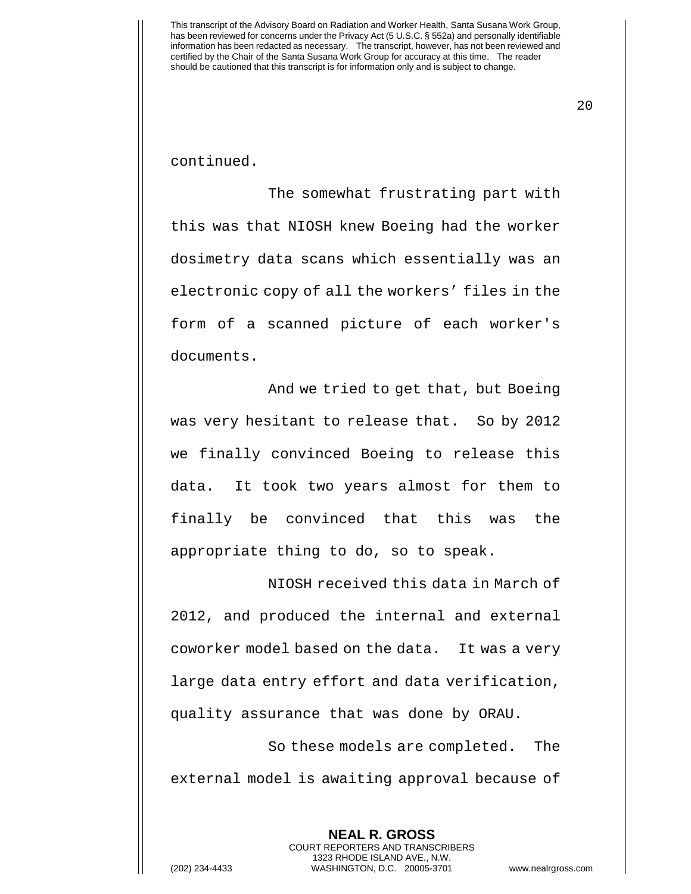continued.

The somewhat frustrating part with this was that NIOSH knew Boeing had the worker dosimetry data scans which essentially was an electronic copy of all the workers' files in the form of a scanned picture of each worker's documents.

And we tried to get that, but Boeing was very hesitant to release that. So by 2012 we finally convinced Boeing to release this data. It took two years almost for them to finally be convinced that this was the appropriate thing to do, so to speak.

NIOSH received this data in March of 2012, and produced the internal and external coworker model based on the data. It was a very large data entry effort and data verification, quality assurance that was done by ORAU.

So these models are completed. The external model is awaiting approval because of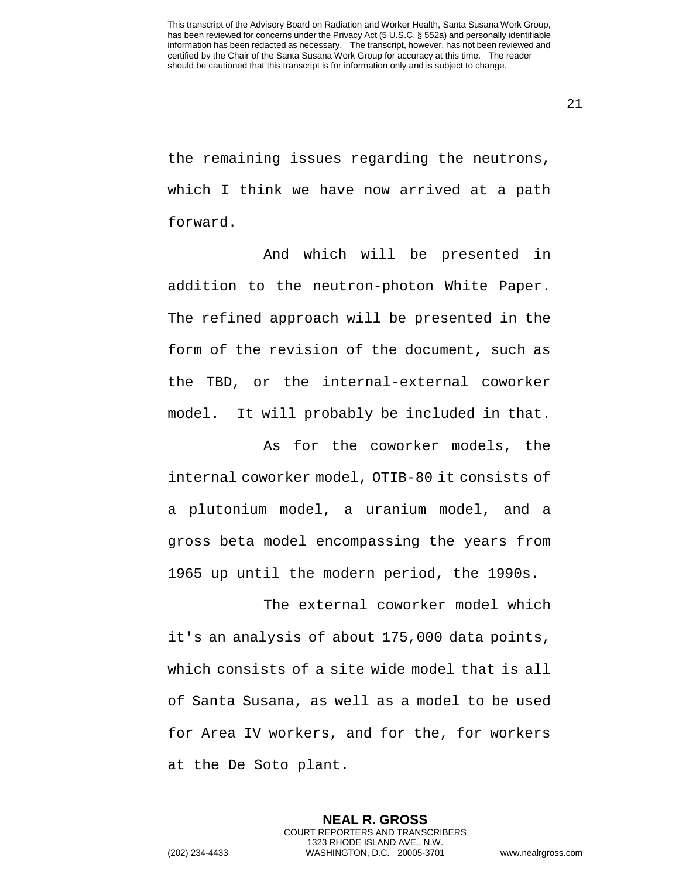the remaining issues regarding the neutrons, which I think we have now arrived at a path forward.

And which will be presented in addition to the neutron-photon White Paper. The refined approach will be presented in the form of the revision of the document, such as the TBD, or the internal-external coworker model. It will probably be included in that.

As for the coworker models, the internal coworker model, OTIB-80 it consists of a plutonium model, a uranium model, and a gross beta model encompassing the years from 1965 up until the modern period, the 1990s.

The external coworker model which it's an analysis of about 175,000 data points, which consists of a site wide model that is all of Santa Susana, as well as a model to be used for Area IV workers, and for the, for workers at the De Soto plant.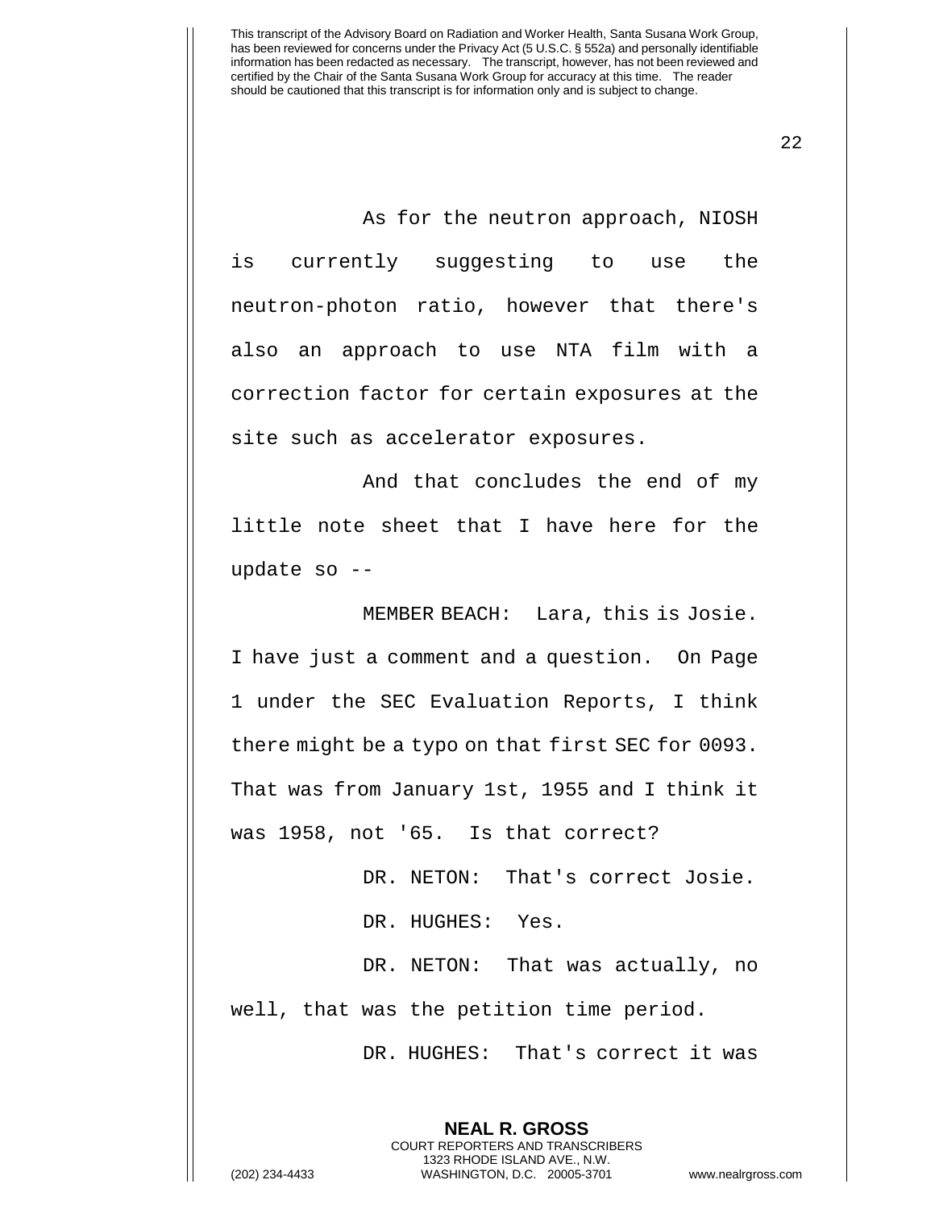As for the neutron approach, NIOSH is currently suggesting to use the neutron-photon ratio, however that there's also an approach to use NTA film with a correction factor for certain exposures at the site such as accelerator exposures.

And that concludes the end of my little note sheet that I have here for the update so --

MEMBER BEACH: Lara, this is Josie. I have just a comment and a question. On Page 1 under the SEC Evaluation Reports, I think there might be a typo on that first SEC for 0093. That was from January 1st, 1955 and I think it was 1958, not '65. Is that correct?

DR. NETON: That's correct Josie.

DR. HUGHES: Yes.

DR. NETON: That was actually, no well, that was the petition time period.

DR. HUGHES: That's correct it was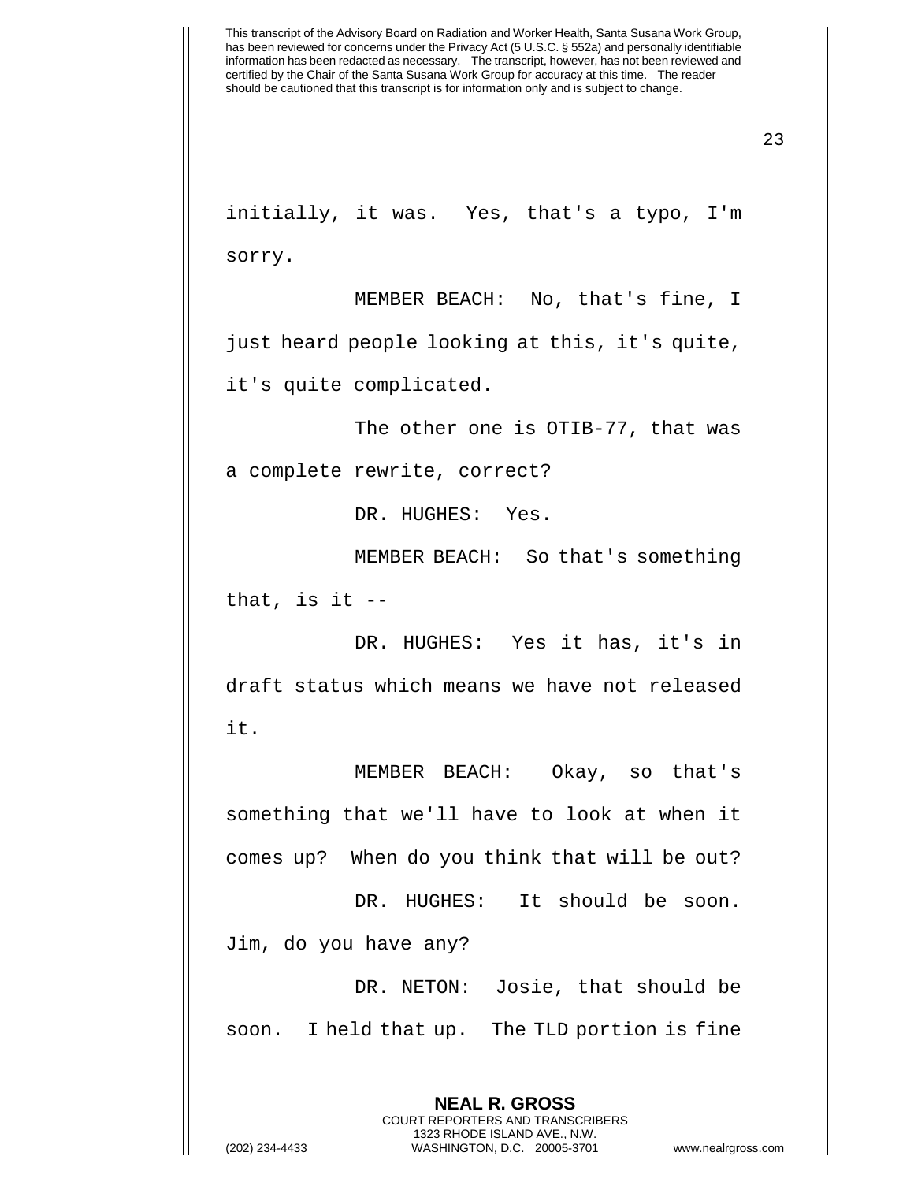initially, it was. Yes, that's a typo, I'm sorry.

MEMBER BEACH: No, that's fine, I just heard people looking at this, it's quite, it's quite complicated.

The other one is OTIB-77, that was a complete rewrite, correct?

DR. HUGHES: Yes.

MEMBER BEACH: So that's something that, is it --

DR. HUGHES: Yes it has, it's in draft status which means we have not released it.

MEMBER BEACH: Okay, so that's something that we'll have to look at when it comes up? When do you think that will be out?

DR. HUGHES: It should be soon. Jim, do you have any?

DR. NETON: Josie, that should be soon. I held that up. The TLD portion is fine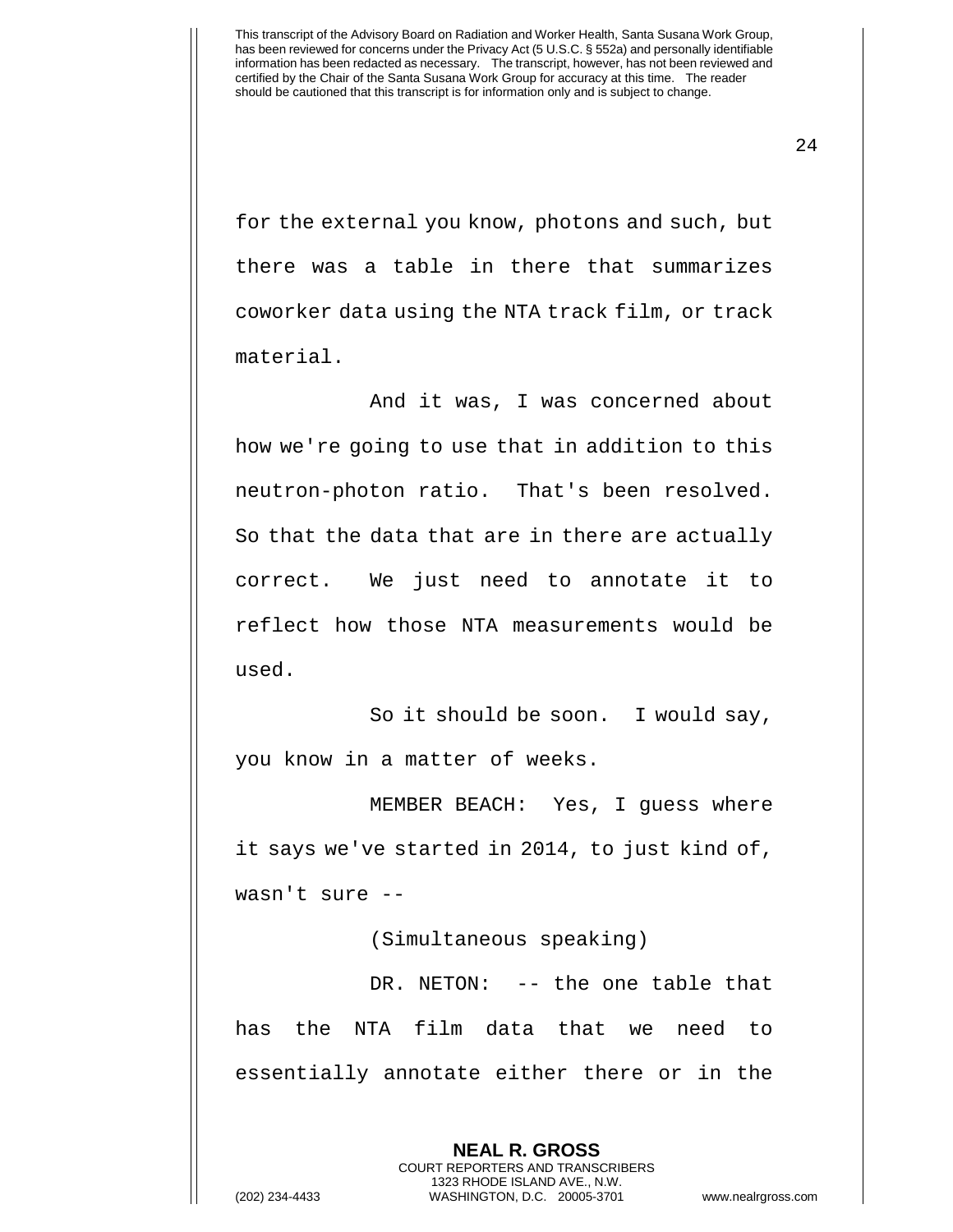for the external you know, photons and such, but there was a table in there that summarizes coworker data using the NTA track film, or track material.

And it was, I was concerned about how we're going to use that in addition to this neutron-photon ratio. That's been resolved. So that the data that are in there are actually correct. We just need to annotate it to reflect how those NTA measurements would be used.

So it should be soon. I would say, you know in a matter of weeks.

MEMBER BEACH: Yes, I guess where it says we've started in 2014, to just kind of, wasn't sure --

(Simultaneous speaking)

DR. NETON: -- the one table that has the NTA film data that we need to essentially annotate either there or in the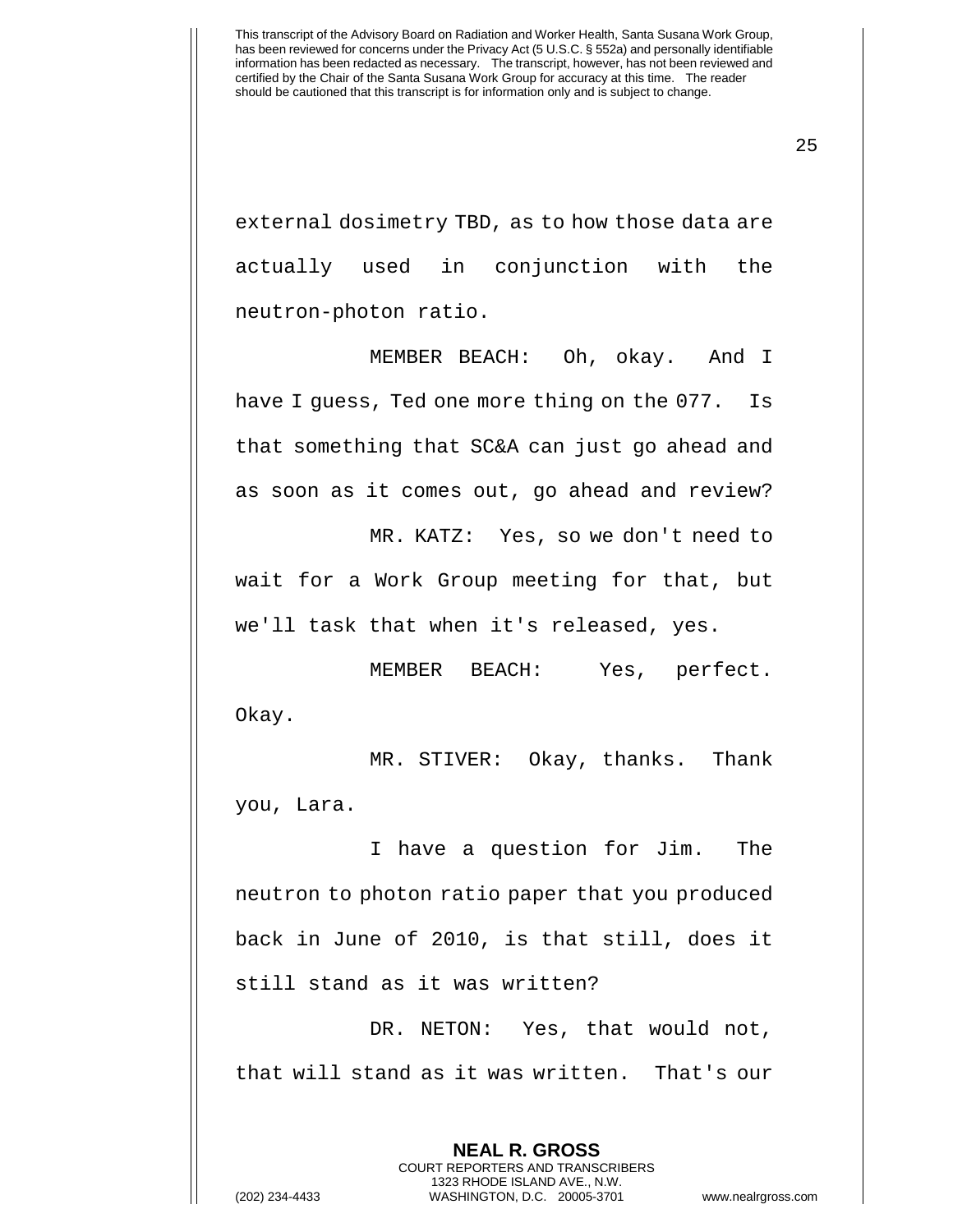external dosimetry TBD, as to how those data are actually used in conjunction with the neutron-photon ratio.

MEMBER BEACH: Oh, okay. And I have I guess, Ted one more thing on the 077. Is that something that SC&A can just go ahead and as soon as it comes out, go ahead and review?

MR. KATZ: Yes, so we don't need to wait for a Work Group meeting for that, but we'll task that when it's released, yes.

MEMBER BEACH: Yes, perfect. Okay.

MR. STIVER: Okay, thanks. Thank you, Lara.

I have a question for Jim. The neutron to photon ratio paper that you produced back in June of 2010, is that still, does it still stand as it was written?

DR. NETON: Yes, that would not, that will stand as it was written. That's our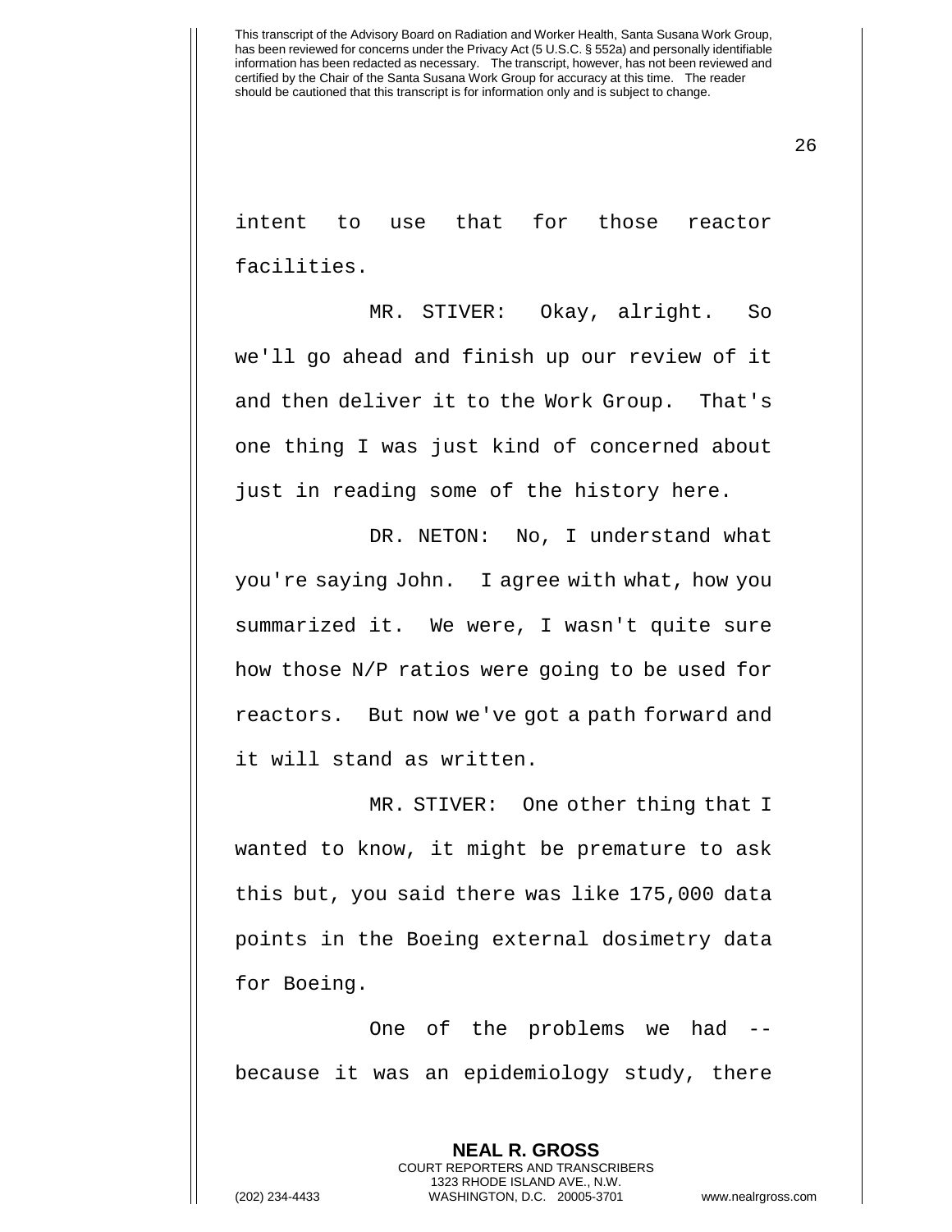intent to use that for those reactor facilities.

MR. STIVER: Okay, alright. So we'll go ahead and finish up our review of it and then deliver it to the Work Group. That's one thing I was just kind of concerned about just in reading some of the history here.

DR. NETON: No, I understand what you're saying John. I agree with what, how you summarized it. We were, I wasn't quite sure how those N/P ratios were going to be used for reactors. But now we've got a path forward and it will stand as written.

MR. STIVER: One other thing that I wanted to know, it might be premature to ask this but, you said there was like 175,000 data points in the Boeing external dosimetry data for Boeing.

One of the problems we had -- because it was an epidemiology study, there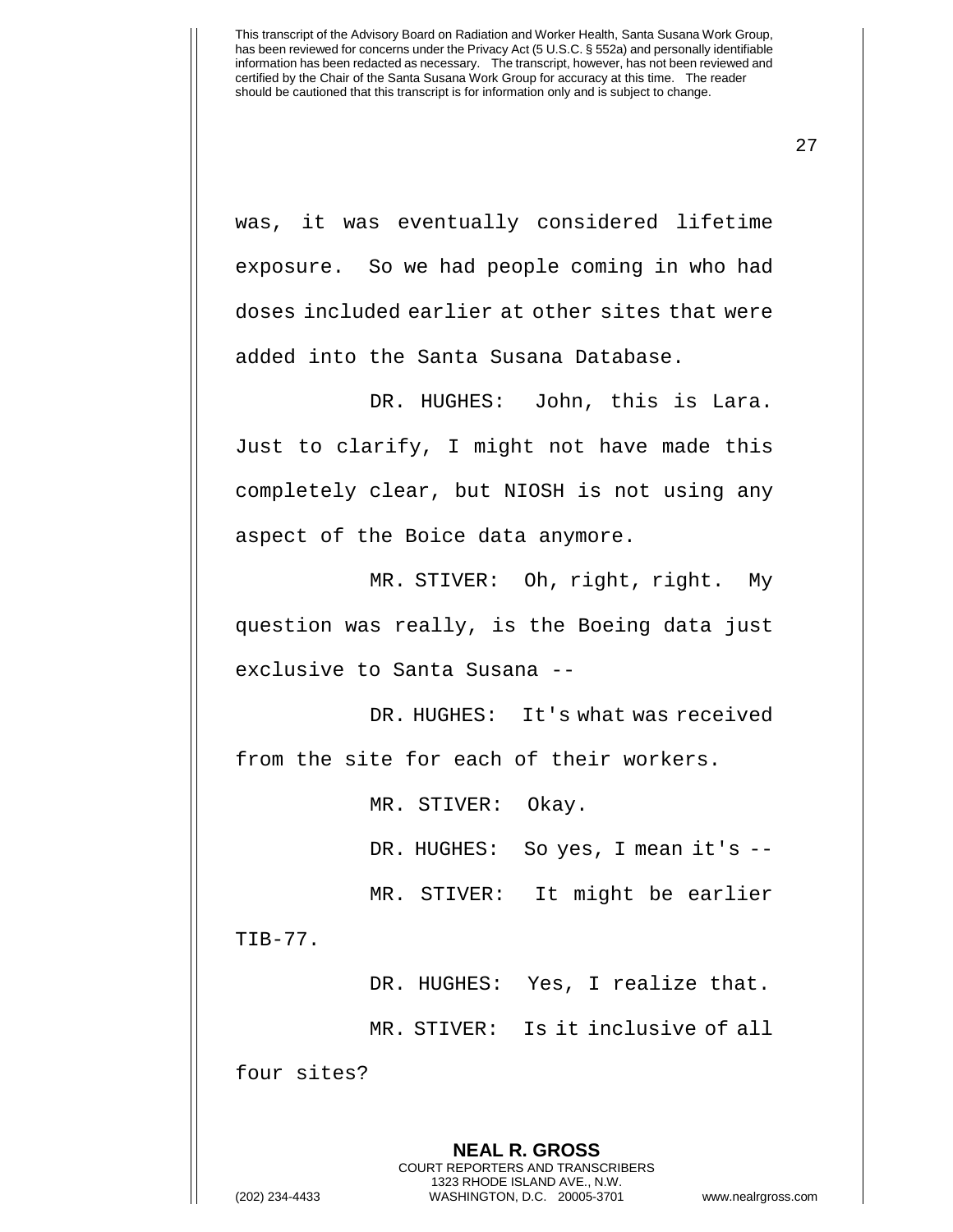was, it was eventually considered lifetime exposure. So we had people coming in who had doses included earlier at other sites that were added into the Santa Susana Database.

DR. HUGHES: John, this is Lara. Just to clarify, I might not have made this completely clear, but NIOSH is not using any aspect of the Boice data anymore.

MR. STIVER: Oh, right, right. My question was really, is the Boeing data just exclusive to Santa Susana --

DR. HUGHES: It's what was received from the site for each of their workers.

MR. STIVER: Okay.

DR. HUGHES: So yes, I mean it's --

MR. STIVER: It might be earlier TIB-77.

DR. HUGHES: Yes, I realize that.

MR. STIVER: Is it inclusive of all four sites?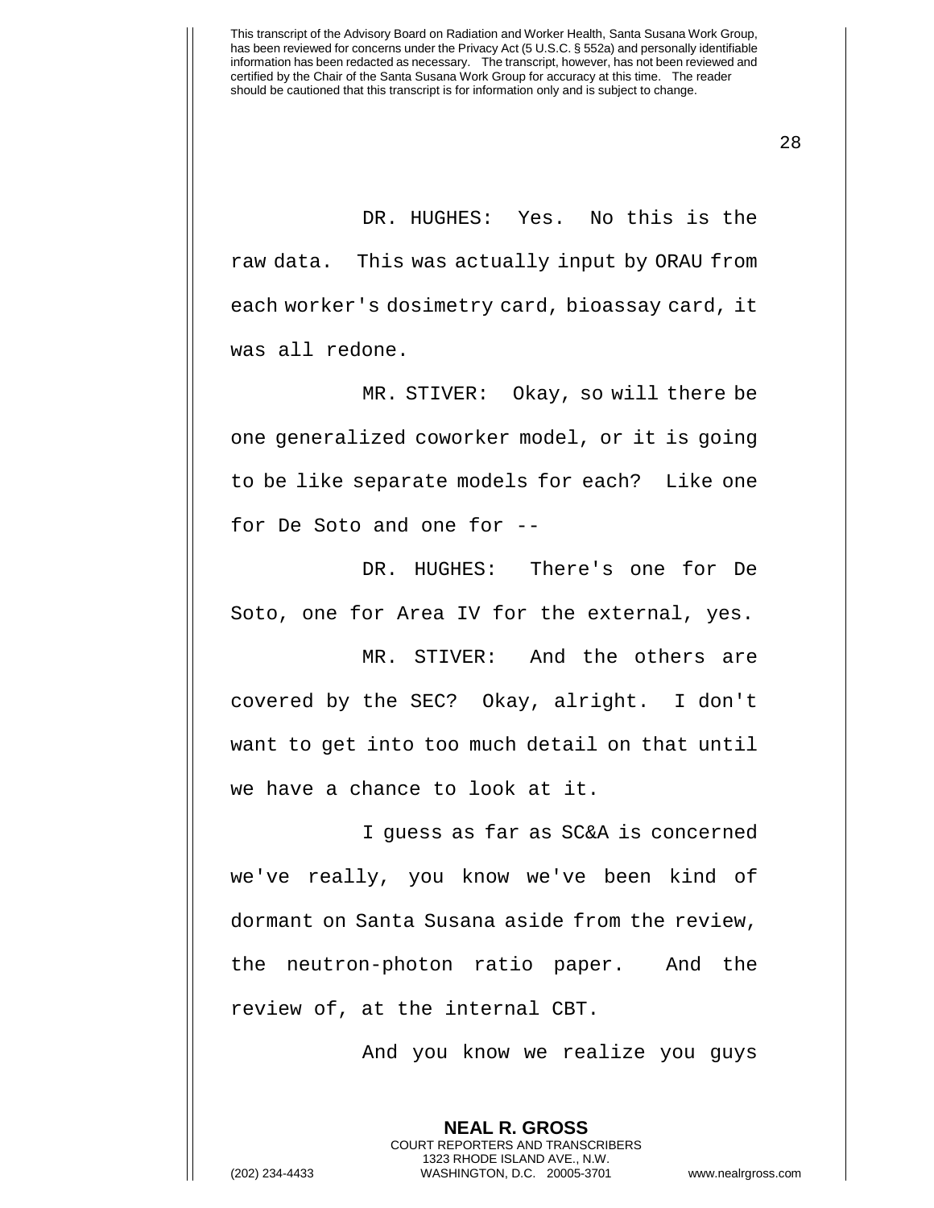DR. HUGHES: Yes. No this is the raw data. This was actually input by ORAU from each worker's dosimetry card, bioassay card, it was all redone.

MR. STIVER: Okay, so will there be one generalized coworker model, or it is going to be like separate models for each? Like one for De Soto and one for --

DR. HUGHES: There's one for De Soto, one for Area IV for the external, yes.

MR. STIVER: And the others are covered by the SEC? Okay, alright. I don't want to get into too much detail on that until we have a chance to look at it.

I guess as far as SC&A is concerned we've really, you know we've been kind of dormant on Santa Susana aside from the review, the neutron-photon ratio paper. And the review of, at the internal CBT.

And you know we realize you guys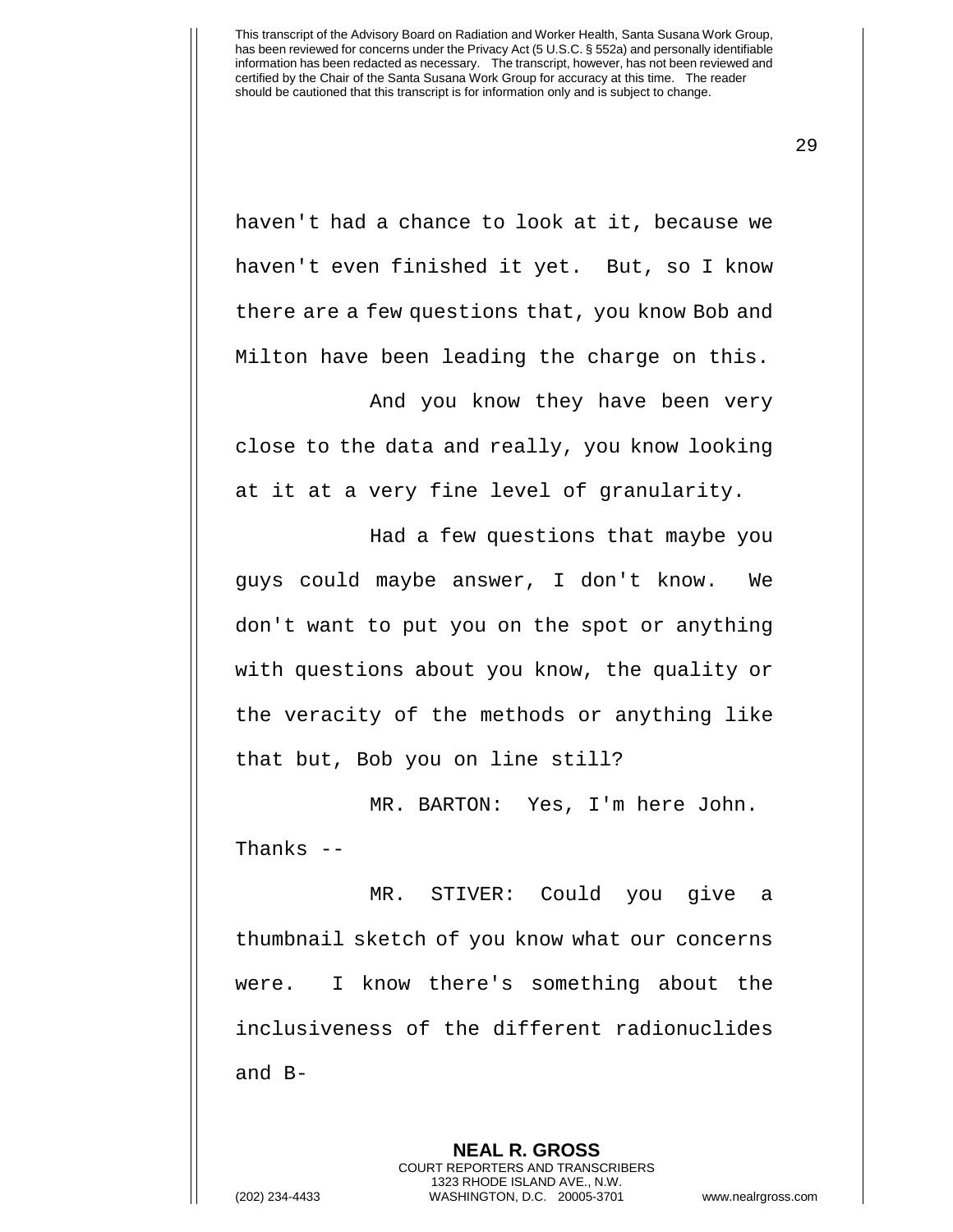haven't had a chance to look at it, because we haven't even finished it yet. But, so I know there are a few questions that, you know Bob and Milton have been leading the charge on this.

And you know they have been very close to the data and really, you know looking at it at a very fine level of granularity.

Had a few questions that maybe you guys could maybe answer, I don't know. We don't want to put you on the spot or anything with questions about you know, the quality or the veracity of the methods or anything like that but, Bob you on line still?

MR. BARTON: Yes, I'm here John. Thanks --

MR. STIVER: Could you give a thumbnail sketch of you know what our concerns were. I know there's something about the inclusiveness of the different radionuclides and B-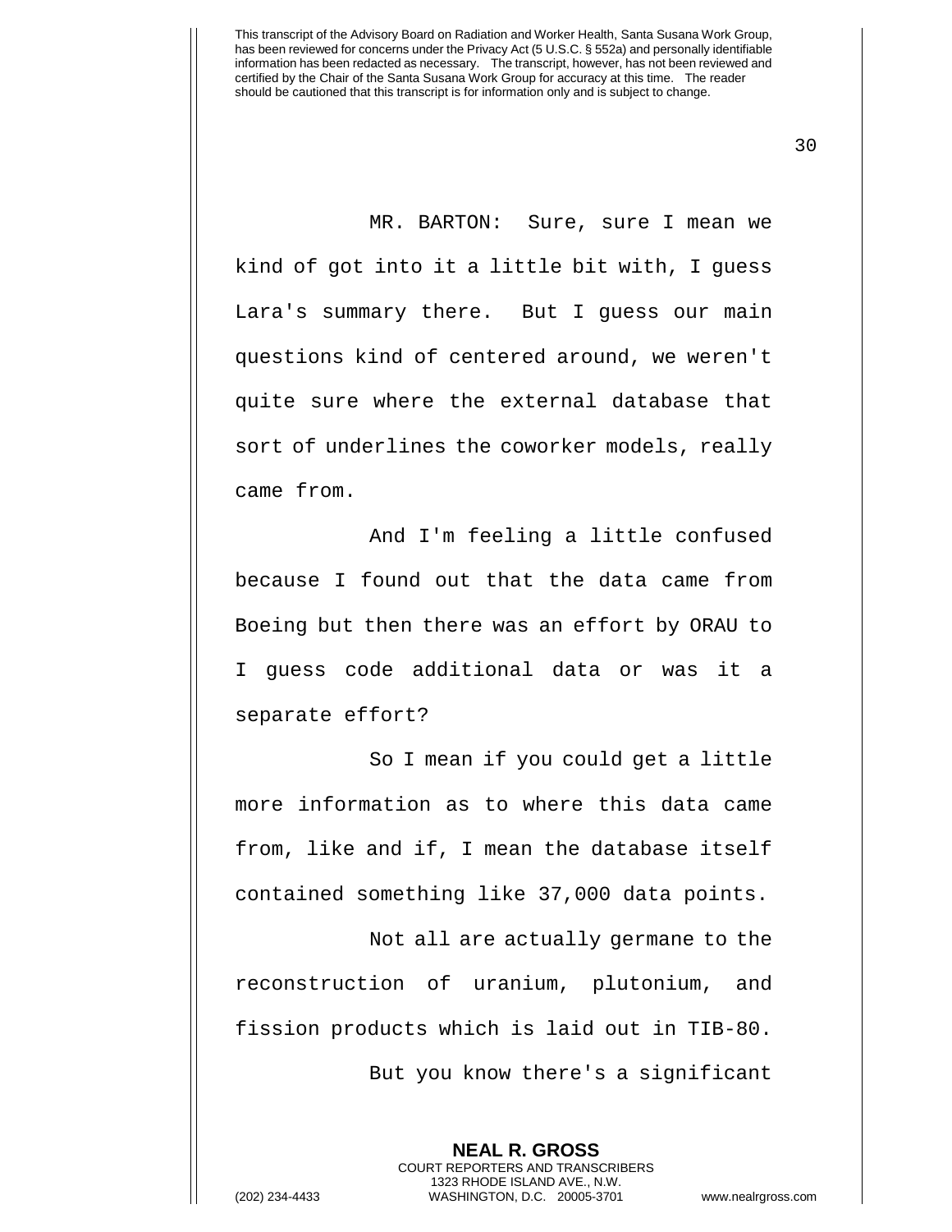MR. BARTON: Sure, sure I mean we kind of got into it a little bit with, I guess Lara's summary there. But I guess our main questions kind of centered around, we weren't quite sure where the external database that sort of underlines the coworker models, really came from.

And I'm feeling a little confused because I found out that the data came from Boeing but then there was an effort by ORAU to I guess code additional data or was it a separate effort?

So I mean if you could get a little more information as to where this data came from, like and if, I mean the database itself contained something like 37,000 data points.

Not all are actually germane to the reconstruction of uranium, plutonium, and fission products which is laid out in TIB-80.

But you know there's a significant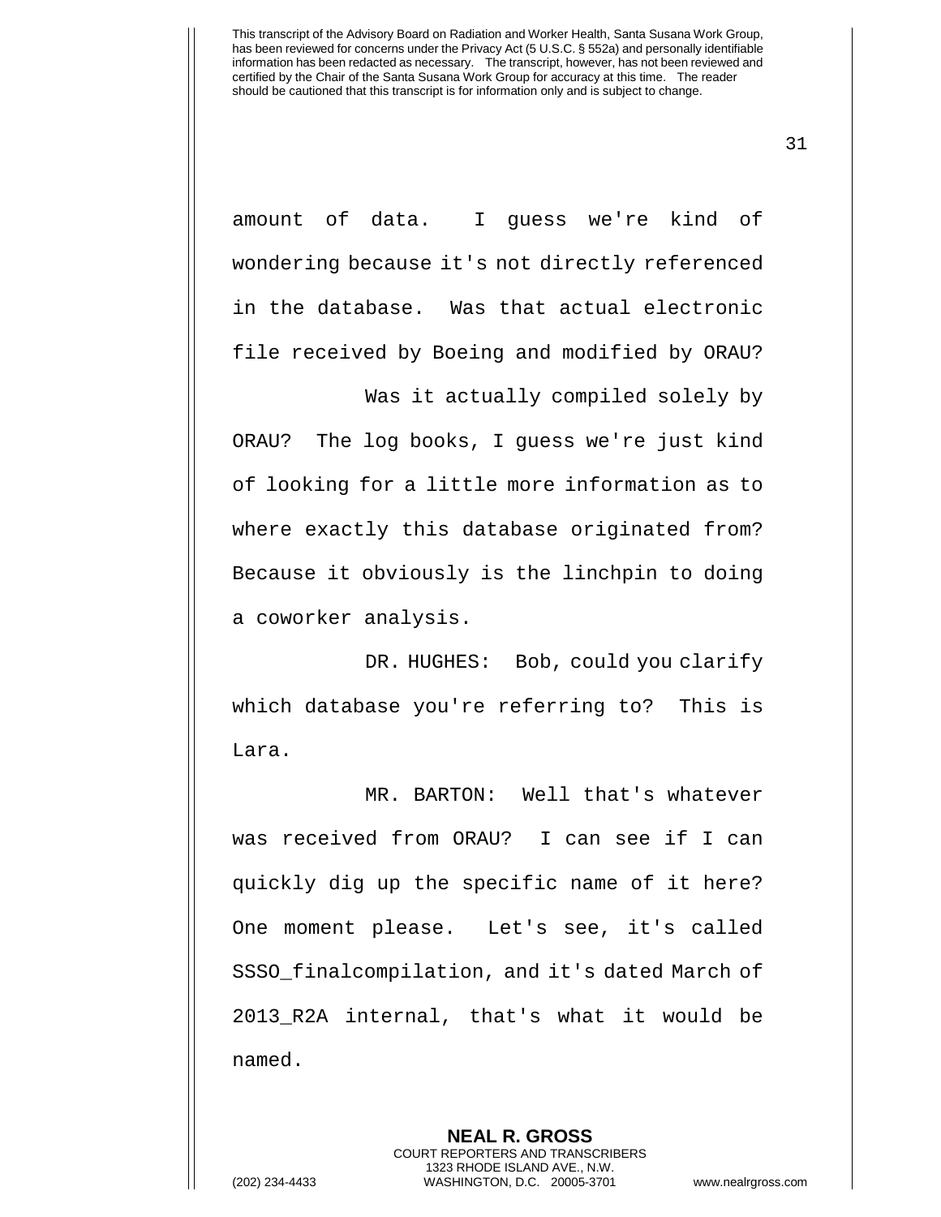amount of data. I guess we're kind of wondering because it's not directly referenced in the database. Was that actual electronic file received by Boeing and modified by ORAU?

Was it actually compiled solely by ORAU? The log books, I guess we're just kind of looking for a little more information as to where exactly this database originated from? Because it obviously is the linchpin to doing a coworker analysis.

DR. HUGHES: Bob, could you clarify which database you're referring to? This is Lara.

MR. BARTON: Well that's whatever was received from ORAU? I can see if I can quickly dig up the specific name of it here? One moment please. Let's see, it's called SSSO_finalcompilation, and it's dated March of 2013_R2A internal, that's what it would be named.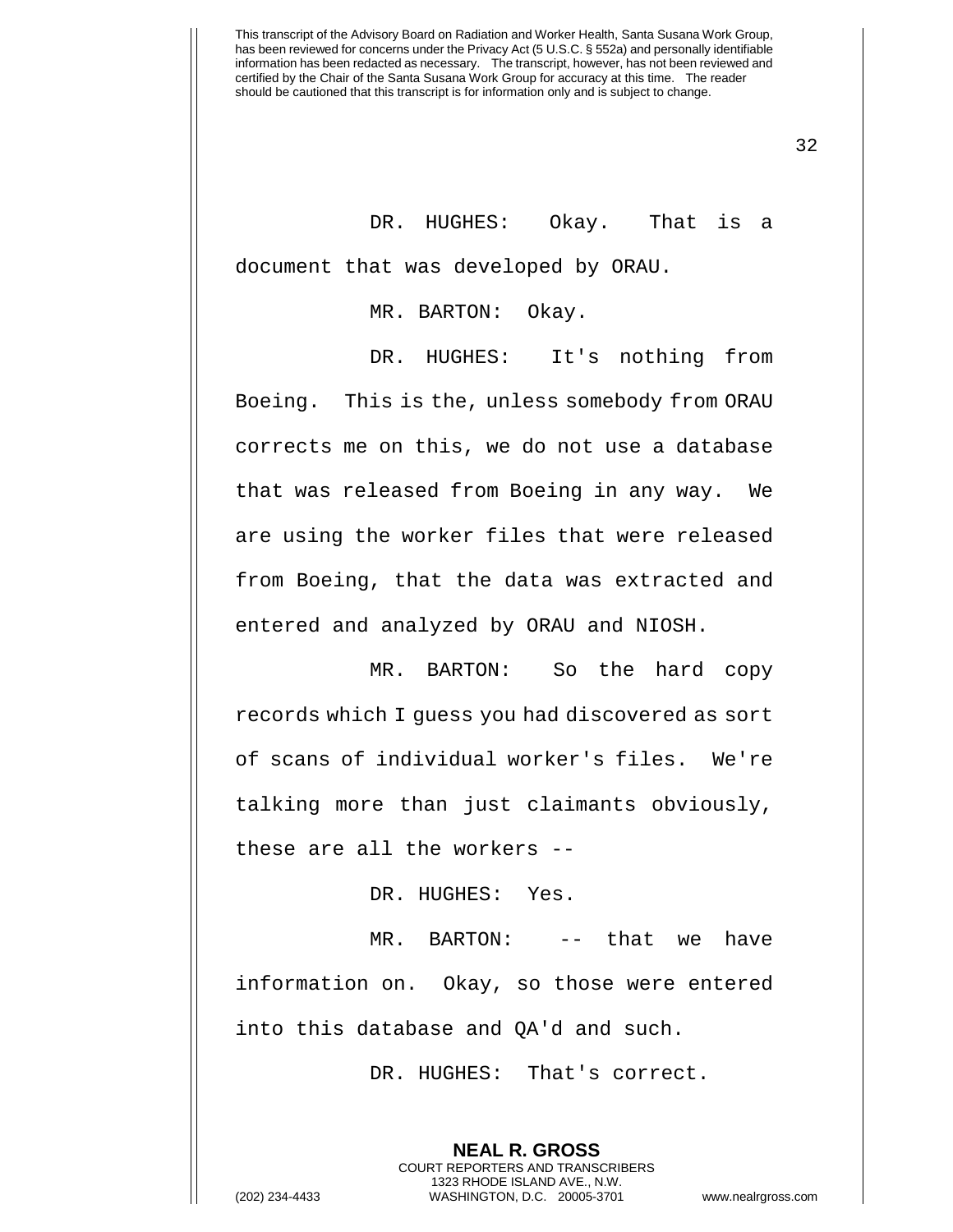DR. HUGHES: Okay. That is a document that was developed by ORAU.

MR. BARTON: Okay.

DR. HUGHES: It's nothing from Boeing. This is the, unless somebody from ORAU corrects me on this, we do not use a database that was released from Boeing in any way. We are using the worker files that were released from Boeing, that the data was extracted and entered and analyzed by ORAU and NIOSH.

MR. BARTON: So the hard copy records which I guess you had discovered as sort of scans of individual worker's files. We're talking more than just claimants obviously, these are all the workers --

DR. HUGHES: Yes.

MR. BARTON: -- that we have information on. Okay, so those were entered into this database and QA'd and such.

DR. HUGHES: That's correct.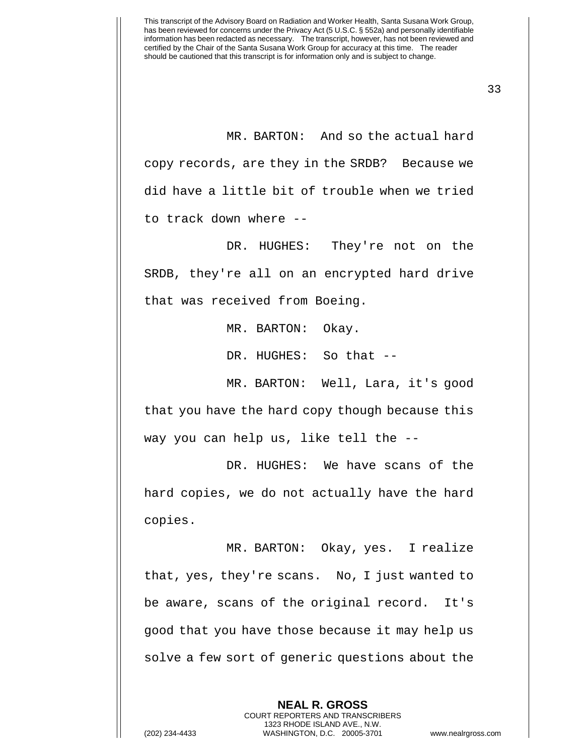MR. BARTON: And so the actual hard copy records, are they in the SRDB? Because we did have a little bit of trouble when we tried to track down where --

DR. HUGHES: They're not on the SRDB, they're all on an encrypted hard drive that was received from Boeing.

MR. BARTON: Okay.

DR. HUGHES: So that --

MR. BARTON: Well, Lara, it's good that you have the hard copy though because this way you can help us, like tell the --

DR. HUGHES: We have scans of the hard copies, we do not actually have the hard copies.

MR. BARTON: Okay, yes. I realize that, yes, they're scans. No, I just wanted to be aware, scans of the original record. It's good that you have those because it may help us solve a few sort of generic questions about the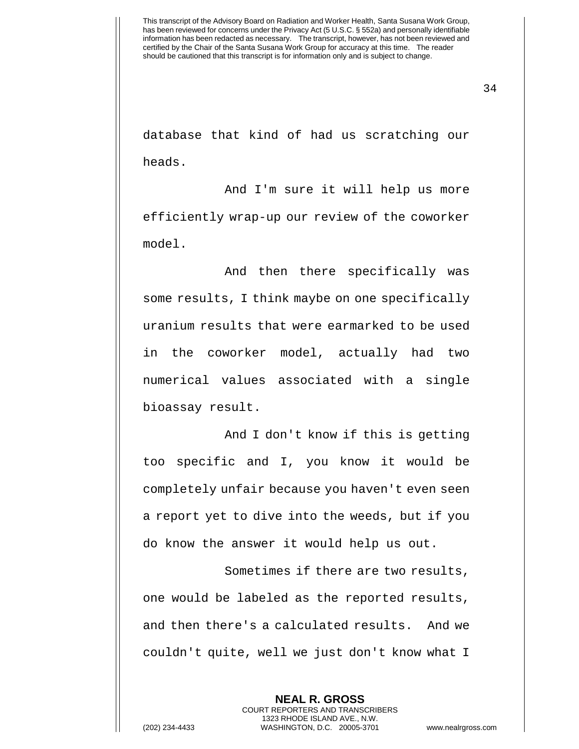database that kind of had us scratching our heads.

And I'm sure it will help us more efficiently wrap-up our review of the coworker model.

And then there specifically was some results, I think maybe on one specifically uranium results that were earmarked to be used in the coworker model, actually had two numerical values associated with a single bioassay result.

And I don't know if this is getting too specific and I, you know it would be completely unfair because you haven't even seen a report yet to dive into the weeds, but if you do know the answer it would help us out.

Sometimes if there are two results, one would be labeled as the reported results, and then there's a calculated results. And we couldn't quite, well we just don't know what I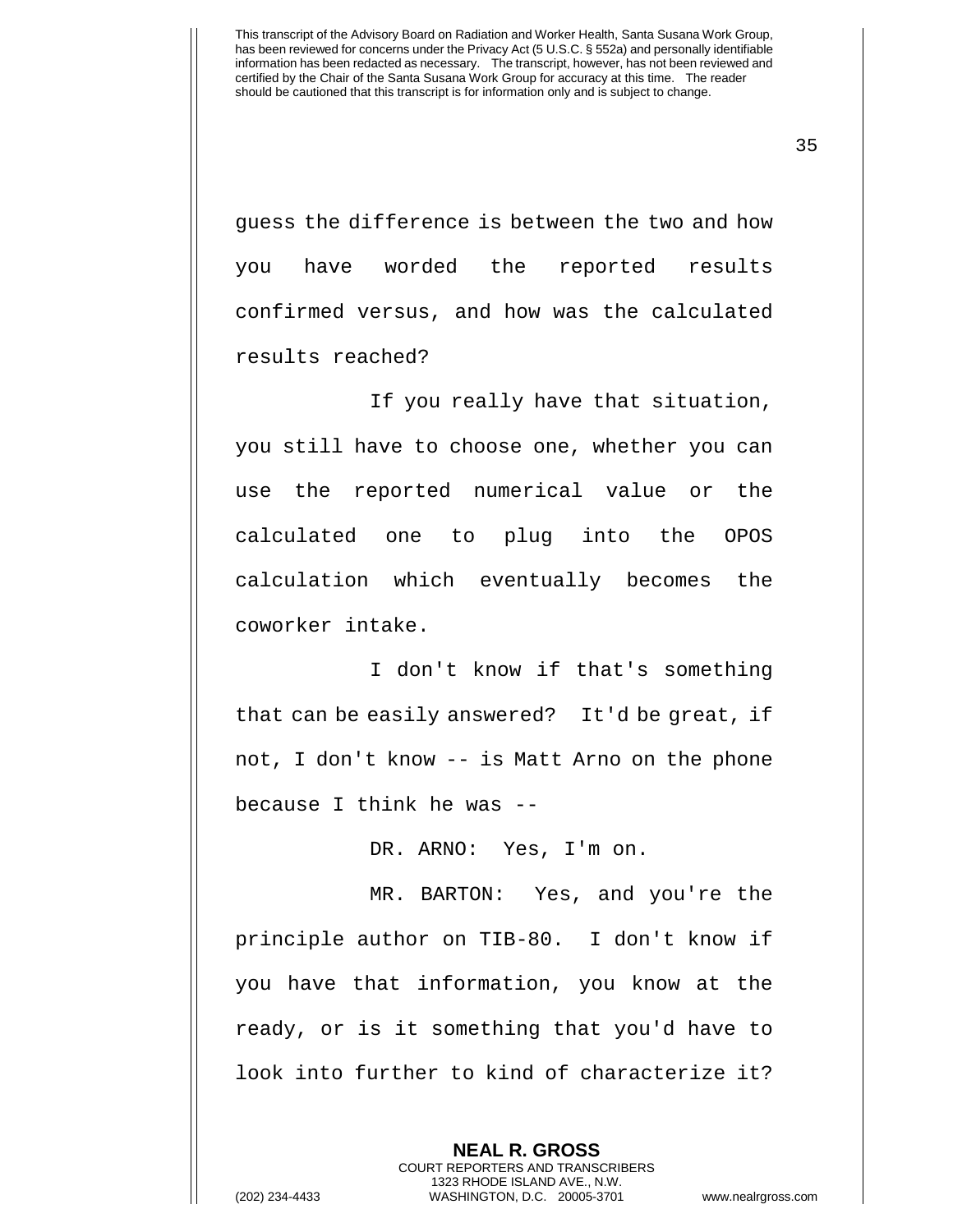guess the difference is between the two and how you have worded the reported results confirmed versus, and how was the calculated results reached?

If you really have that situation, you still have to choose one, whether you can use the reported numerical value or the calculated one to plug into the OPOS calculation which eventually becomes the coworker intake.

I don't know if that's something that can be easily answered? It'd be great, if not, I don't know -- is Matt Arno on the phone because I think he was --

DR. ARNO: Yes, I'm on.

MR. BARTON: Yes, and you're the principle author on TIB-80. I don't know if you have that information, you know at the ready, or is it something that you'd have to look into further to kind of characterize it?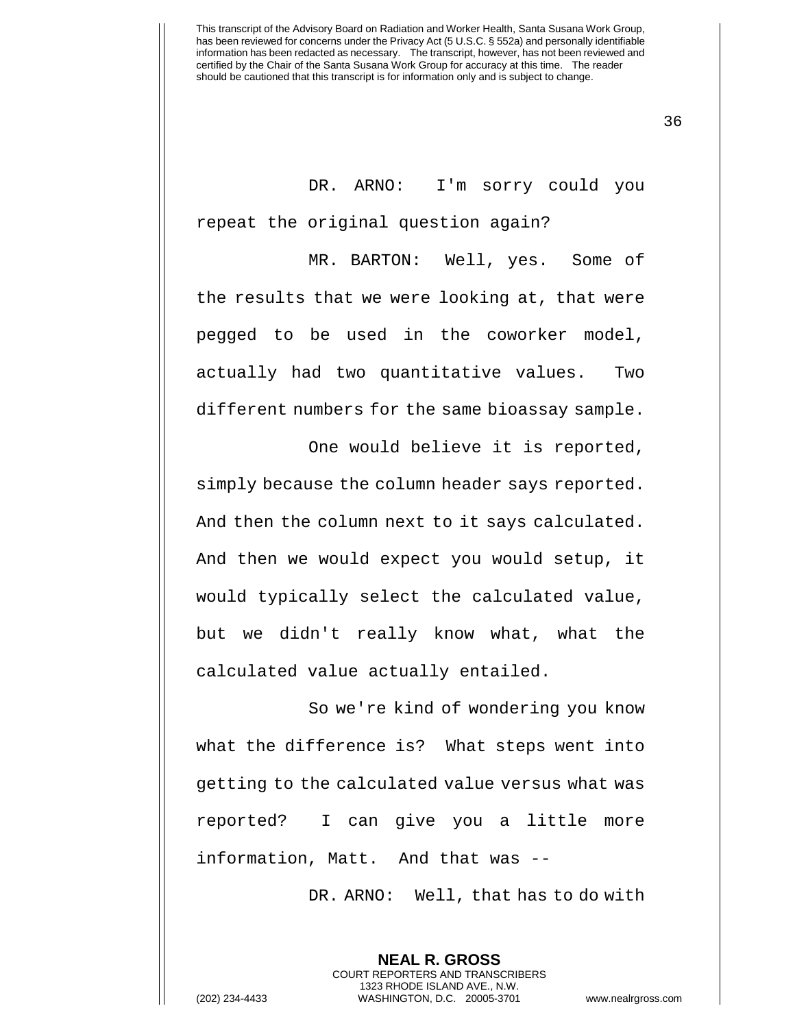DR. ARNO: I'm sorry could you repeat the original question again?

MR. BARTON: Well, yes. Some of the results that we were looking at, that were pegged to be used in the coworker model, actually had two quantitative values. Two different numbers for the same bioassay sample.

One would believe it is reported, simply because the column header says reported. And then the column next to it says calculated. And then we would expect you would setup, it would typically select the calculated value, but we didn't really know what, what the calculated value actually entailed.

So we're kind of wondering you know what the difference is? What steps went into getting to the calculated value versus what was reported? I can give you a little more information, Matt. And that was --

DR. ARNO: Well, that has to do with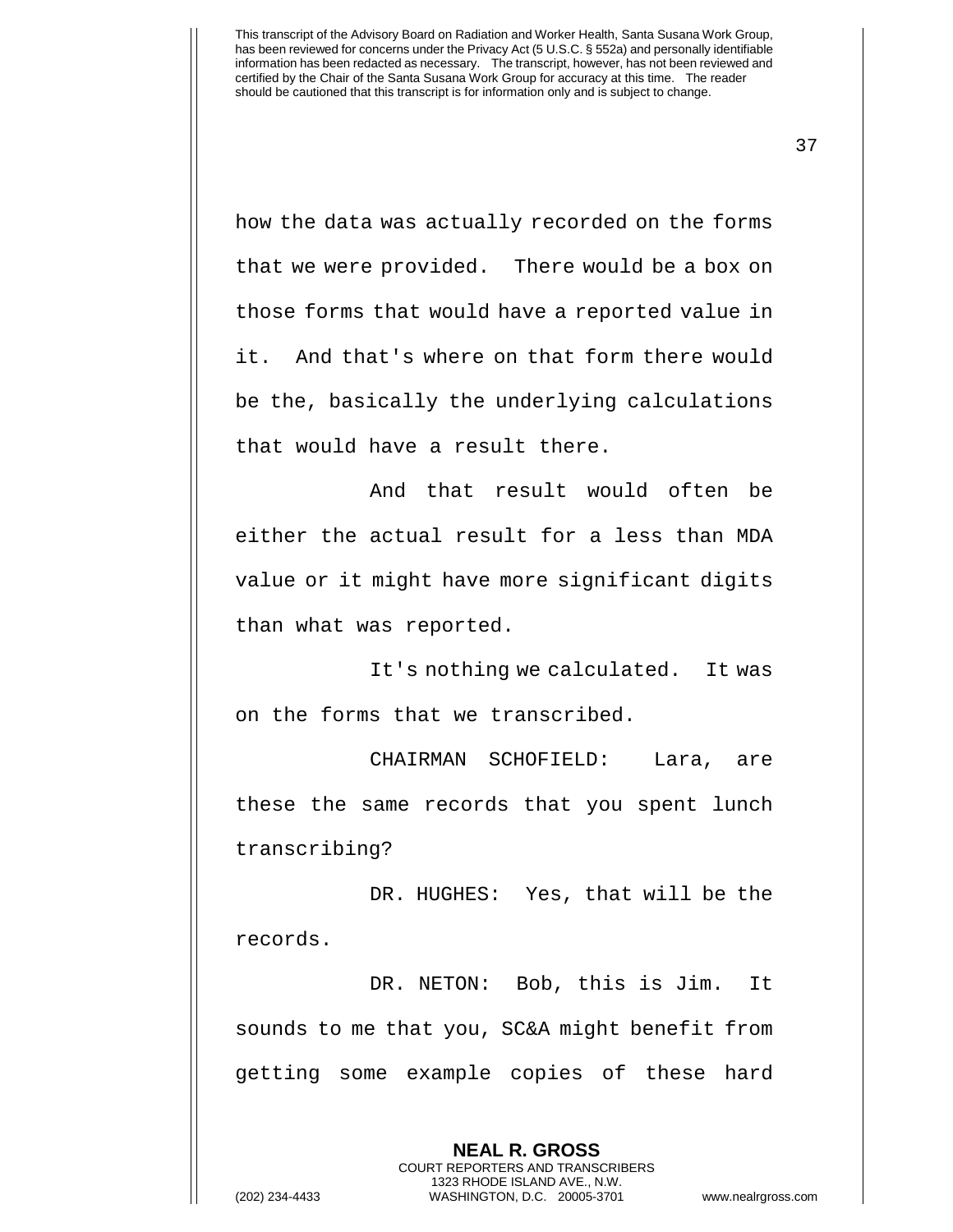how the data was actually recorded on the forms that we were provided. There would be a box on those forms that would have a reported value in it. And that's where on that form there would be the, basically the underlying calculations that would have a result there.

And that result would often be either the actual result for a less than MDA value or it might have more significant digits than what was reported.

It's nothing we calculated. It was on the forms that we transcribed.

CHAIRMAN SCHOFIELD: Lara, are these the same records that you spent lunch transcribing?

DR. HUGHES: Yes, that will be the records.

DR. NETON: Bob, this is Jim. It sounds to me that you, SC&A might benefit from getting some example copies of these hard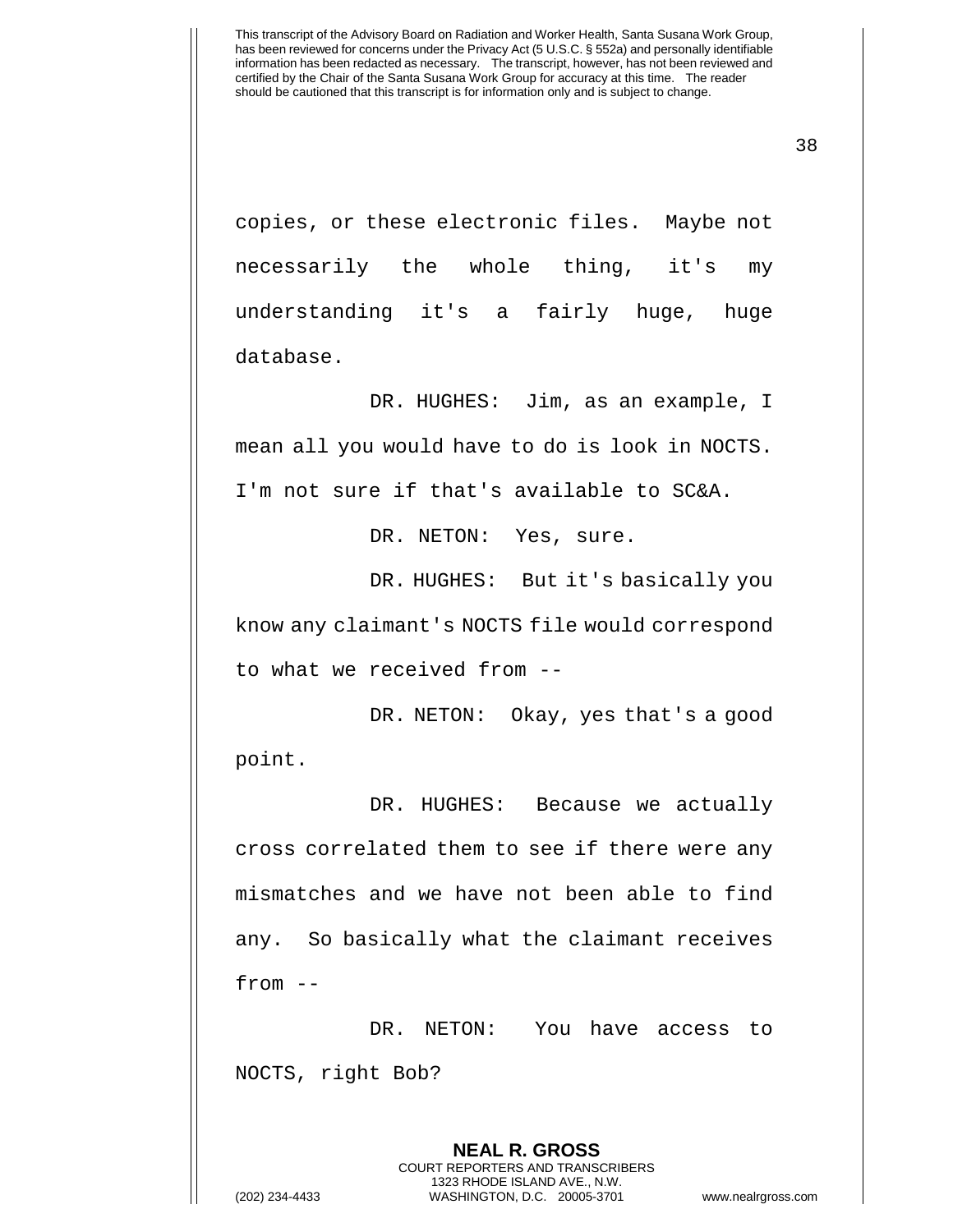copies, or these electronic files. Maybe not necessarily the whole thing, it's my understanding it's a fairly huge, huge database.

DR. HUGHES: Jim, as an example, I mean all you would have to do is look in NOCTS. I'm not sure if that's available to SC&A.

DR. NETON: Yes, sure.

DR. HUGHES: But it's basically you know any claimant's NOCTS file would correspond to what we received from --

DR. NETON: Okay, yes that's a good point.

DR. HUGHES: Because we actually cross correlated them to see if there were any mismatches and we have not been able to find any. So basically what the claimant receives from --

DR. NETON: You have access to NOCTS, right Bob?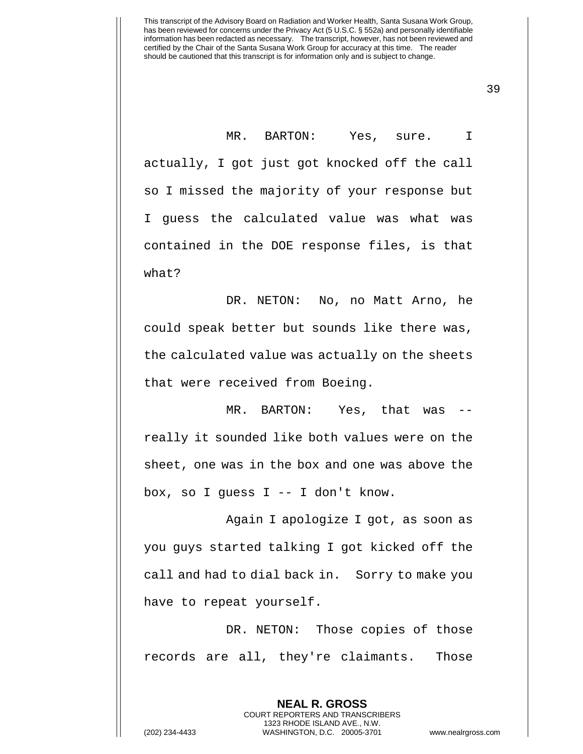MR. BARTON: Yes, sure. I actually, I got just got knocked off the call so I missed the majority of your response but I guess the calculated value was what was contained in the DOE response files, is that what?

DR. NETON: No, no Matt Arno, he could speak better but sounds like there was, the calculated value was actually on the sheets that were received from Boeing.

MR. BARTON: Yes, that was -- really it sounded like both values were on the sheet, one was in the box and one was above the box, so I guess I -- I don't know.

Again I apologize I got, as soon as you guys started talking I got kicked off the call and had to dial back in. Sorry to make you have to repeat yourself.

DR. NETON: Those copies of those records are all, they're claimants. Those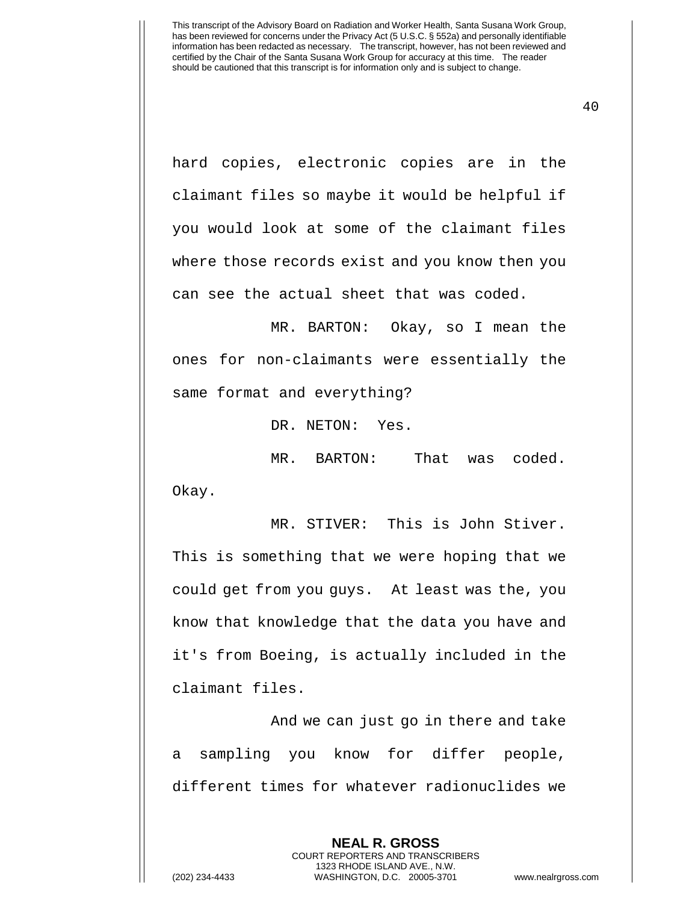hard copies, electronic copies are in the claimant files so maybe it would be helpful if you would look at some of the claimant files where those records exist and you know then you can see the actual sheet that was coded.

MR. BARTON: Okay, so I mean the ones for non-claimants were essentially the same format and everything?

DR. NETON: Yes.

MR. BARTON: That was coded. Okay.

MR. STIVER: This is John Stiver. This is something that we were hoping that we could get from you guys. At least was the, you know that knowledge that the data you have and it's from Boeing, is actually included in the claimant files.

And we can just go in there and take a sampling you know for differ people, different times for whatever radionuclides we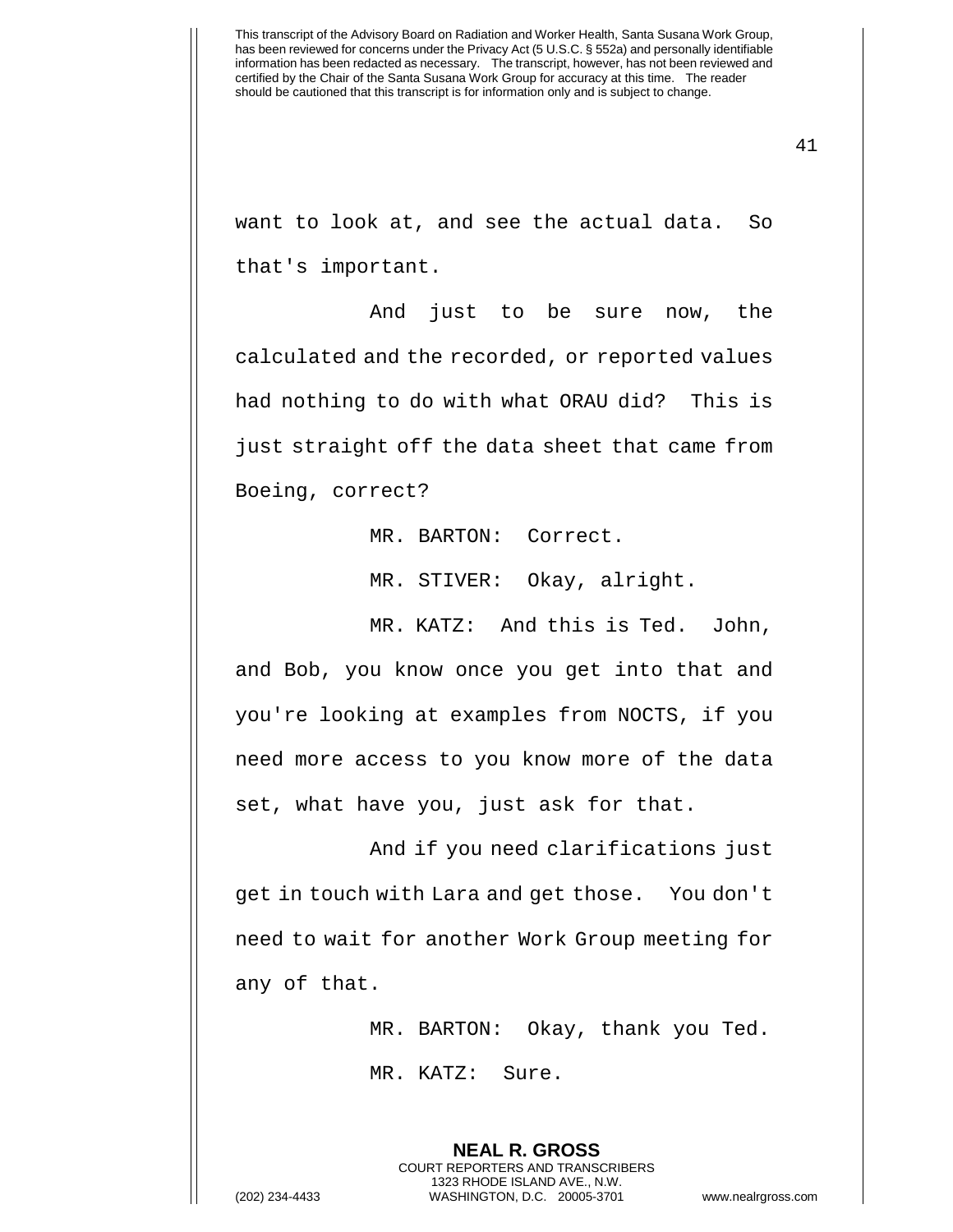want to look at, and see the actual data. So that's important.

And just to be sure now, the calculated and the recorded, or reported values had nothing to do with what ORAU did? This is just straight off the data sheet that came from Boeing, correct?

MR. BARTON: Correct.

MR. STIVER: Okay, alright.

MR. KATZ: And this is Ted. John, and Bob, you know once you get into that and you're looking at examples from NOCTS, if you need more access to you know more of the data set, what have you, just ask for that.

And if you need clarifications just get in touch with Lara and get those. You don't need to wait for another Work Group meeting for any of that.

MR. BARTON: Okay, thank you Ted.

MR. KATZ: Sure.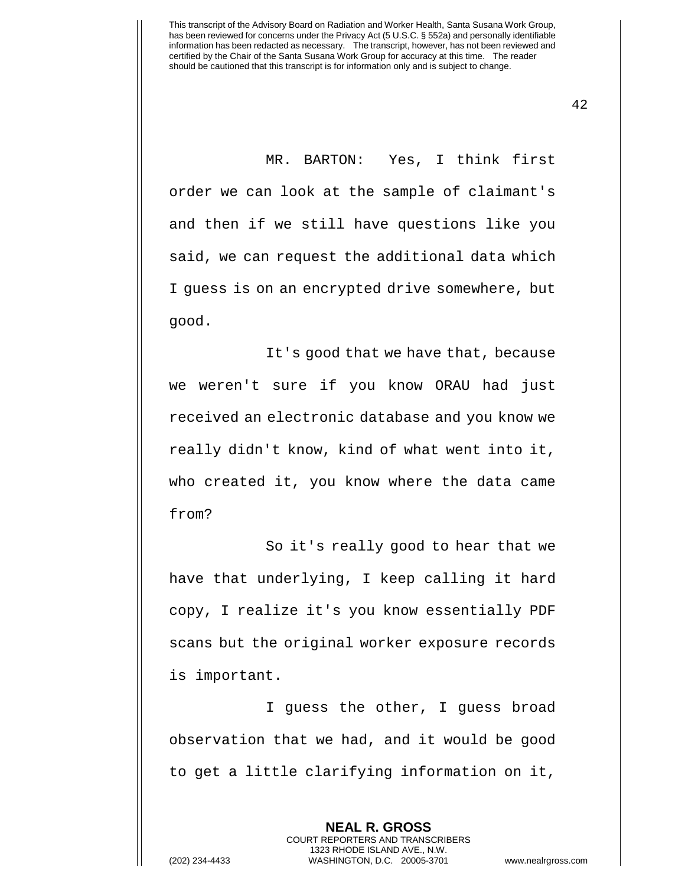MR. BARTON: Yes, I think first order we can look at the sample of claimant's and then if we still have questions like you said, we can request the additional data which I guess is on an encrypted drive somewhere, but good.

It's good that we have that, because we weren't sure if you know ORAU had just received an electronic database and you know we really didn't know, kind of what went into it, who created it, you know where the data came from?

So it's really good to hear that we have that underlying, I keep calling it hard copy, I realize it's you know essentially PDF scans but the original worker exposure records is important.

I guess the other, I guess broad observation that we had, and it would be good to get a little clarifying information on it,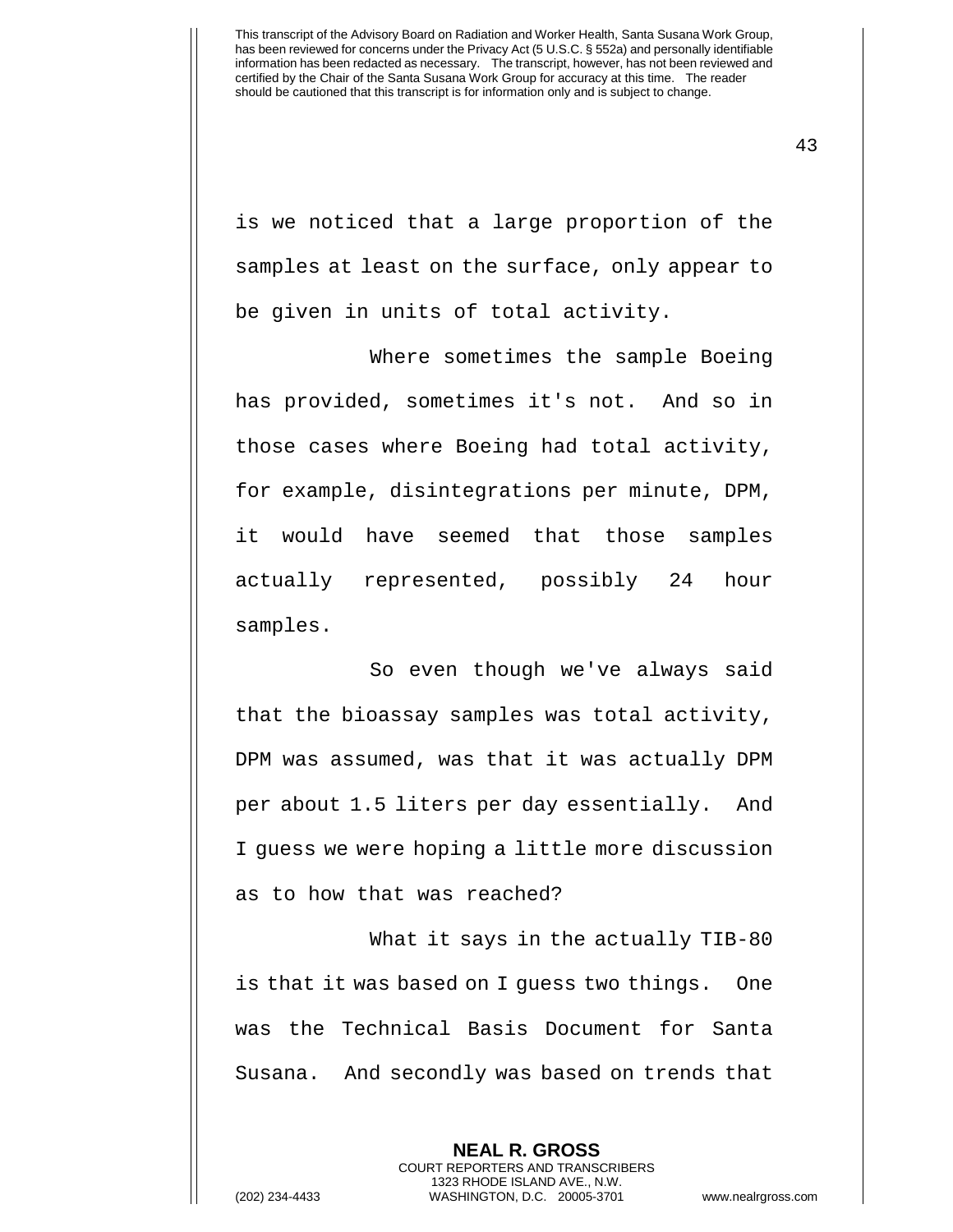is we noticed that a large proportion of the samples at least on the surface, only appear to be given in units of total activity.

Where sometimes the sample Boeing has provided, sometimes it's not. And so in those cases where Boeing had total activity, for example, disintegrations per minute, DPM, it would have seemed that those samples actually represented, possibly 24 hour samples.

So even though we've always said that the bioassay samples was total activity, DPM was assumed, was that it was actually DPM per about 1.5 liters per day essentially. And I guess we were hoping a little more discussion as to how that was reached?

What it says in the actually TIB-80 is that it was based on I guess two things. One was the Technical Basis Document for Santa Susana. And secondly was based on trends that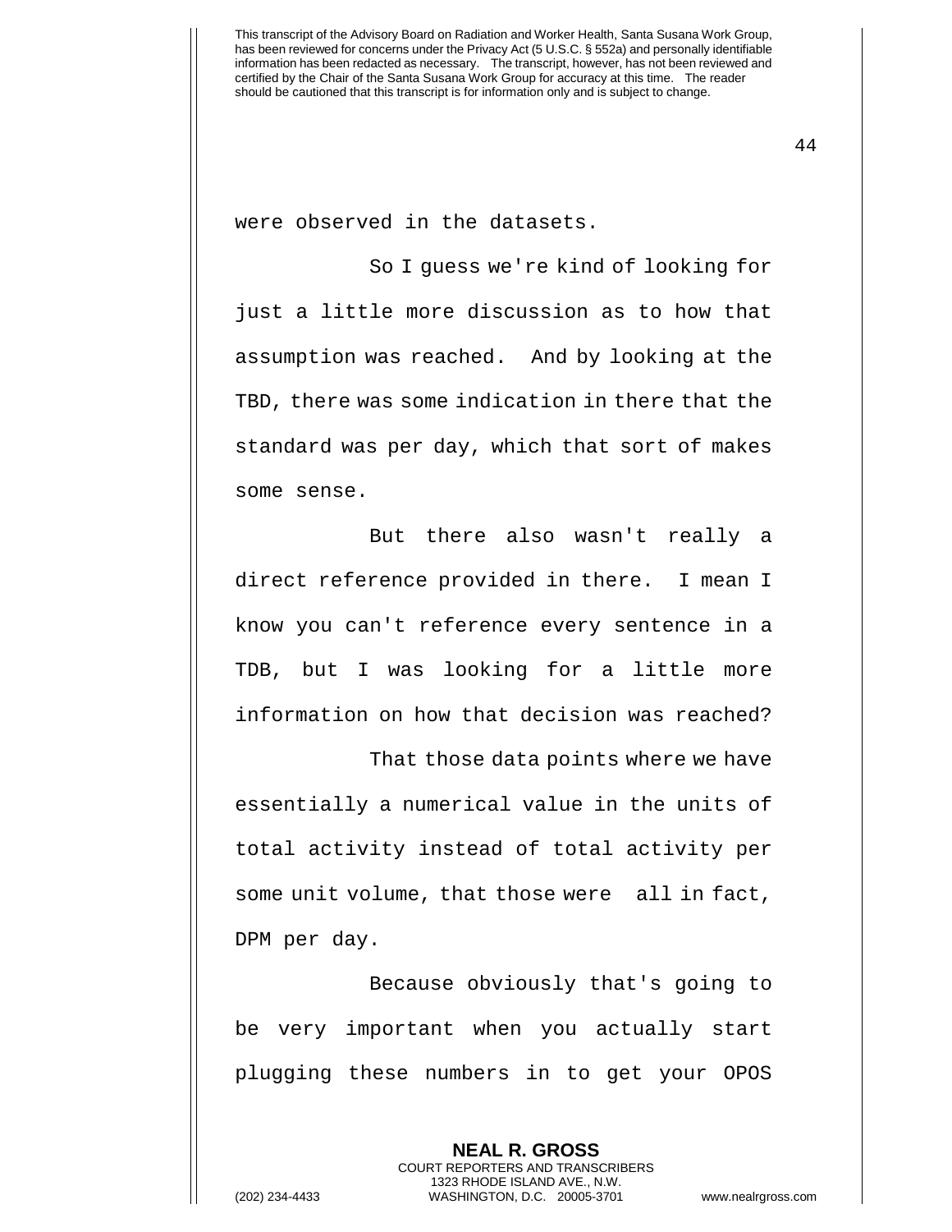were observed in the datasets.

So I guess we're kind of looking for just a little more discussion as to how that assumption was reached. And by looking at the TBD, there was some indication in there that the standard was per day, which that sort of makes some sense.

But there also wasn't really a direct reference provided in there. I mean I know you can't reference every sentence in a TDB, but I was looking for a little more information on how that decision was reached?

That those data points where we have essentially a numerical value in the units of total activity instead of total activity per some unit volume, that those were all in fact, DPM per day.

Because obviously that's going to be very important when you actually start plugging these numbers in to get your OPOS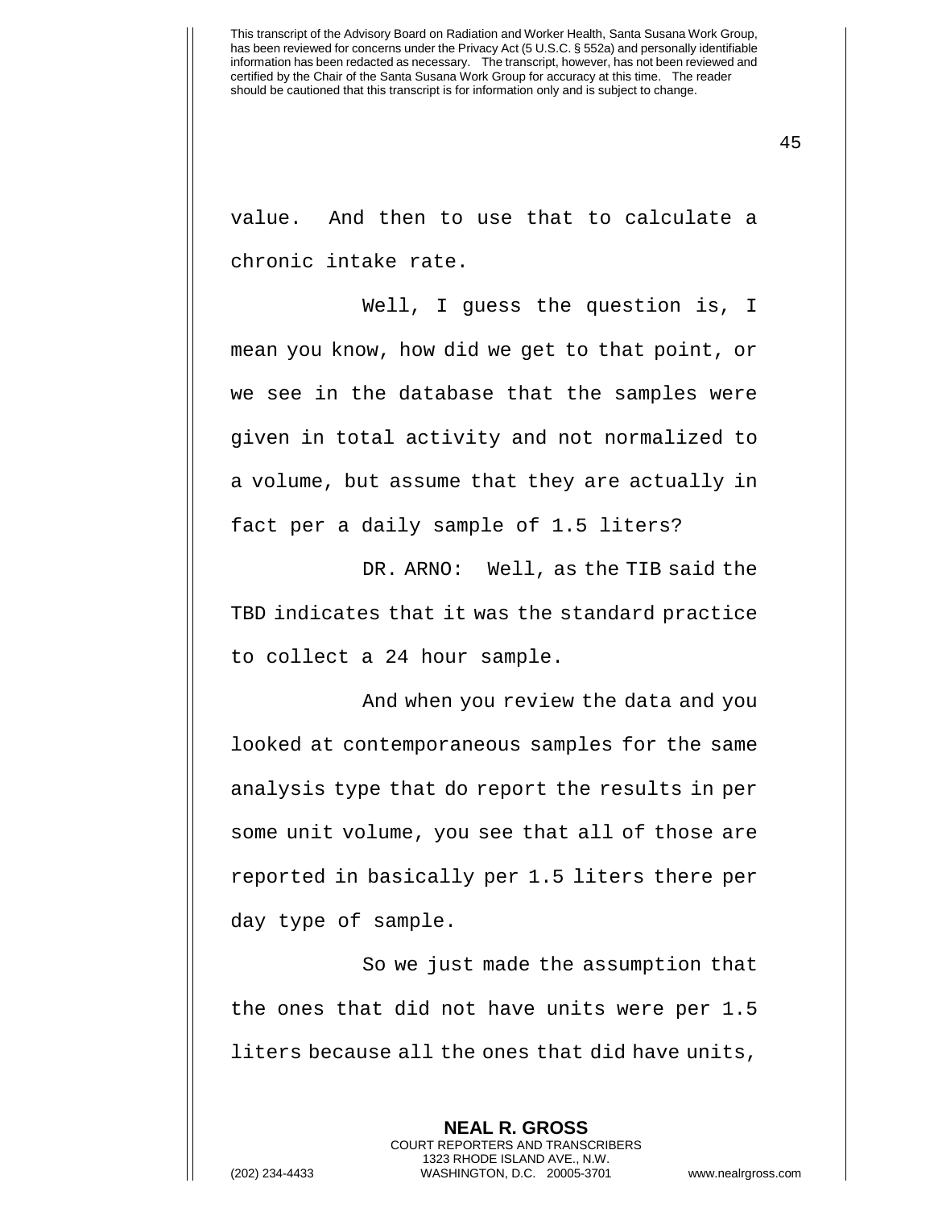value. And then to use that to calculate a chronic intake rate.

Well, I guess the question is, I mean you know, how did we get to that point, or we see in the database that the samples were given in total activity and not normalized to a volume, but assume that they are actually in fact per a daily sample of 1.5 liters?

DR. ARNO: Well, as the TIB said the TBD indicates that it was the standard practice to collect a 24 hour sample.

And when you review the data and you looked at contemporaneous samples for the same analysis type that do report the results in per some unit volume, you see that all of those are reported in basically per 1.5 liters there per day type of sample.

So we just made the assumption that the ones that did not have units were per 1.5 liters because all the ones that did have units,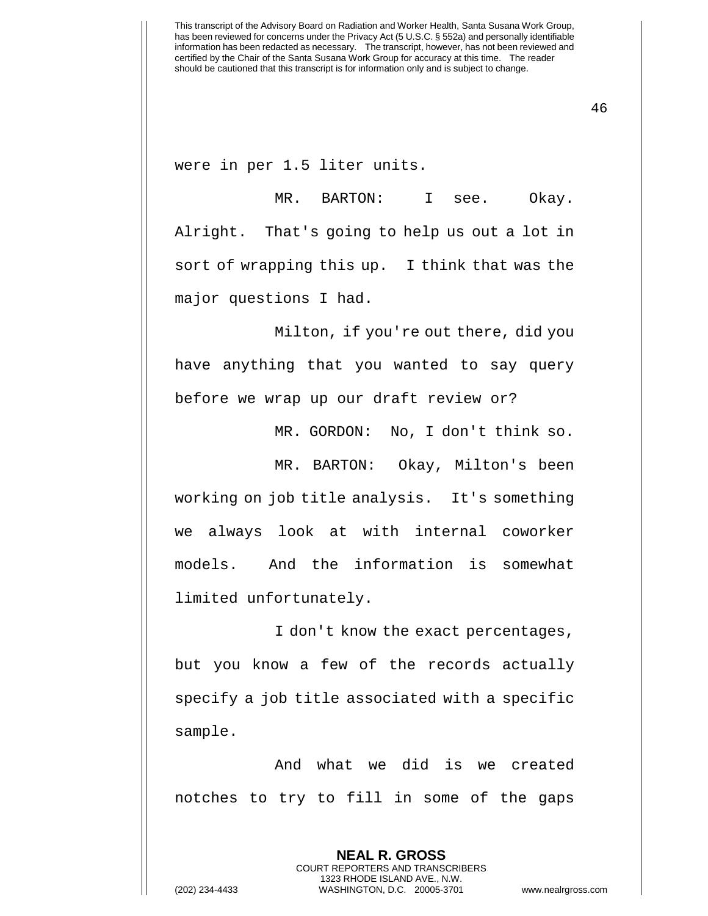were in per 1.5 liter units.

MR. BARTON: I see. Okay. Alright. That's going to help us out a lot in sort of wrapping this up. I think that was the major questions I had.

Milton, if you're out there, did you have anything that you wanted to say query before we wrap up our draft review or?

MR. GORDON: No, I don't think so.

MR. BARTON: Okay, Milton's been working on job title analysis. It's something we always look at with internal coworker models. And the information is somewhat limited unfortunately.

I don't know the exact percentages, but you know a few of the records actually specify a job title associated with a specific sample.

And what we did is we created notches to try to fill in some of the gaps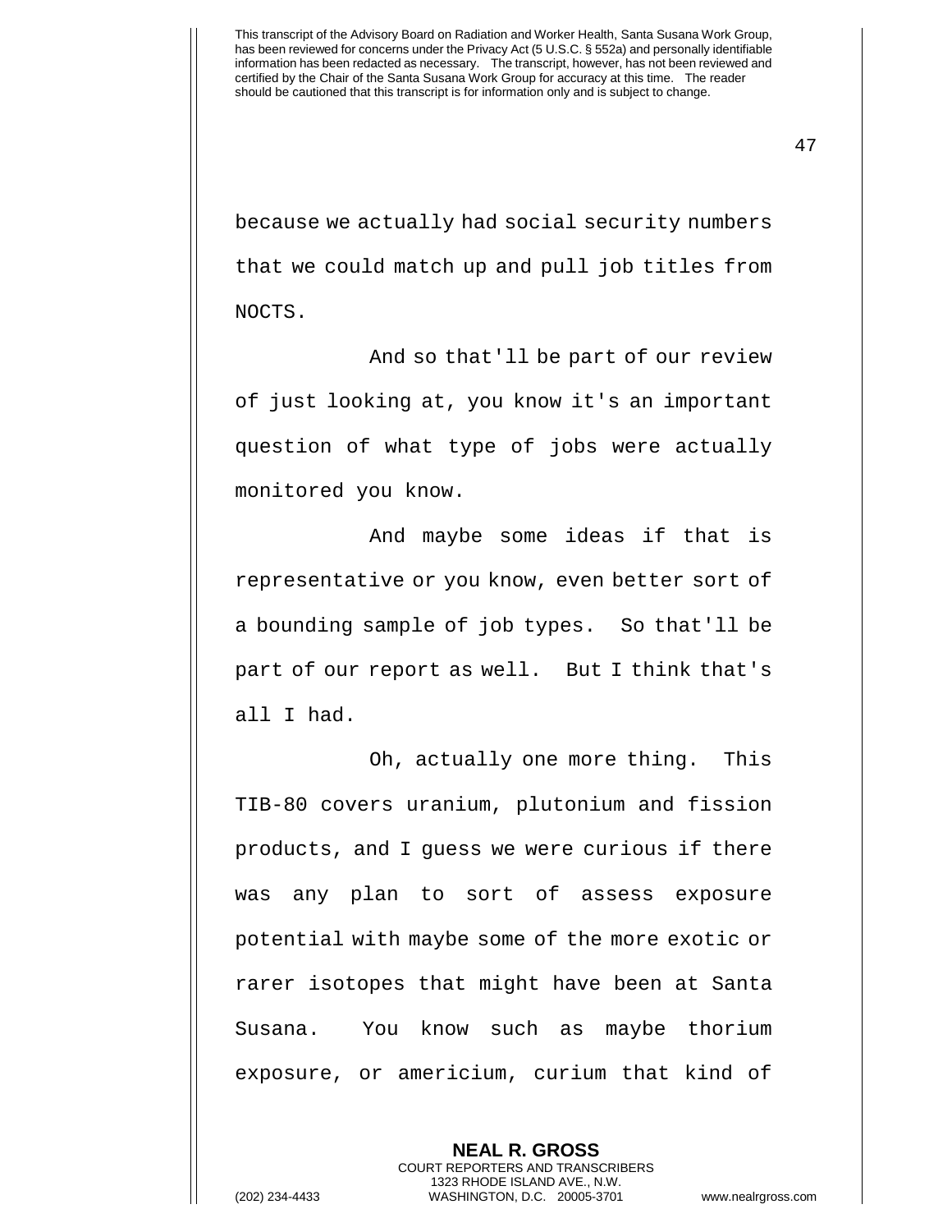because we actually had social security numbers that we could match up and pull job titles from NOCTS.

And so that'll be part of our review of just looking at, you know it's an important question of what type of jobs were actually monitored you know.

And maybe some ideas if that is representative or you know, even better sort of a bounding sample of job types. So that'll be part of our report as well. But I think that's all I had.

Oh, actually one more thing. This TIB-80 covers uranium, plutonium and fission products, and I guess we were curious if there was any plan to sort of assess exposure potential with maybe some of the more exotic or rarer isotopes that might have been at Santa Susana. You know such as maybe thorium exposure, or americium, curium that kind of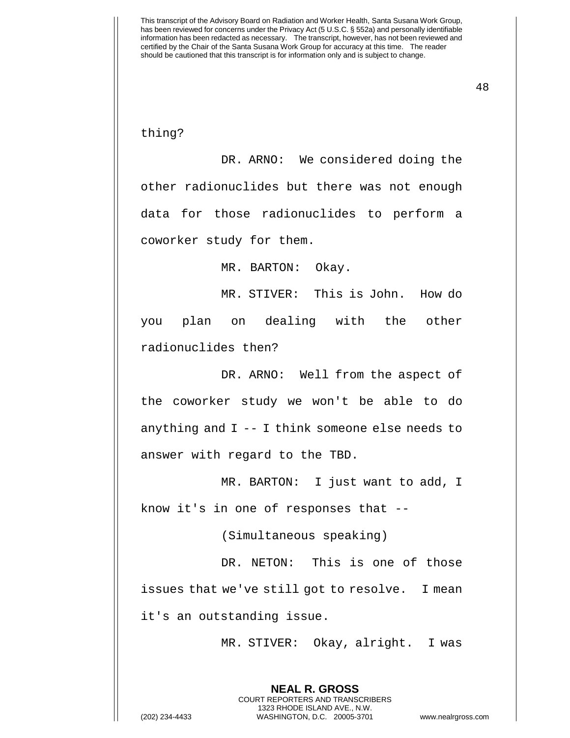thing?

DR. ARNO: We considered doing the other radionuclides but there was not enough data for those radionuclides to perform a coworker study for them.

MR. BARTON: Okay.

MR. STIVER: This is John. How do you plan on dealing with the other radionuclides then?

DR. ARNO: Well from the aspect of the coworker study we won't be able to do anything and I -- I think someone else needs to answer with regard to the TBD.

MR. BARTON: I just want to add, I know it's in one of responses that --

(Simultaneous speaking)

DR. NETON: This is one of those issues that we've still got to resolve. I mean it's an outstanding issue.

MR. STIVER: Okay, alright. I was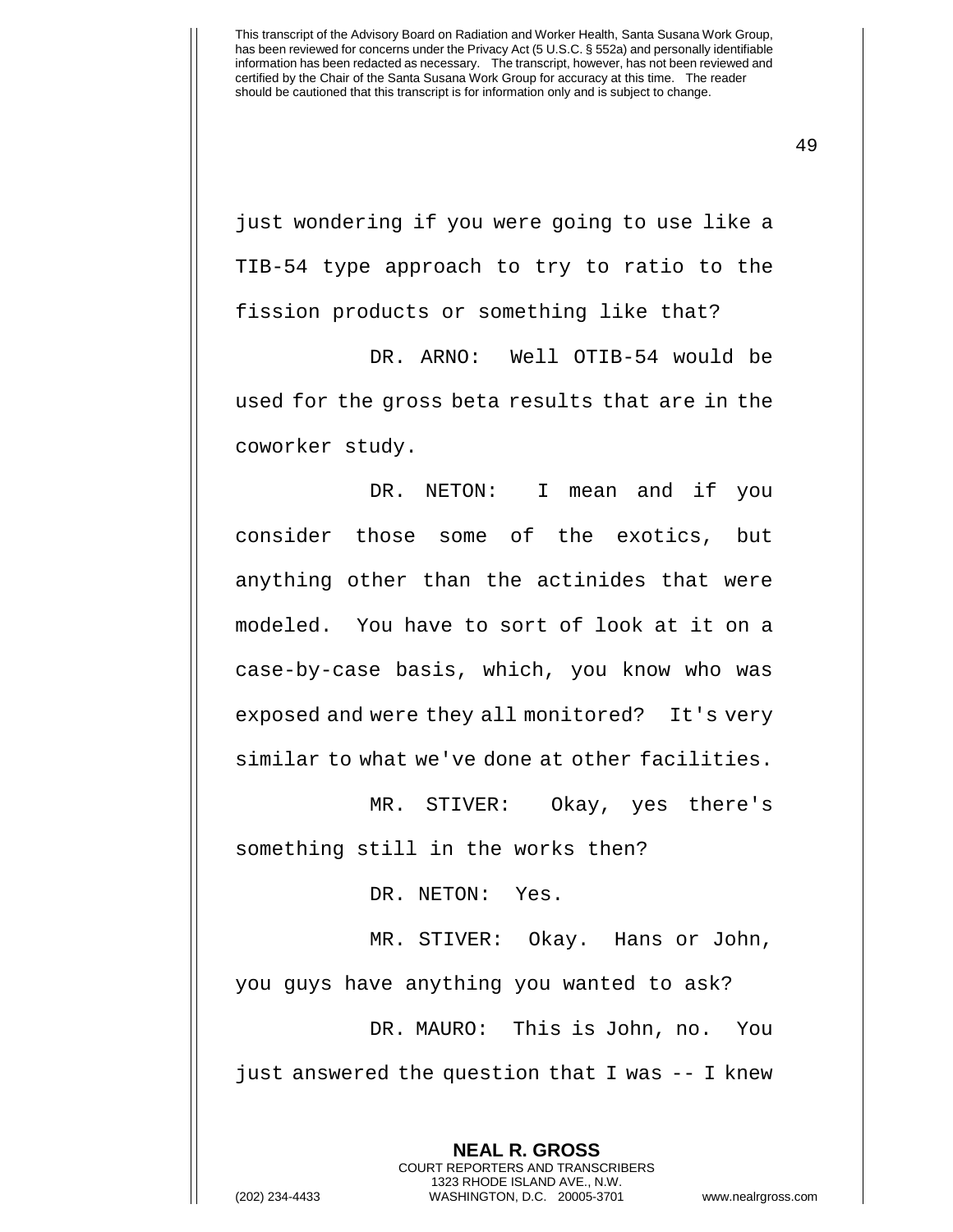just wondering if you were going to use like a TIB-54 type approach to try to ratio to the fission products or something like that?

DR. ARNO: Well OTIB-54 would be used for the gross beta results that are in the coworker study.

DR. NETON: I mean and if you consider those some of the exotics, but anything other than the actinides that were modeled. You have to sort of look at it on a case-by-case basis, which, you know who was exposed and were they all monitored? It's very similar to what we've done at other facilities.

MR. STIVER: Okay, yes there's something still in the works then?

DR. NETON: Yes.

MR. STIVER: Okay. Hans or John, you guys have anything you wanted to ask?

DR. MAURO: This is John, no. You just answered the question that I was -- I knew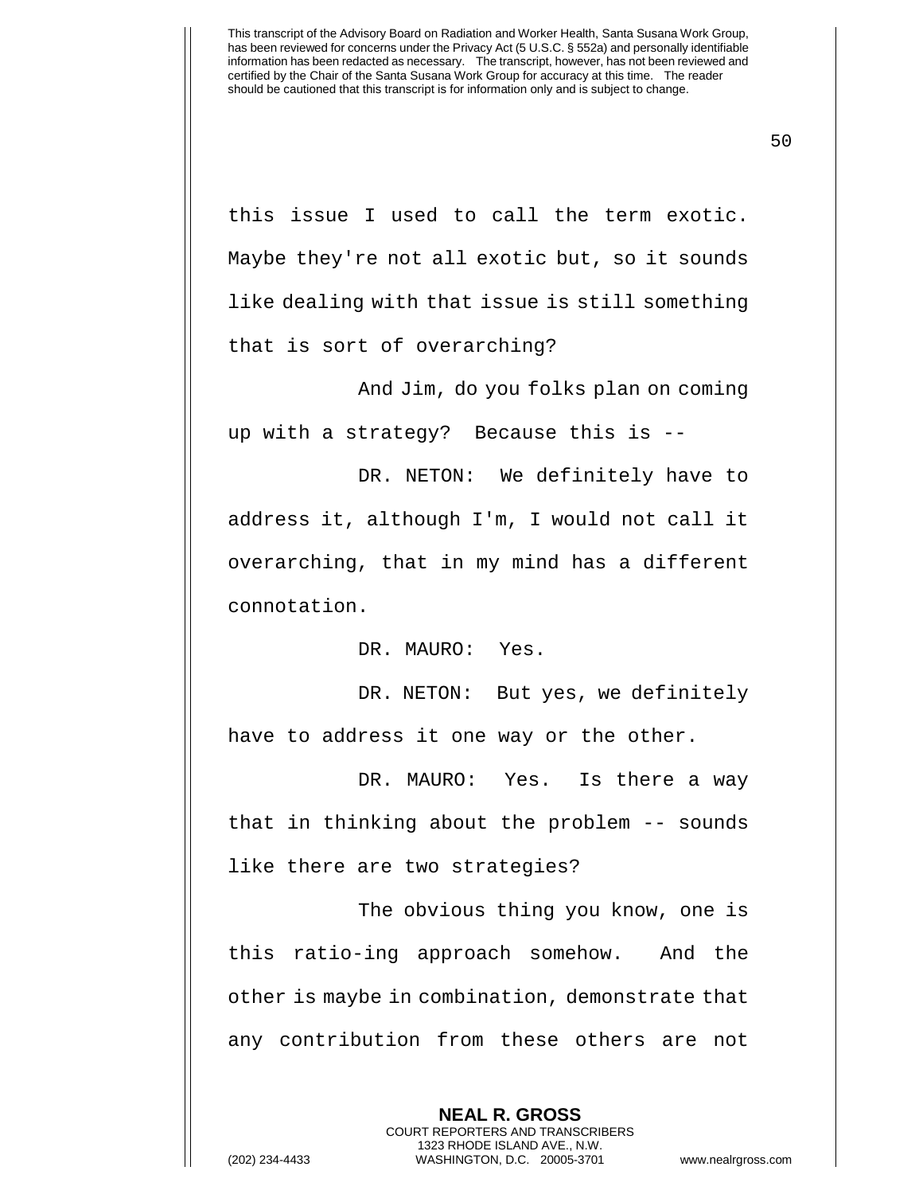this issue I used to call the term exotic. Maybe they're not all exotic but, so it sounds like dealing with that issue is still something that is sort of overarching?

And Jim, do you folks plan on coming up with a strategy? Because this is --

DR. NETON: We definitely have to address it, although I'm, I would not call it overarching, that in my mind has a different connotation.

DR. MAURO: Yes.

DR. NETON: But yes, we definitely have to address it one way or the other.

DR. MAURO: Yes. Is there a way that in thinking about the problem -- sounds like there are two strategies?

The obvious thing you know, one is this ratio-ing approach somehow. And the other is maybe in combination, demonstrate that any contribution from these others are not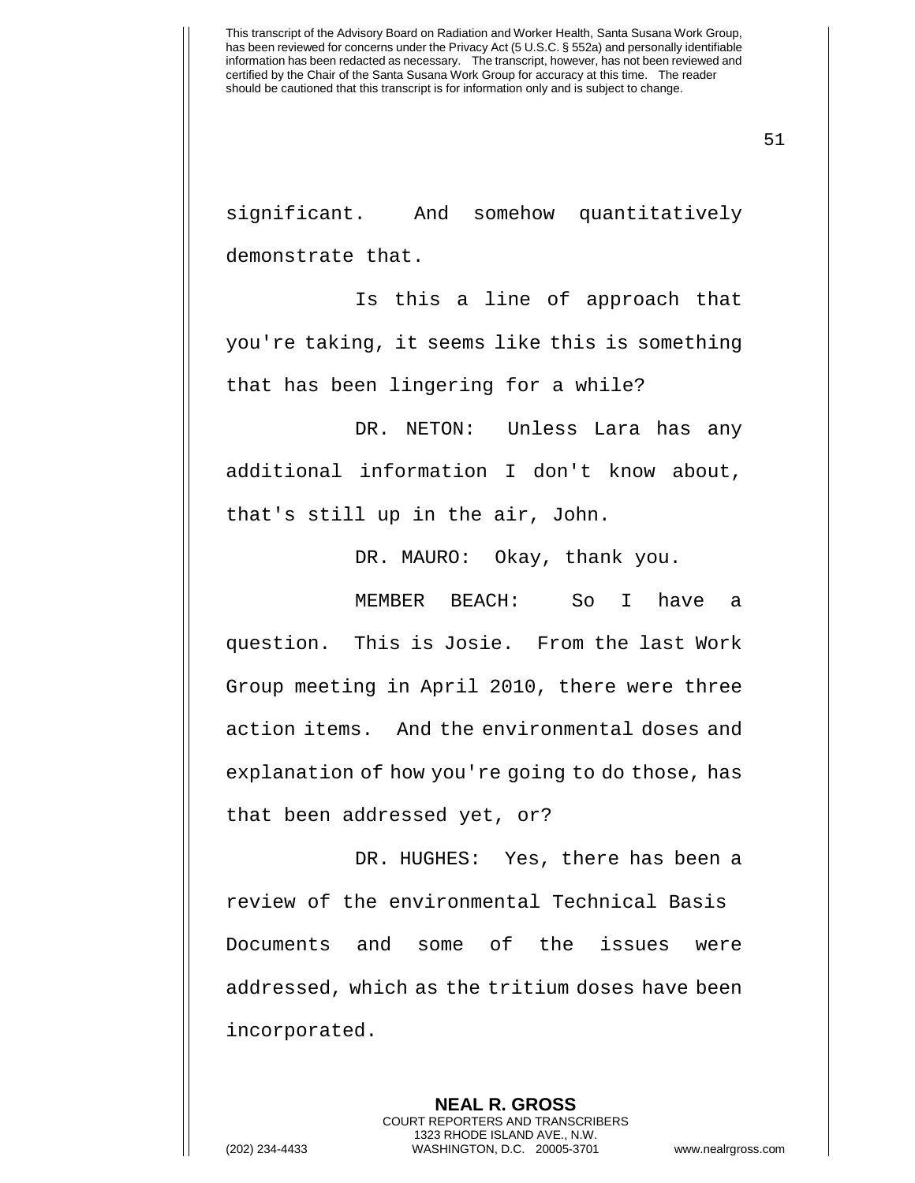significant. And somehow quantitatively demonstrate that.

Is this a line of approach that you're taking, it seems like this is something that has been lingering for a while?

DR. NETON: Unless Lara has any additional information I don't know about, that's still up in the air, John.

DR. MAURO: Okay, thank you.

MEMBER BEACH: So I have a question. This is Josie. From the last Work Group meeting in April 2010, there were three action items. And the environmental doses and explanation of how you're going to do those, has that been addressed yet, or?

DR. HUGHES: Yes, there has been a review of the environmental Technical Basis Documents and some of the issues were addressed, which as the tritium doses have been incorporated.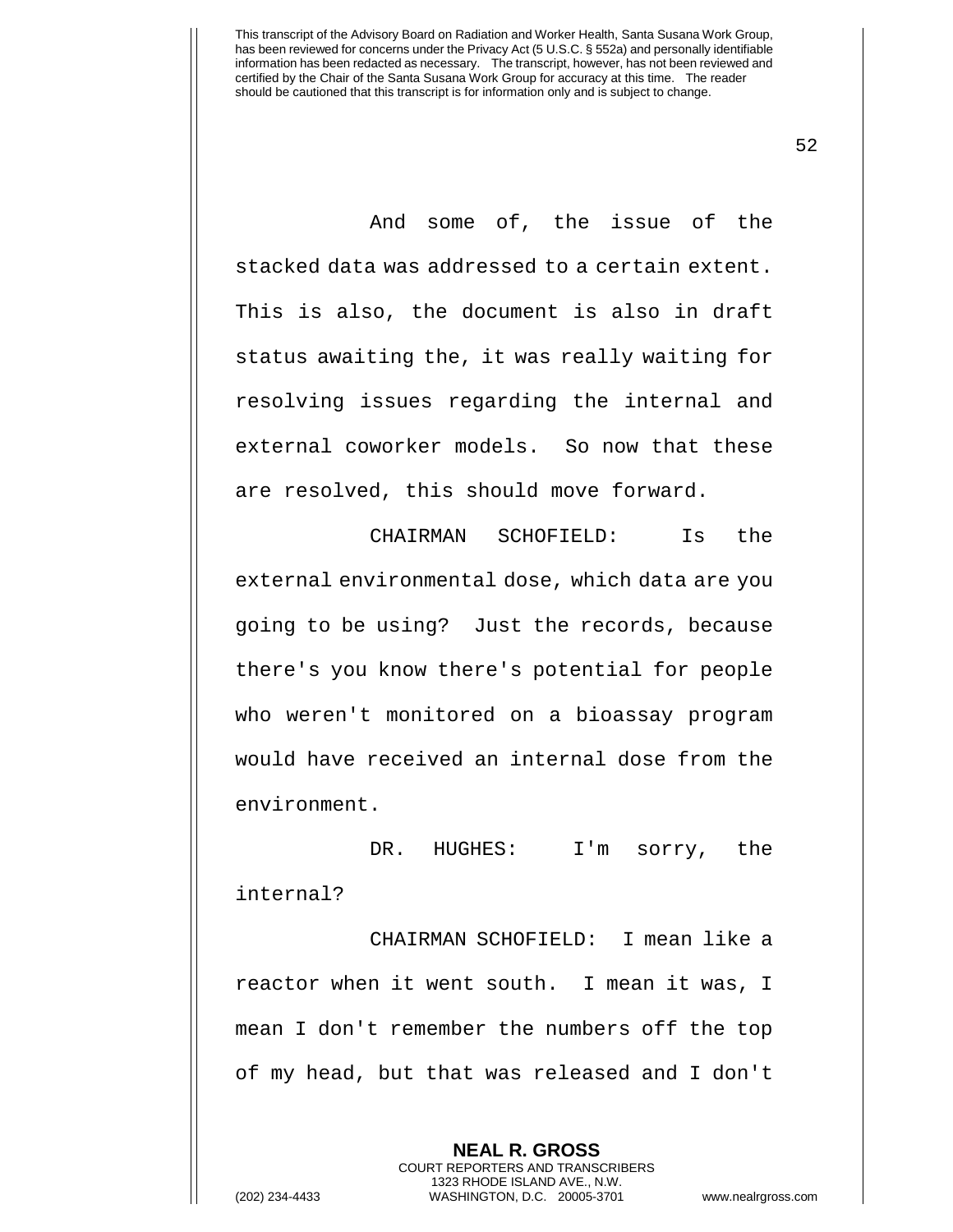And some of, the issue of the stacked data was addressed to a certain extent. This is also, the document is also in draft status awaiting the, it was really waiting for resolving issues regarding the internal and external coworker models. So now that these are resolved, this should move forward.

CHAIRMAN SCHOFIELD: Is the external environmental dose, which data are you going to be using? Just the records, because there's you know there's potential for people who weren't monitored on a bioassay program would have received an internal dose from the environment.

DR. HUGHES: I'm sorry, the internal?

CHAIRMAN SCHOFIELD: I mean like a reactor when it went south. I mean it was, I mean I don't remember the numbers off the top of my head, but that was released and I don't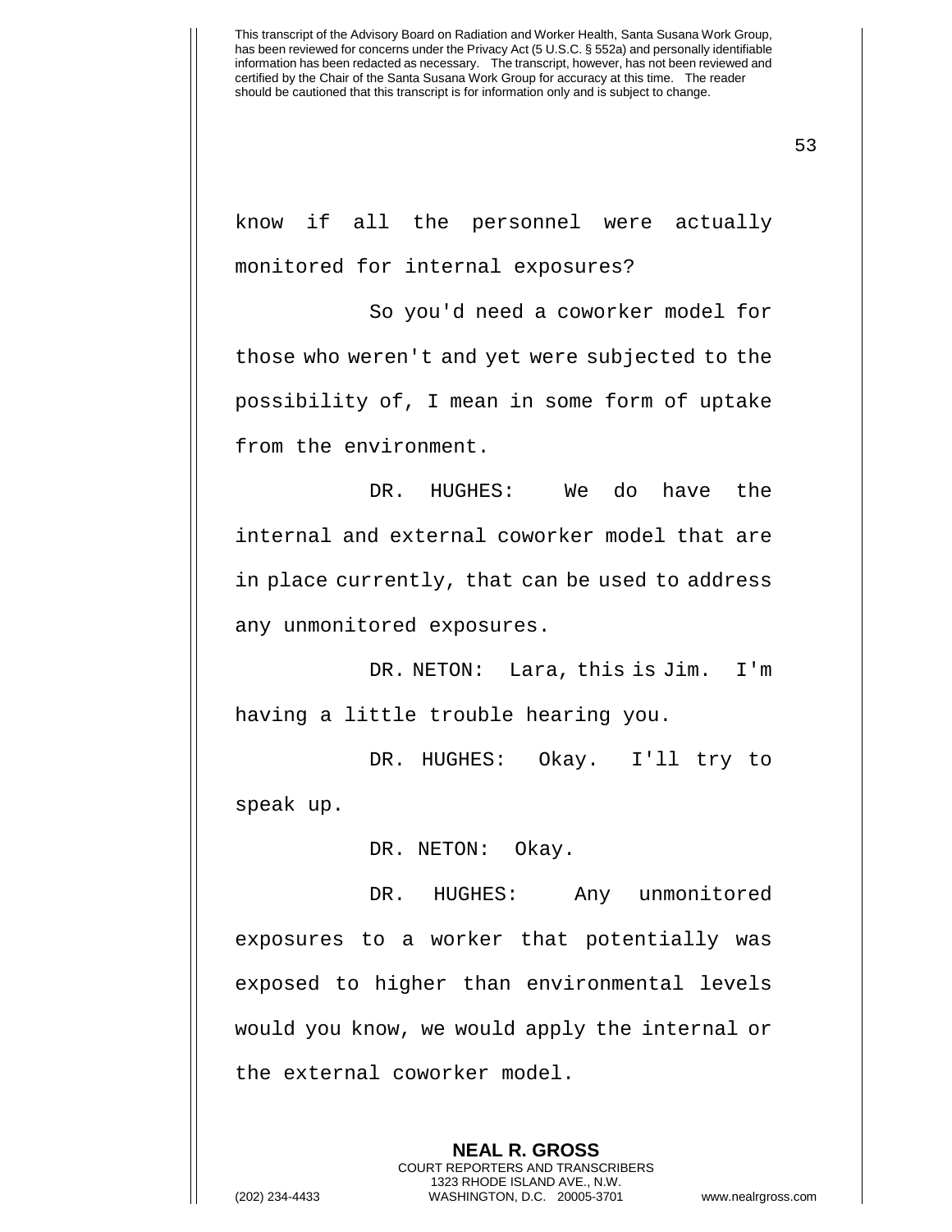know if all the personnel were actually monitored for internal exposures?

So you'd need a coworker model for those who weren't and yet were subjected to the possibility of, I mean in some form of uptake from the environment.

DR. HUGHES: We do have the internal and external coworker model that are in place currently, that can be used to address any unmonitored exposures.

DR. NETON: Lara, this is Jim. I'm having a little trouble hearing you.

DR. HUGHES: Okay. I'll try to speak up.

DR. NETON: Okay.

DR. HUGHES: Any unmonitored exposures to a worker that potentially was exposed to higher than environmental levels would you know, we would apply the internal or the external coworker model.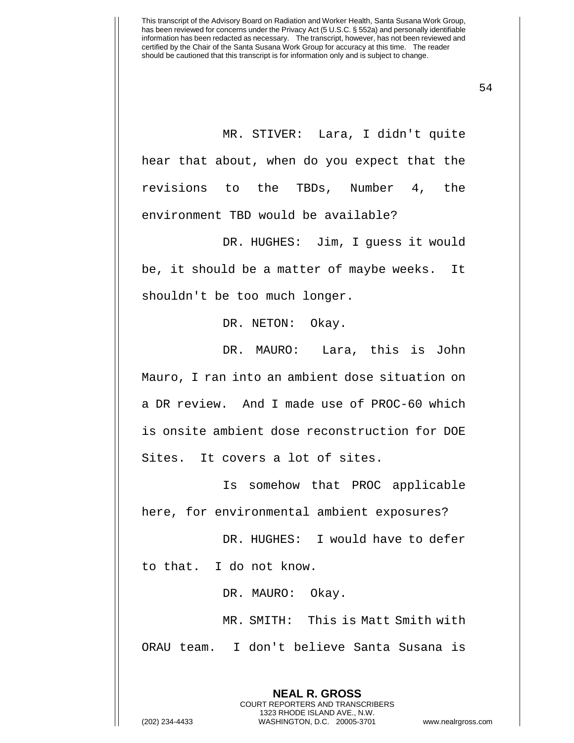MR. STIVER: Lara, I didn't quite hear that about, when do you expect that the revisions to the TBDs, Number 4, the environment TBD would be available?

DR. HUGHES: Jim, I guess it would be, it should be a matter of maybe weeks. It shouldn't be too much longer.

DR. NETON: Okay.

DR. MAURO: Lara, this is John Mauro, I ran into an ambient dose situation on a DR review. And I made use of PROC-60 which is onsite ambient dose reconstruction for DOE Sites. It covers a lot of sites.

Is somehow that PROC applicable here, for environmental ambient exposures?

DR. HUGHES: I would have to defer to that. I do not know.

DR. MAURO: Okay.

MR. SMITH: This is Matt Smith with ORAU team. I don't believe Santa Susana is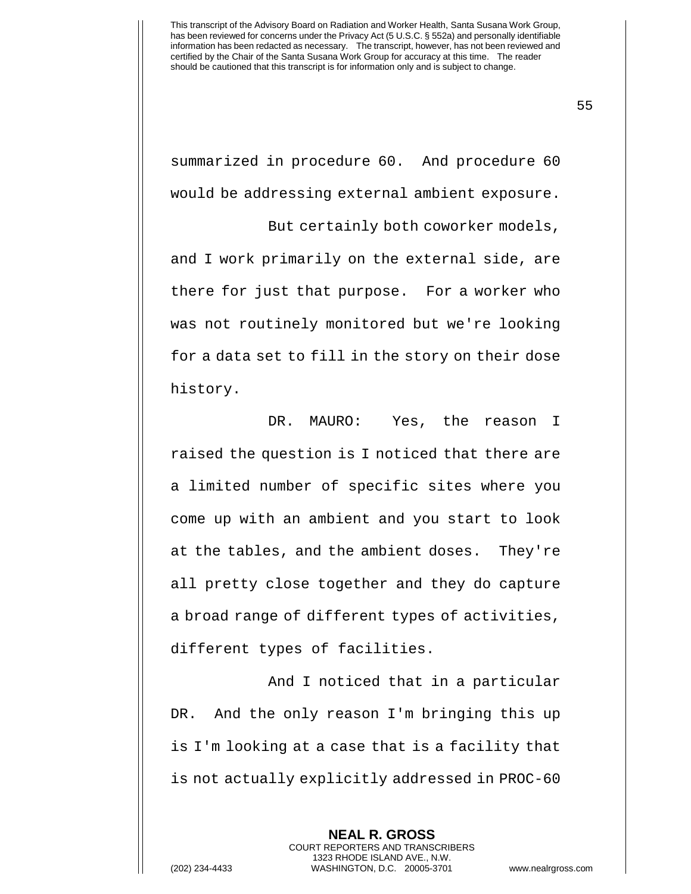summarized in procedure 60. And procedure 60 would be addressing external ambient exposure.

But certainly both coworker models, and I work primarily on the external side, are there for just that purpose. For a worker who was not routinely monitored but we're looking for a data set to fill in the story on their dose history.

DR. MAURO: Yes, the reason I raised the question is I noticed that there are a limited number of specific sites where you come up with an ambient and you start to look at the tables, and the ambient doses. They're all pretty close together and they do capture a broad range of different types of activities, different types of facilities.

And I noticed that in a particular DR. And the only reason I'm bringing this up is I'm looking at a case that is a facility that is not actually explicitly addressed in PROC-60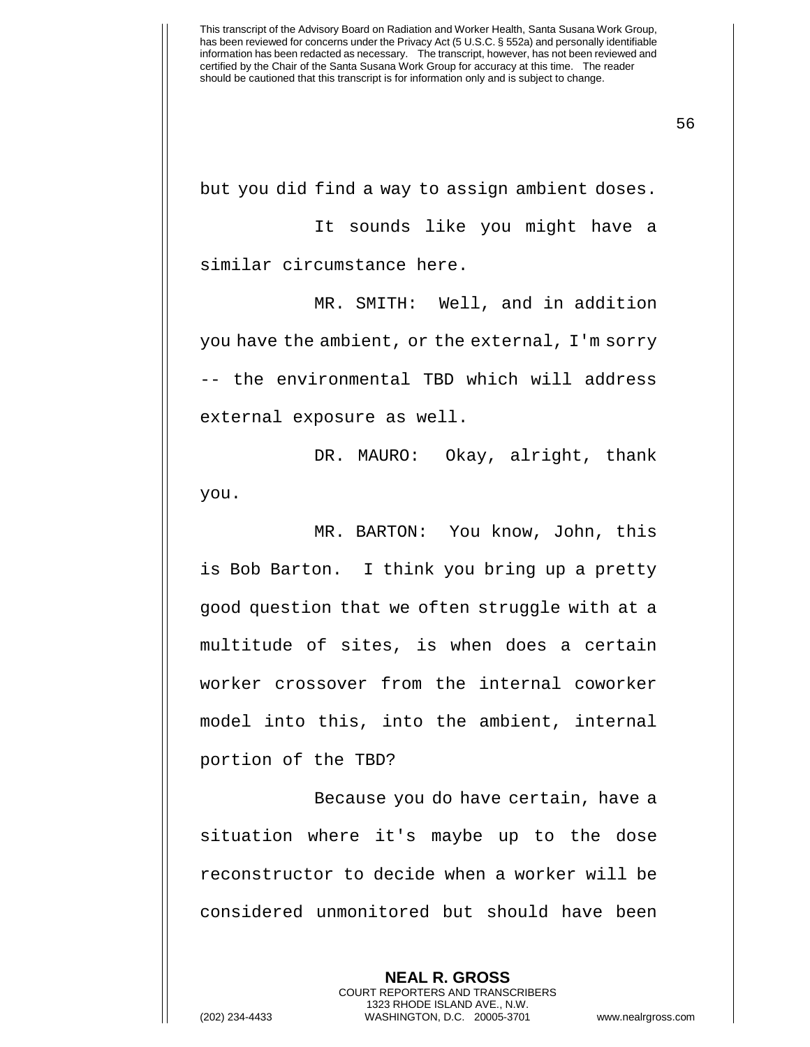but you did find a way to assign ambient doses.

It sounds like you might have a similar circumstance here.

MR. SMITH: Well, and in addition you have the ambient, or the external, I'm sorry -- the environmental TBD which will address external exposure as well.

DR. MAURO: Okay, alright, thank you.

MR. BARTON: You know, John, this is Bob Barton. I think you bring up a pretty good question that we often struggle with at a multitude of sites, is when does a certain worker crossover from the internal coworker model into this, into the ambient, internal portion of the TBD?

Because you do have certain, have a situation where it's maybe up to the dose reconstructor to decide when a worker will be considered unmonitored but should have been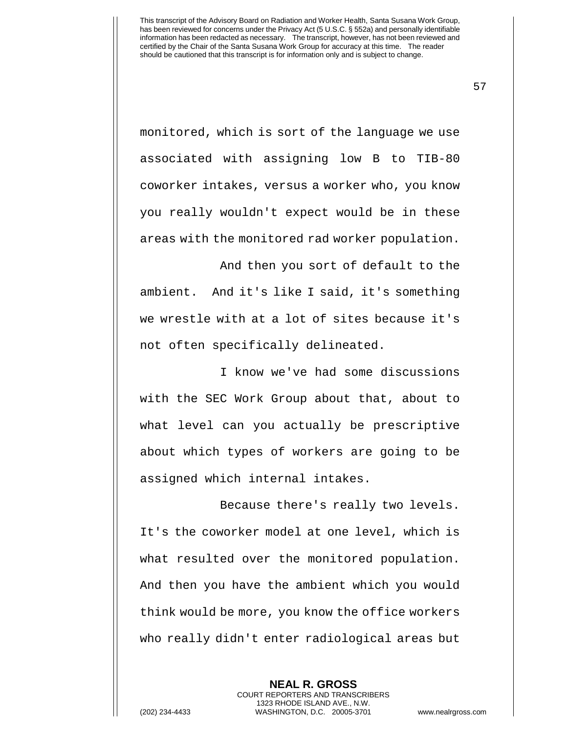monitored, which is sort of the language we use associated with assigning low B to TIB-80 coworker intakes, versus a worker who, you know you really wouldn't expect would be in these areas with the monitored rad worker population.

And then you sort of default to the ambient. And it's like I said, it's something we wrestle with at a lot of sites because it's not often specifically delineated.

I know we've had some discussions with the SEC Work Group about that, about to what level can you actually be prescriptive about which types of workers are going to be assigned which internal intakes.

Because there's really two levels. It's the coworker model at one level, which is what resulted over the monitored population. And then you have the ambient which you would think would be more, you know the office workers who really didn't enter radiological areas but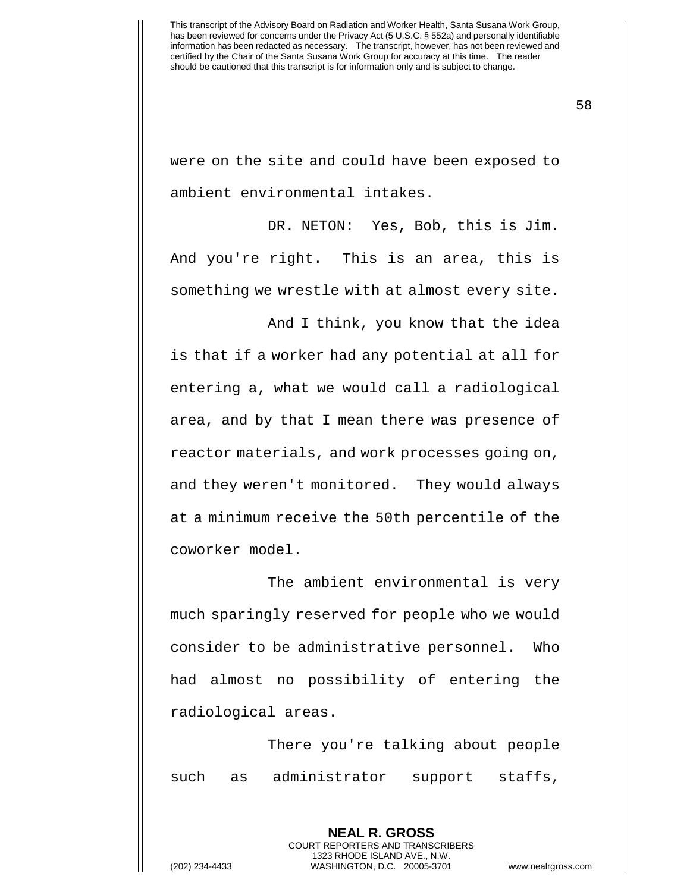were on the site and could have been exposed to ambient environmental intakes.

DR. NETON: Yes, Bob, this is Jim. And you're right. This is an area, this is something we wrestle with at almost every site.

And I think, you know that the idea is that if a worker had any potential at all for entering a, what we would call a radiological area, and by that I mean there was presence of reactor materials, and work processes going on, and they weren't monitored. They would always at a minimum receive the 50th percentile of the coworker model.

The ambient environmental is very much sparingly reserved for people who we would consider to be administrative personnel. Who had almost no possibility of entering the radiological areas.

There you're talking about people such as administrator support staffs,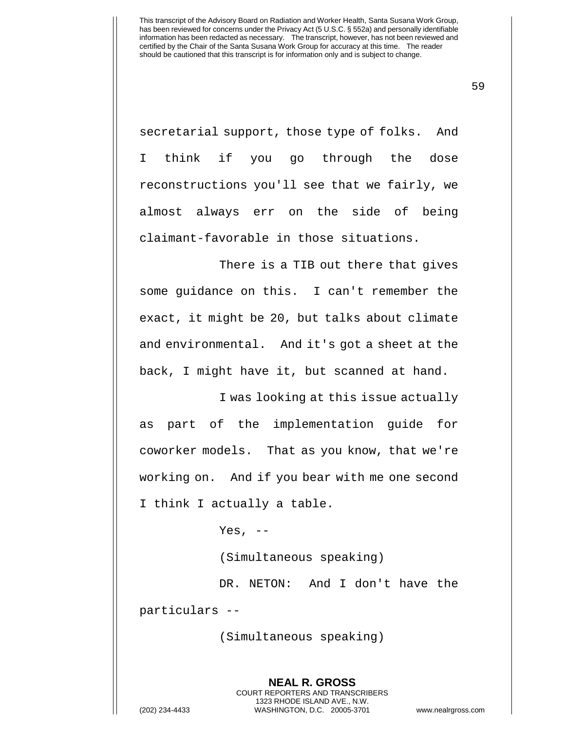secretarial support, those type of folks. And I think if you go through the dose reconstructions you'll see that we fairly, we almost always err on the side of being claimant-favorable in those situations.

There is a TIB out there that gives some guidance on this. I can't remember the exact, it might be 20, but talks about climate and environmental. And it's got a sheet at the back, I might have it, but scanned at hand.

I was looking at this issue actually as part of the implementation guide for coworker models. That as you know, that we're working on. And if you bear with me one second I think I actually a table.

Yes, --

(Simultaneous speaking)

DR. NETON: And I don't have the particulars --

(Simultaneous speaking)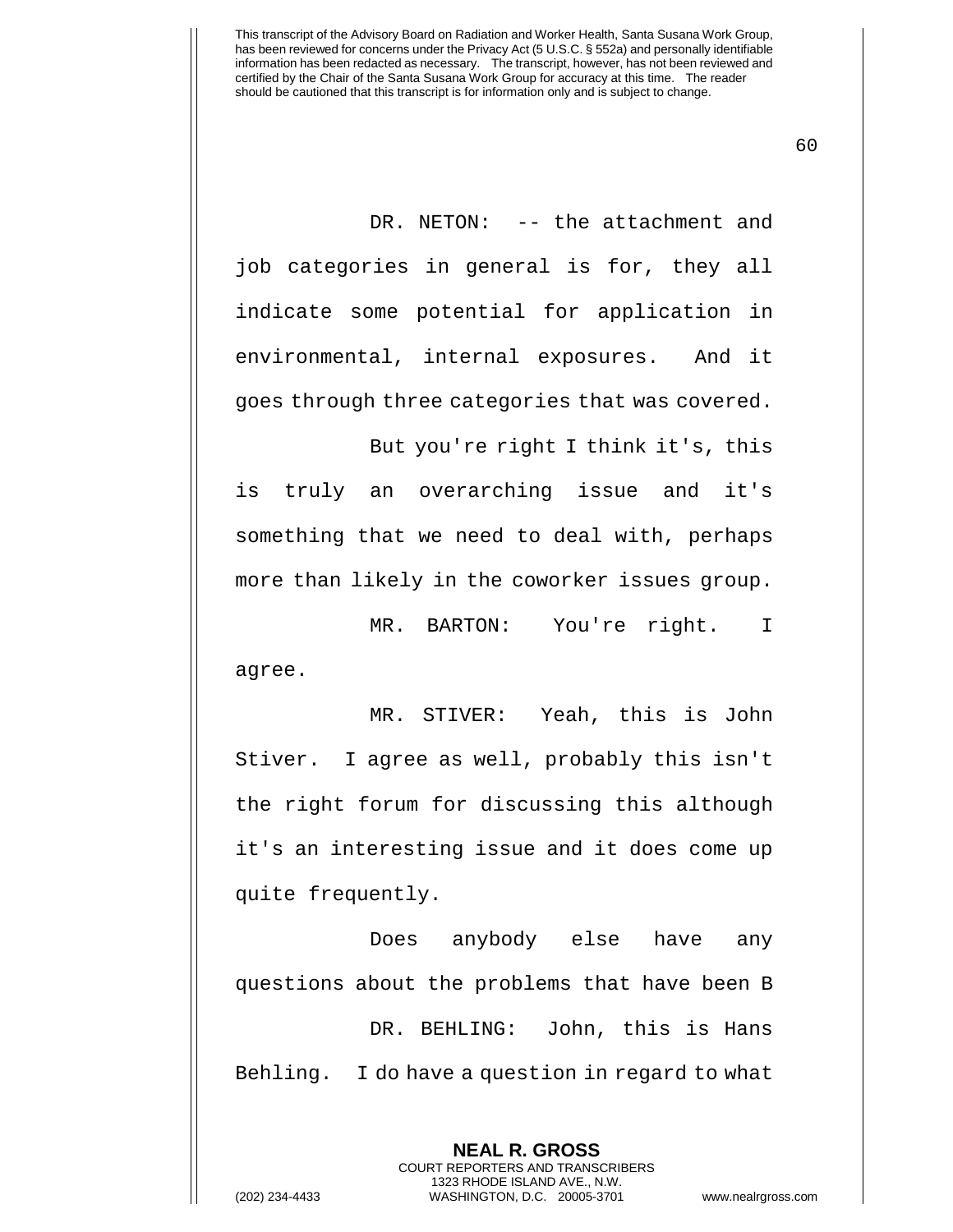DR. NETON: -- the attachment and job categories in general is for, they all indicate some potential for application in environmental, internal exposures. And it goes through three categories that was covered.

But you're right I think it's, this is truly an overarching issue and it's something that we need to deal with, perhaps more than likely in the coworker issues group.

MR. BARTON: You're right. I agree.

MR. STIVER: Yeah, this is John Stiver. I agree as well, probably this isn't the right forum for discussing this although it's an interesting issue and it does come up quite frequently.

Does anybody else have any questions about the problems that have been B

DR. BEHLING: John, this is Hans Behling. I do have a question in regard to what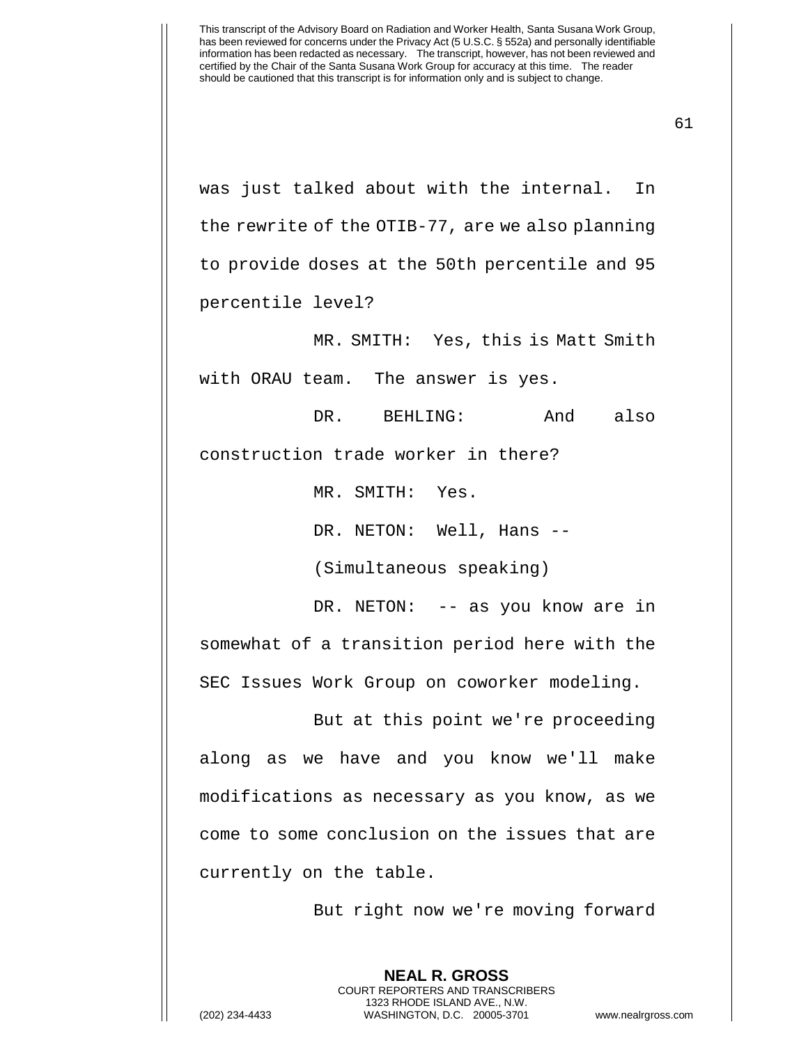was just talked about with the internal. In the rewrite of the OTIB-77, are we also planning to provide doses at the 50th percentile and 95 percentile level?

MR. SMITH: Yes, this is Matt Smith with ORAU team. The answer is yes.

DR. BEHLING: And also construction trade worker in there?

MR. SMITH: Yes.

DR. NETON: Well, Hans --

(Simultaneous speaking)

DR. NETON: -- as you know are in somewhat of a transition period here with the SEC Issues Work Group on coworker modeling.

But at this point we're proceeding along as we have and you know we'll make modifications as necessary as you know, as we come to some conclusion on the issues that are currently on the table.

But right now we're moving forward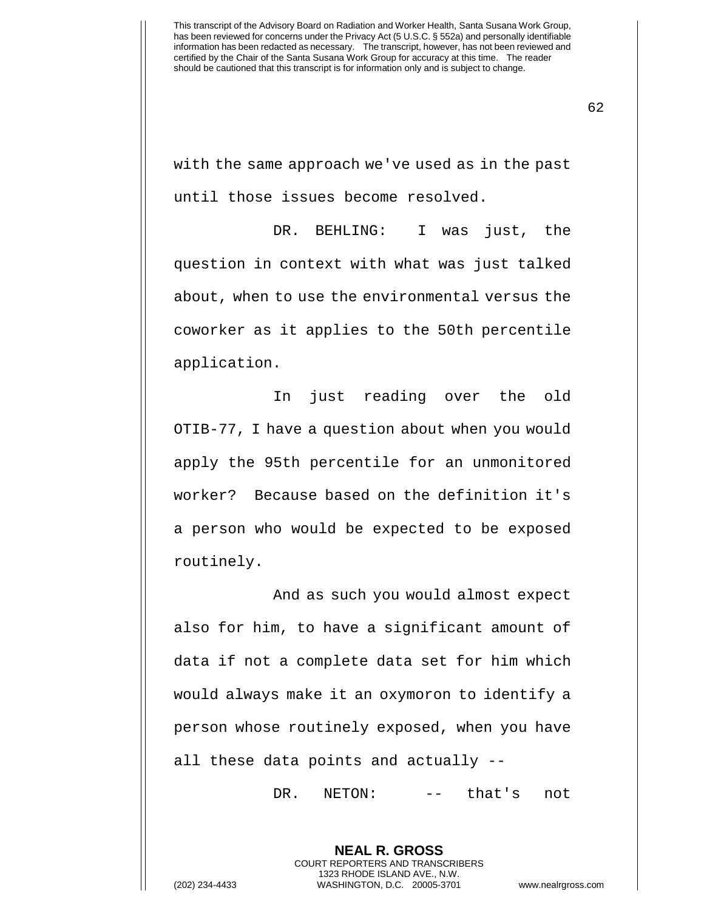with the same approach we've used as in the past until those issues become resolved.

DR. BEHLING: I was just, the question in context with what was just talked about, when to use the environmental versus the coworker as it applies to the 50th percentile application.

In just reading over the old OTIB-77, I have a question about when you would apply the 95th percentile for an unmonitored worker? Because based on the definition it's a person who would be expected to be exposed routinely.

And as such you would almost expect also for him, to have a significant amount of data if not a complete data set for him which would always make it an oxymoron to identify a person whose routinely exposed, when you have all these data points and actually --

DR. NETON: -- that's not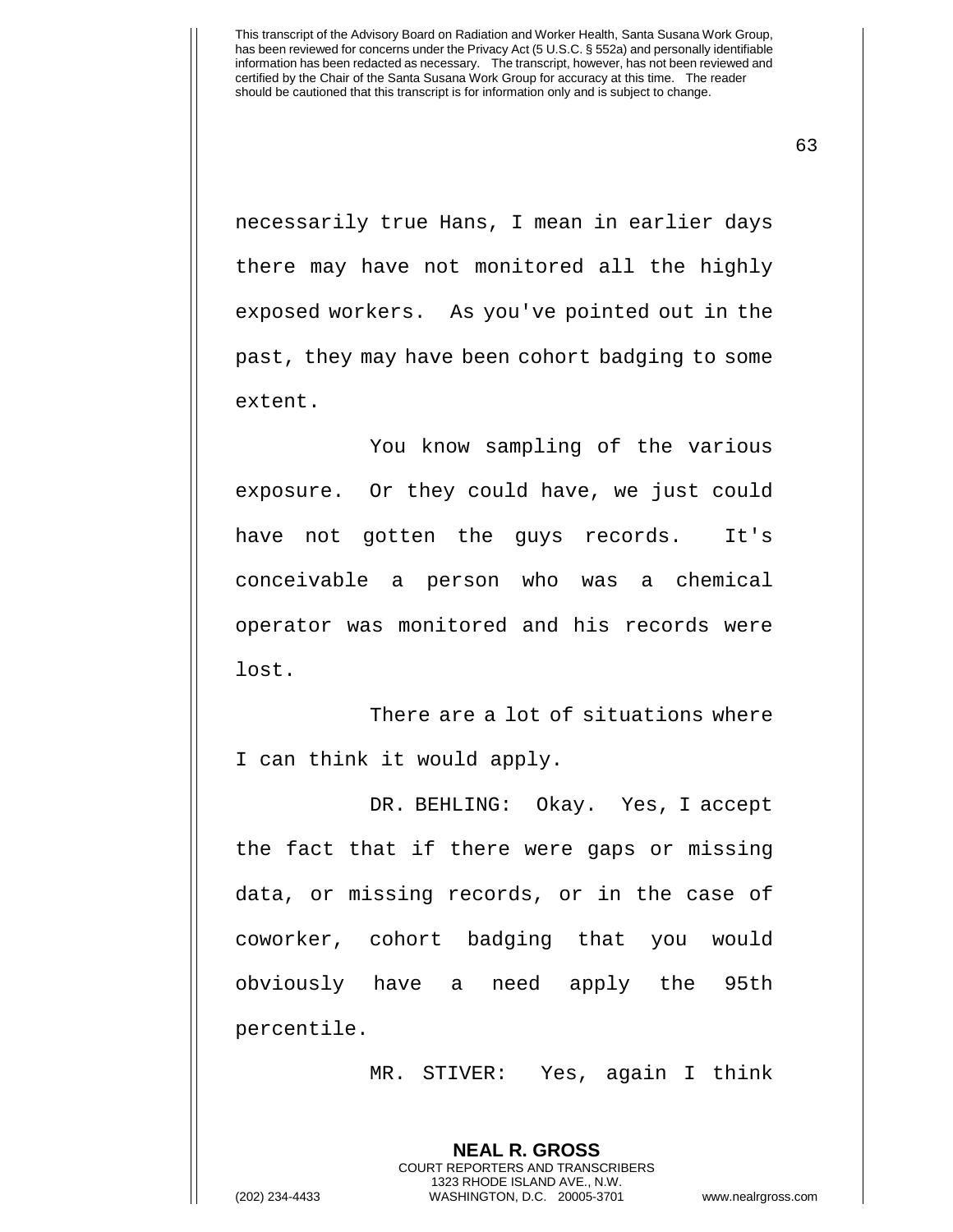necessarily true Hans, I mean in earlier days there may have not monitored all the highly exposed workers. As you've pointed out in the past, they may have been cohort badging to some extent.

You know sampling of the various exposure. Or they could have, we just could have not gotten the guys records. It's conceivable a person who was a chemical operator was monitored and his records were lost.

There are a lot of situations where I can think it would apply.

DR. BEHLING: Okay. Yes, I accept the fact that if there were gaps or missing data, or missing records, or in the case of coworker, cohort badging that you would obviously have a need apply the 95th percentile.

MR. STIVER: Yes, again I think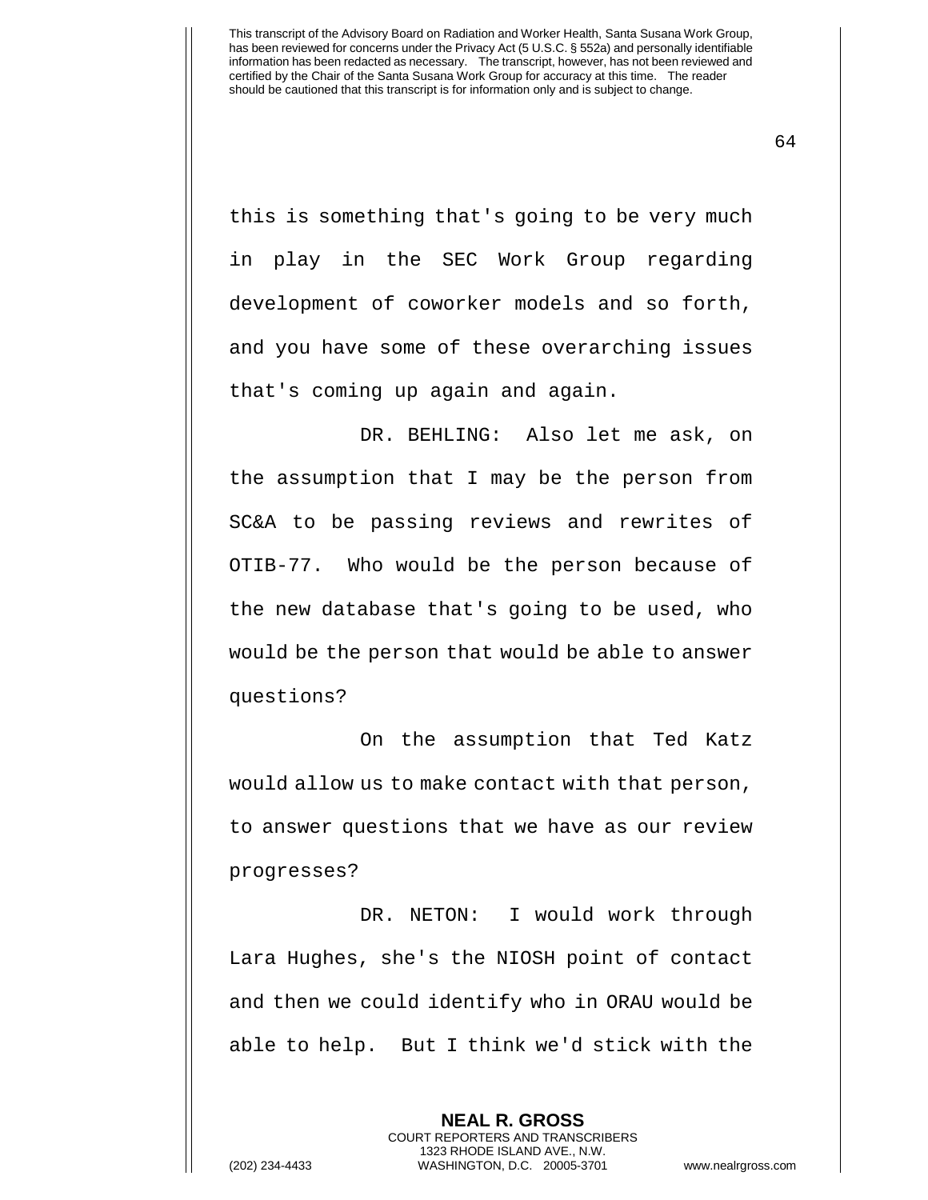this is something that's going to be very much in play in the SEC Work Group regarding development of coworker models and so forth, and you have some of these overarching issues that's coming up again and again.

DR. BEHLING: Also let me ask, on the assumption that I may be the person from SC&A to be passing reviews and rewrites of OTIB-77. Who would be the person because of the new database that's going to be used, who would be the person that would be able to answer questions?

On the assumption that Ted Katz would allow us to make contact with that person, to answer questions that we have as our review progresses?

DR. NETON: I would work through Lara Hughes, she's the NIOSH point of contact and then we could identify who in ORAU would be able to help. But I think we'd stick with the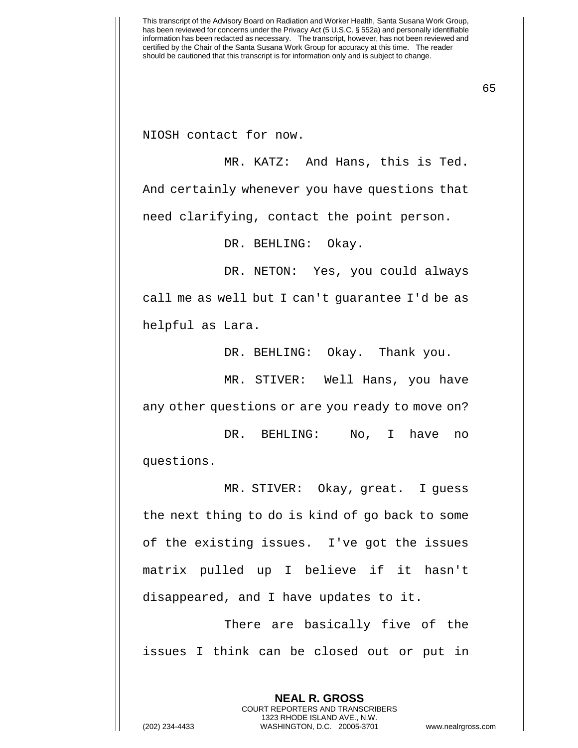NIOSH contact for now.

MR. KATZ: And Hans, this is Ted. And certainly whenever you have questions that need clarifying, contact the point person.

DR. BEHLING: Okay.

DR. NETON: Yes, you could always call me as well but I can't guarantee I'd be as helpful as Lara.

DR. BEHLING: Okay. Thank you.

MR. STIVER: Well Hans, you have any other questions or are you ready to move on?

DR. BEHLING: No, I have no questions.

MR. STIVER: Okay, great. I guess the next thing to do is kind of go back to some of the existing issues. I've got the issues matrix pulled up I believe if it hasn't disappeared, and I have updates to it.

There are basically five of the issues I think can be closed out or put in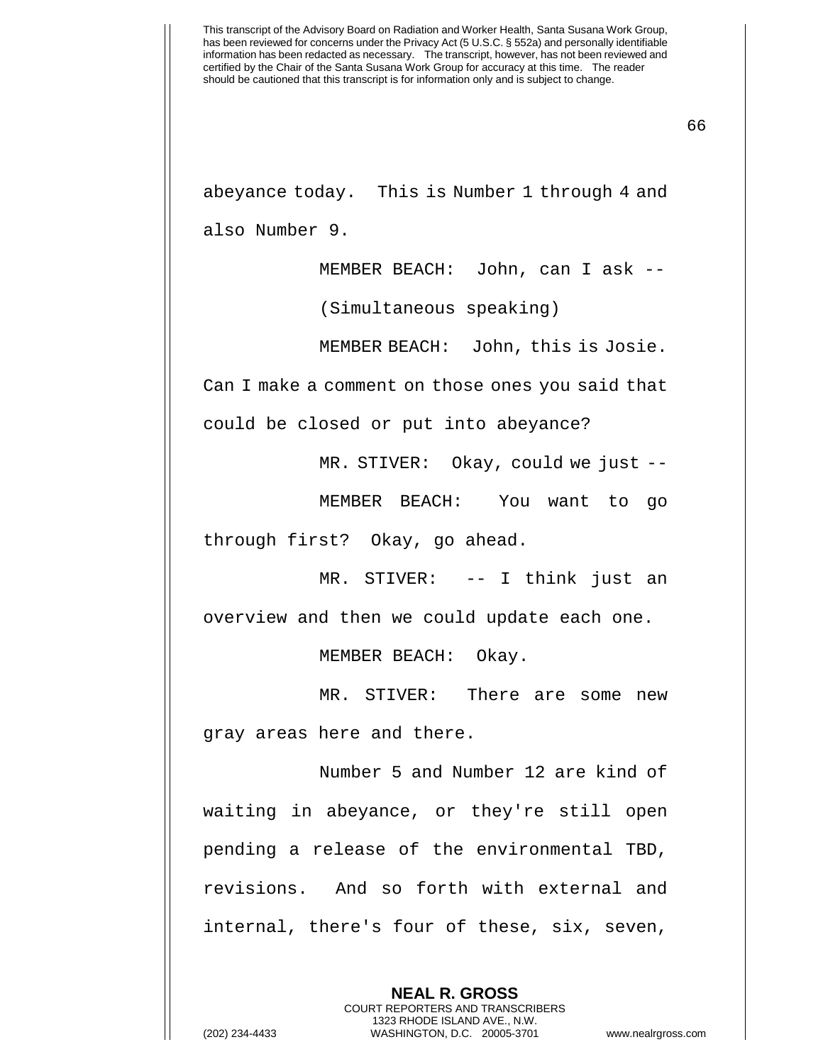abeyance today. This is Number 1 through 4 and also Number 9.

MEMBER BEACH: John, can I ask --

(Simultaneous speaking)

MEMBER BEACH: John, this is Josie. Can I make a comment on those ones you said that could be closed or put into abeyance?

MR. STIVER: Okay, could we just --

MEMBER BEACH: You want to go through first? Okay, go ahead.

MR. STIVER: -- I think just an overview and then we could update each one.

MEMBER BEACH: Okay.

MR. STIVER: There are some new gray areas here and there.

Number 5 and Number 12 are kind of waiting in abeyance, or they're still open pending a release of the environmental TBD, revisions. And so forth with external and internal, there's four of these, six, seven,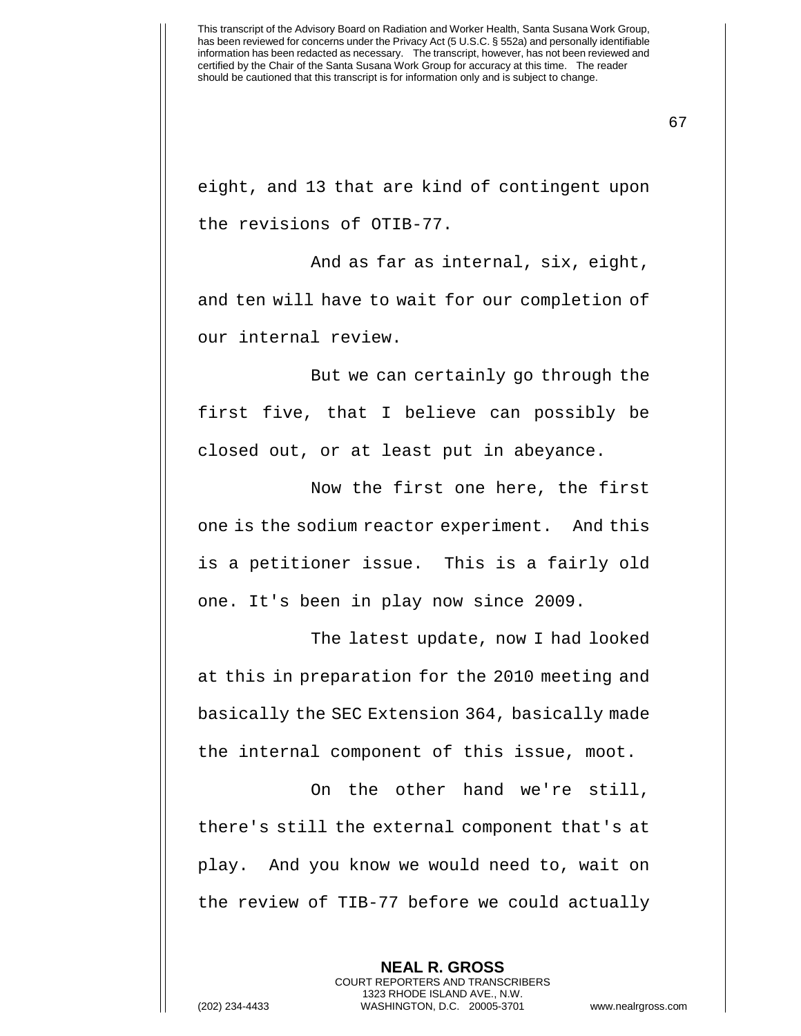eight, and 13 that are kind of contingent upon the revisions of OTIB-77.

And as far as internal, six, eight, and ten will have to wait for our completion of our internal review.

But we can certainly go through the first five, that I believe can possibly be closed out, or at least put in abeyance.

Now the first one here, the first one is the sodium reactor experiment. And this is a petitioner issue. This is a fairly old one. It's been in play now since 2009.

The latest update, now I had looked at this in preparation for the 2010 meeting and basically the SEC Extension 364, basically made the internal component of this issue, moot.

On the other hand we're still, there's still the external component that's at play. And you know we would need to, wait on the review of TIB-77 before we could actually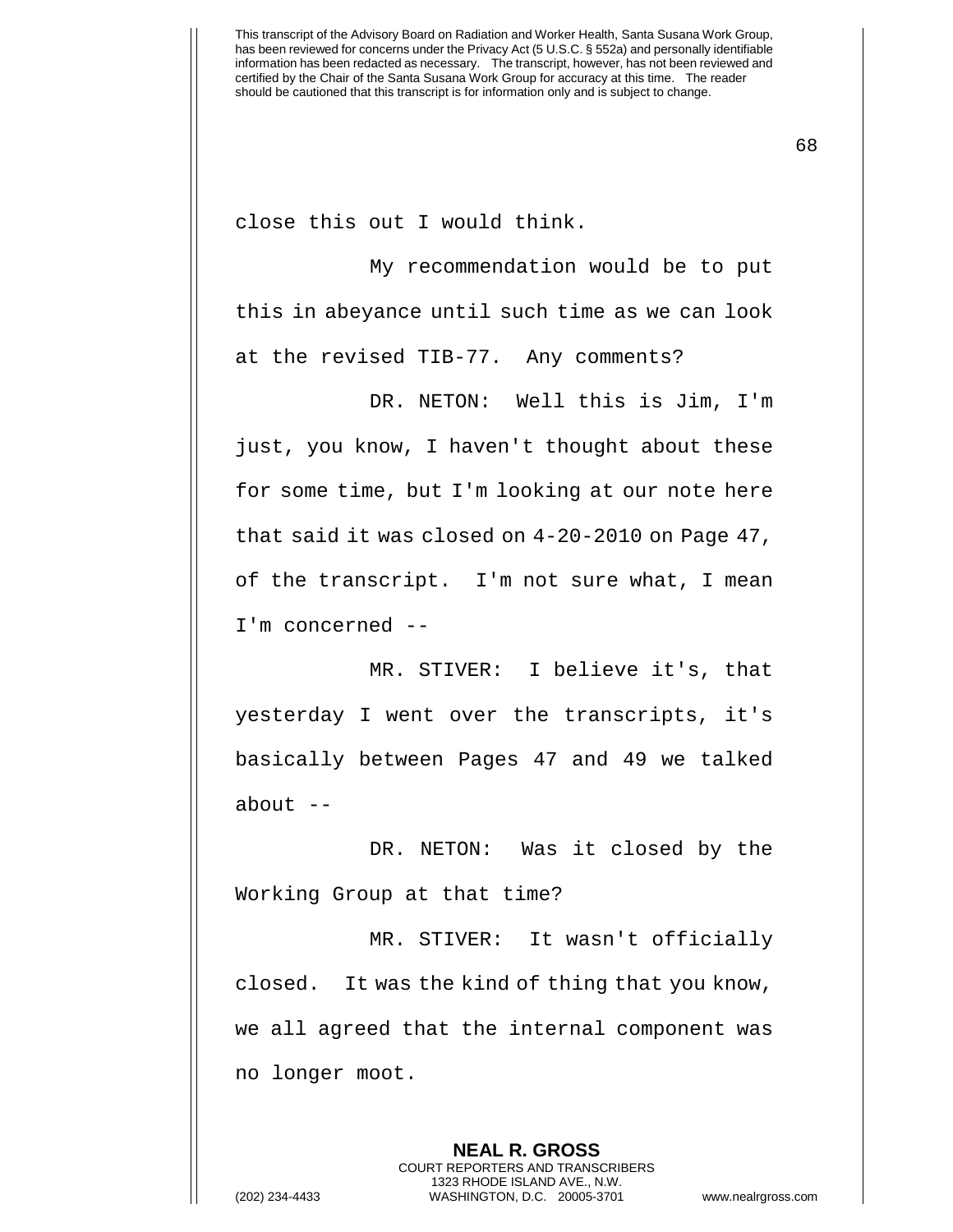close this out I would think.

My recommendation would be to put this in abeyance until such time as we can look at the revised TIB-77. Any comments?

DR. NETON: Well this is Jim, I'm just, you know, I haven't thought about these for some time, but I'm looking at our note here that said it was closed on 4-20-2010 on Page 47, of the transcript. I'm not sure what, I mean I'm concerned --

MR. STIVER: I believe it's, that yesterday I went over the transcripts, it's basically between Pages 47 and 49 we talked about --

DR. NETON: Was it closed by the Working Group at that time?

MR. STIVER: It wasn't officially closed. It was the kind of thing that you know, we all agreed that the internal component was no longer moot.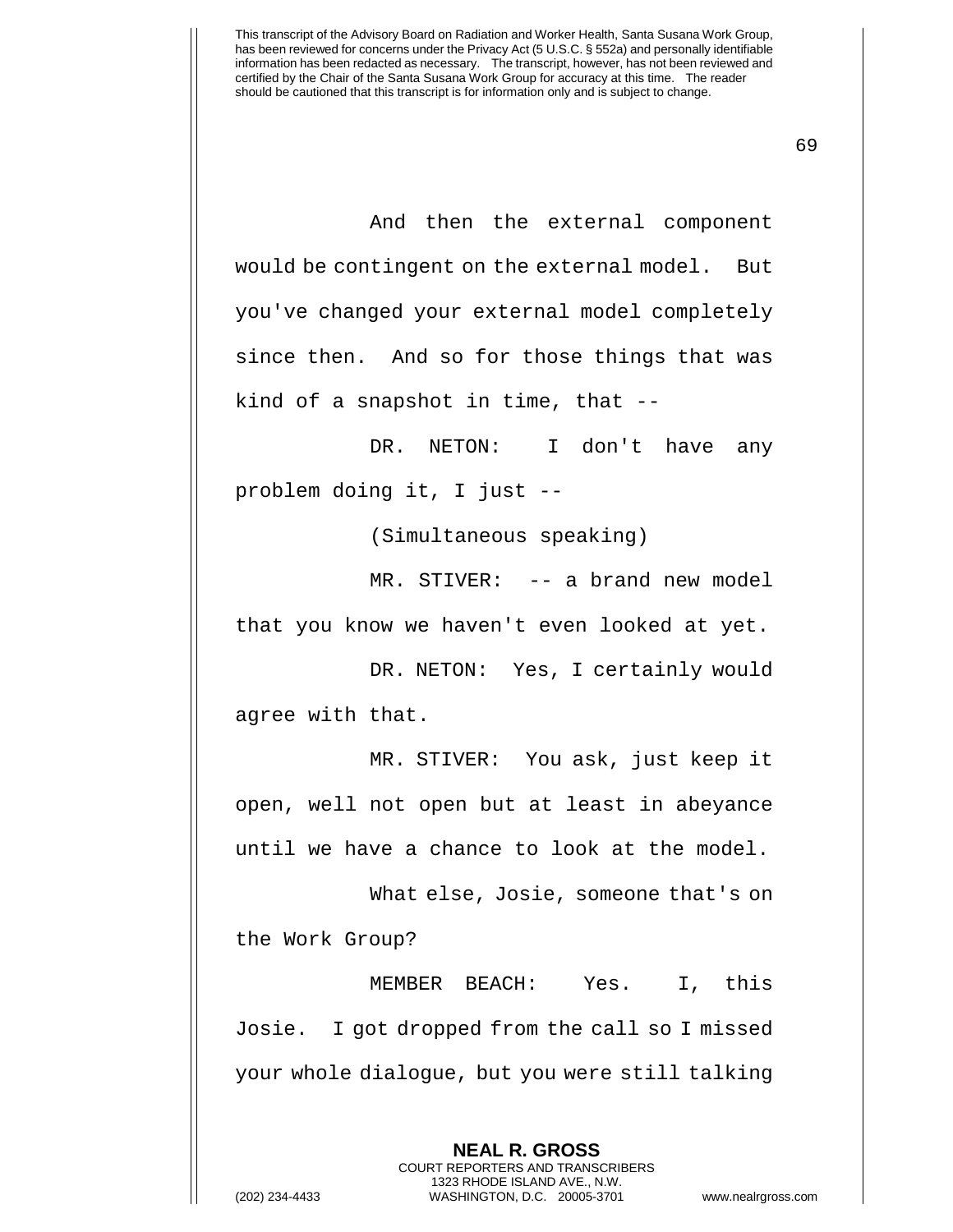And then the external component would be contingent on the external model. But you've changed your external model completely since then. And so for those things that was kind of a snapshot in time, that --

DR. NETON: I don't have any problem doing it, I just --

(Simultaneous speaking)

MR. STIVER: -- a brand new model that you know we haven't even looked at yet.

DR. NETON: Yes, I certainly would agree with that.

MR. STIVER: You ask, just keep it open, well not open but at least in abeyance until we have a chance to look at the model.

What else, Josie, someone that's on the Work Group?

MEMBER BEACH: Yes. I, this Josie. I got dropped from the call so I missed your whole dialogue, but you were still talking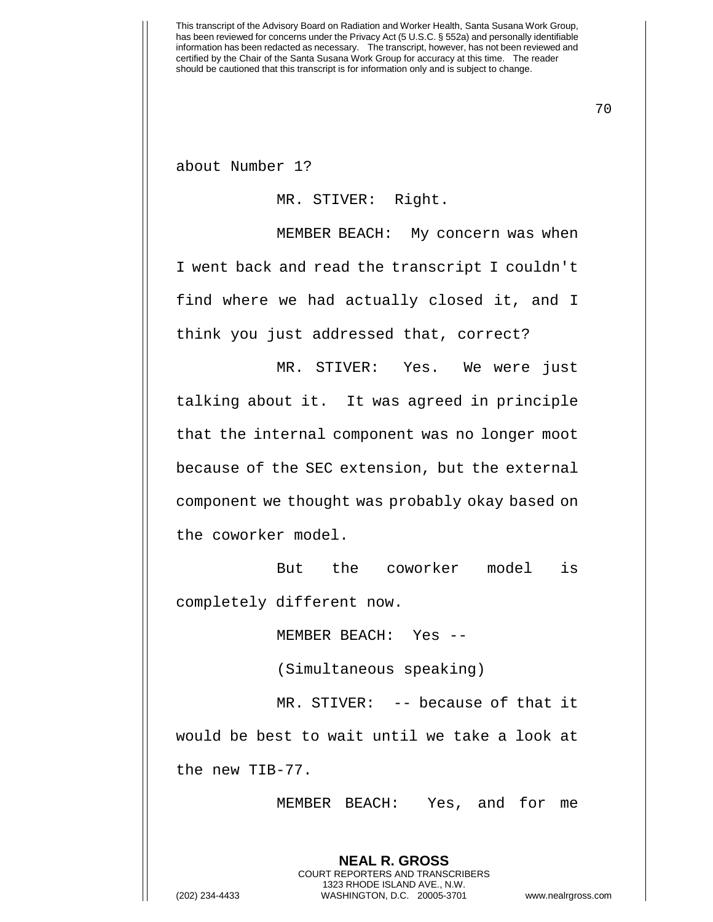about Number 1?

MR. STIVER: Right.

MEMBER BEACH: My concern was when I went back and read the transcript I couldn't find where we had actually closed it, and I think you just addressed that, correct?

MR. STIVER: Yes. We were just talking about it. It was agreed in principle that the internal component was no longer moot because of the SEC extension, but the external component we thought was probably okay based on the coworker model.

But the coworker model is completely different now.

MEMBER BEACH: Yes --

(Simultaneous speaking)

MR. STIVER: -- because of that it would be best to wait until we take a look at the new TIB-77.

MEMBER BEACH: Yes, and for me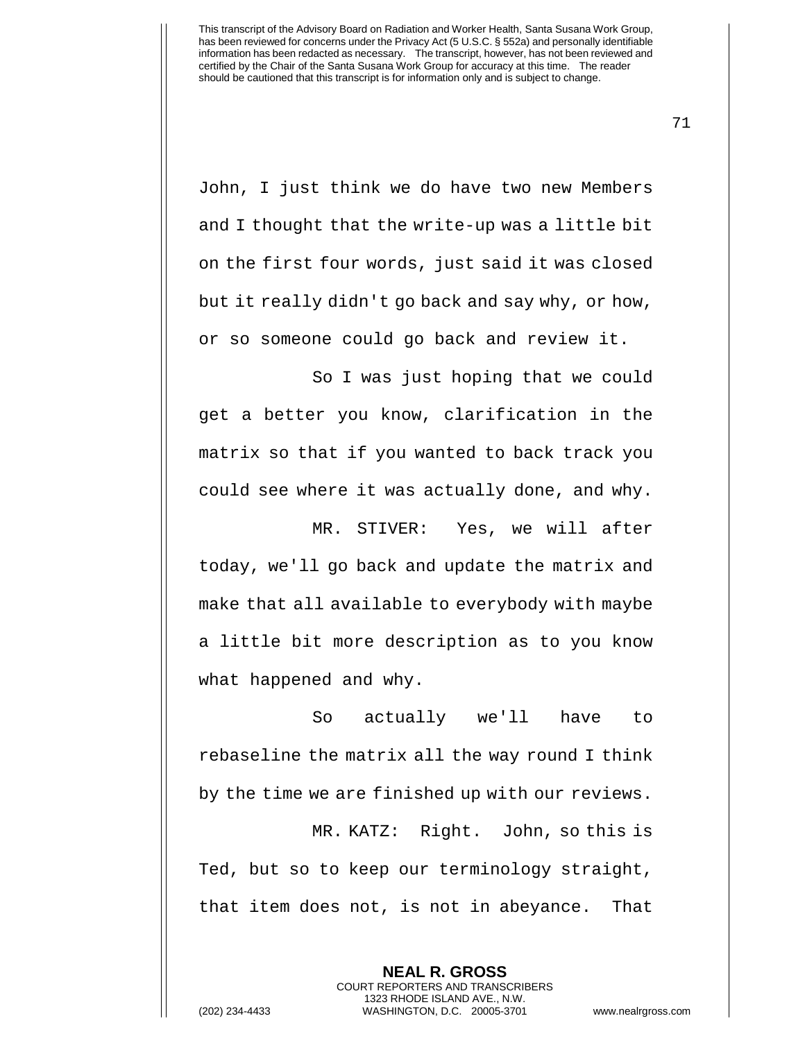John, I just think we do have two new Members and I thought that the write-up was a little bit on the first four words, just said it was closed but it really didn't go back and say why, or how, or so someone could go back and review it.

So I was just hoping that we could get a better you know, clarification in the matrix so that if you wanted to back track you could see where it was actually done, and why.

MR. STIVER: Yes, we will after today, we'll go back and update the matrix and make that all available to everybody with maybe a little bit more description as to you know what happened and why.

So actually we'll have to rebaseline the matrix all the way round I think by the time we are finished up with our reviews.

MR. KATZ: Right. John, so this is Ted, but so to keep our terminology straight, that item does not, is not in abeyance. That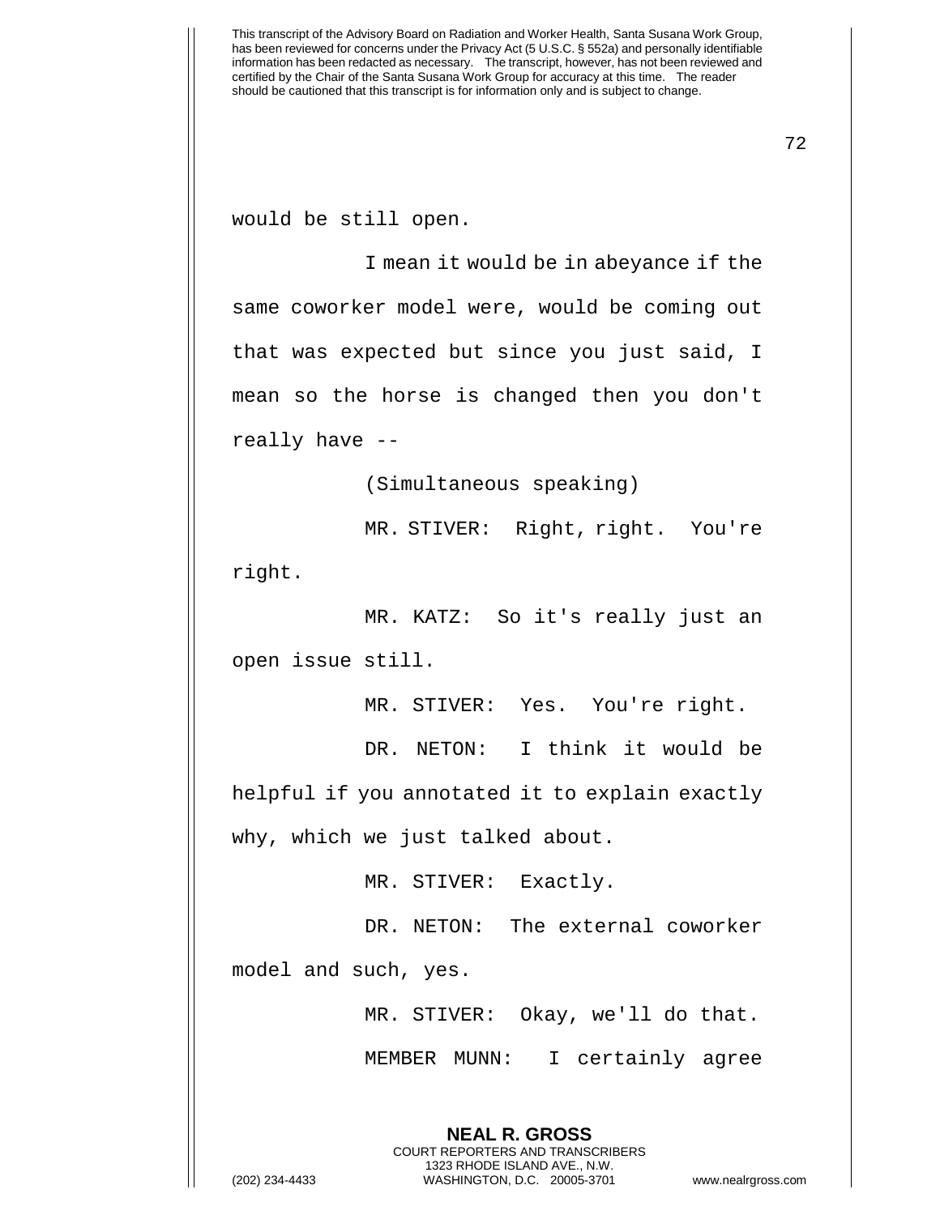would be still open.

I mean it would be in abeyance if the same coworker model were, would be coming out that was expected but since you just said, I mean so the horse is changed then you don't really have --

(Simultaneous speaking)

MR. STIVER: Right, right. You're right.

MR. KATZ: So it's really just an open issue still.

MR. STIVER: Yes. You're right.

DR. NETON: I think it would be helpful if you annotated it to explain exactly why, which we just talked about.

MR. STIVER: Exactly.

DR. NETON: The external coworker model and such, yes.

MR. STIVER: Okay, we'll do that.

MEMBER MUNN: I certainly agree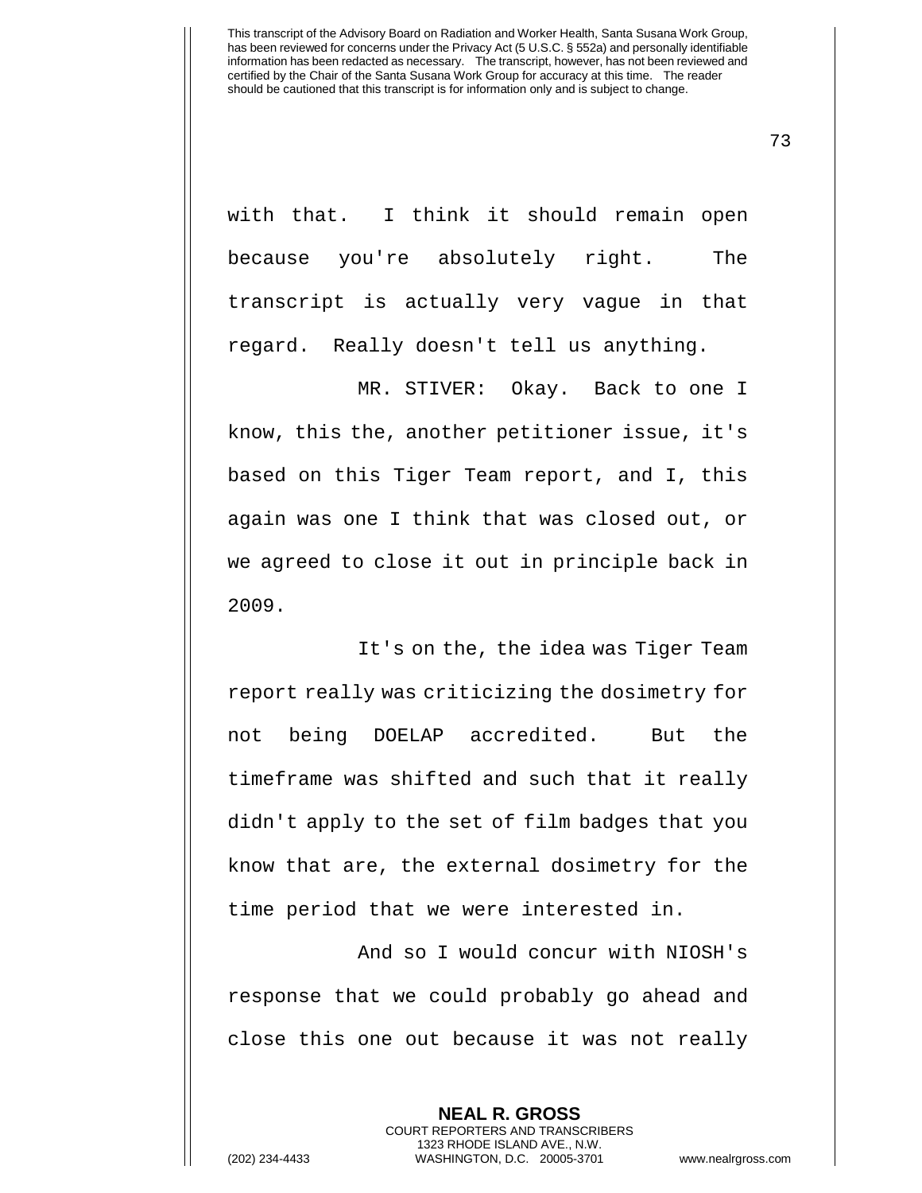with that. I think it should remain open because you're absolutely right. The transcript is actually very vague in that regard. Really doesn't tell us anything.

MR. STIVER: Okay. Back to one I know, this the, another petitioner issue, it's based on this Tiger Team report, and I, this again was one I think that was closed out, or we agreed to close it out in principle back in 2009.

It's on the, the idea was Tiger Team report really was criticizing the dosimetry for not being DOELAP accredited. But the timeframe was shifted and such that it really didn't apply to the set of film badges that you know that are, the external dosimetry for the time period that we were interested in.

And so I would concur with NIOSH's response that we could probably go ahead and close this one out because it was not really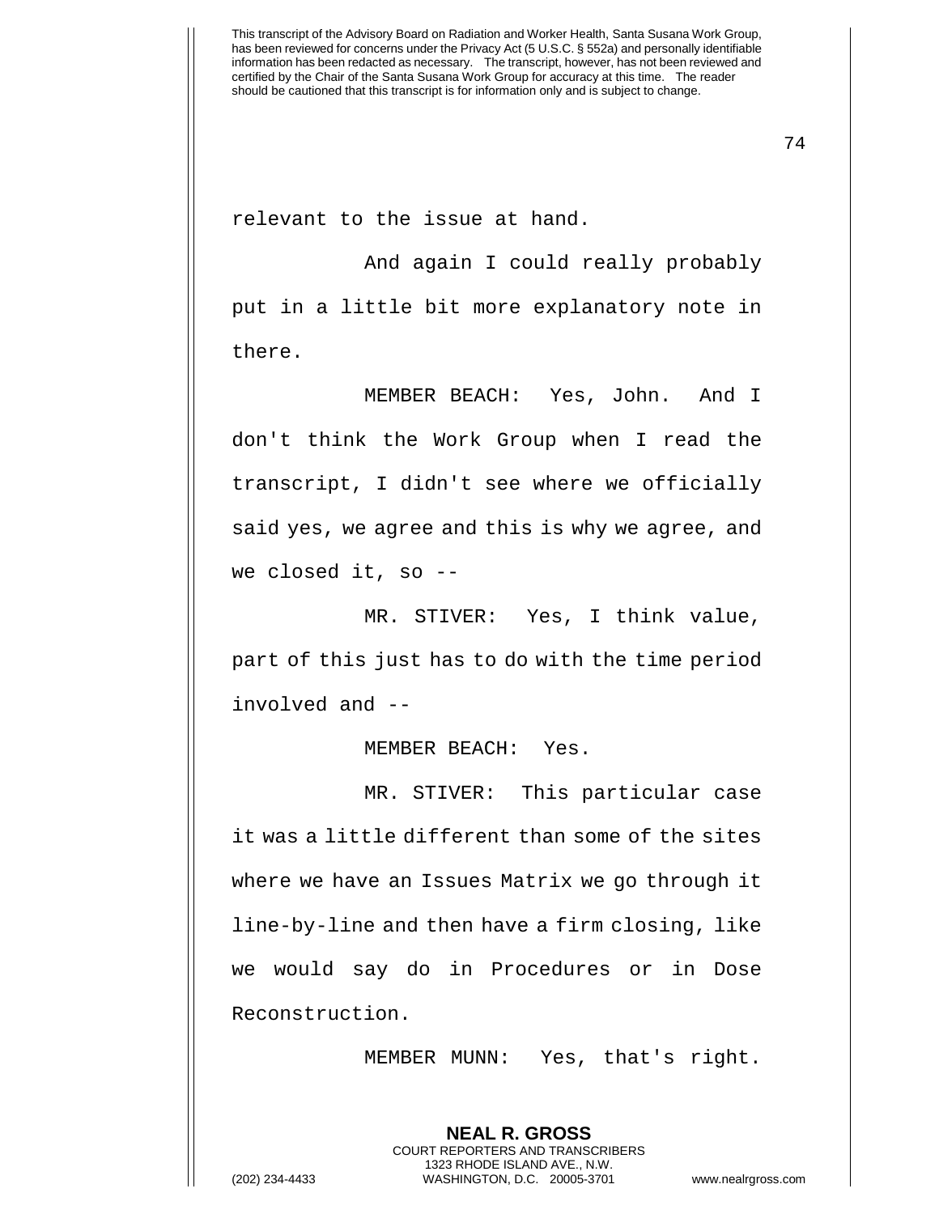relevant to the issue at hand.

And again I could really probably put in a little bit more explanatory note in there.

MEMBER BEACH: Yes, John. And I don't think the Work Group when I read the transcript, I didn't see where we officially said yes, we agree and this is why we agree, and we closed it, so --

MR. STIVER: Yes, I think value, part of this just has to do with the time period involved and --

MEMBER BEACH: Yes.

MR. STIVER: This particular case it was a little different than some of the sites where we have an Issues Matrix we go through it line-by-line and then have a firm closing, like we would say do in Procedures or in Dose Reconstruction.

MEMBER MUNN: Yes, that's right.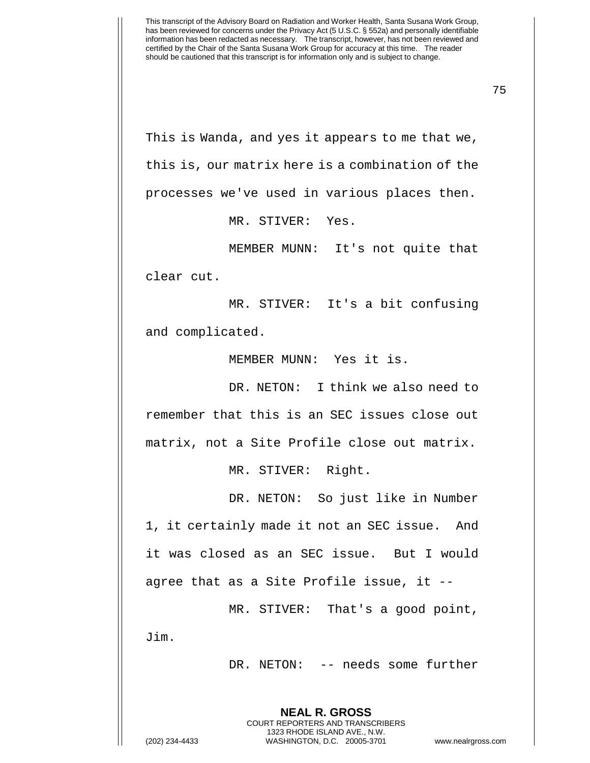This is Wanda, and yes it appears to me that we, this is, our matrix here is a combination of the processes we've used in various places then.

MR. STIVER: Yes.

MEMBER MUNN: It's not quite that clear cut.

MR. STIVER: It's a bit confusing and complicated.

MEMBER MUNN: Yes it is.

DR. NETON: I think we also need to remember that this is an SEC issues close out matrix, not a Site Profile close out matrix.

MR. STIVER: Right.

DR. NETON: So just like in Number 1, it certainly made it not an SEC issue. And it was closed as an SEC issue. But I would agree that as a Site Profile issue, it --

MR. STIVER: That's a good point, Jim.

DR. NETON: -- needs some further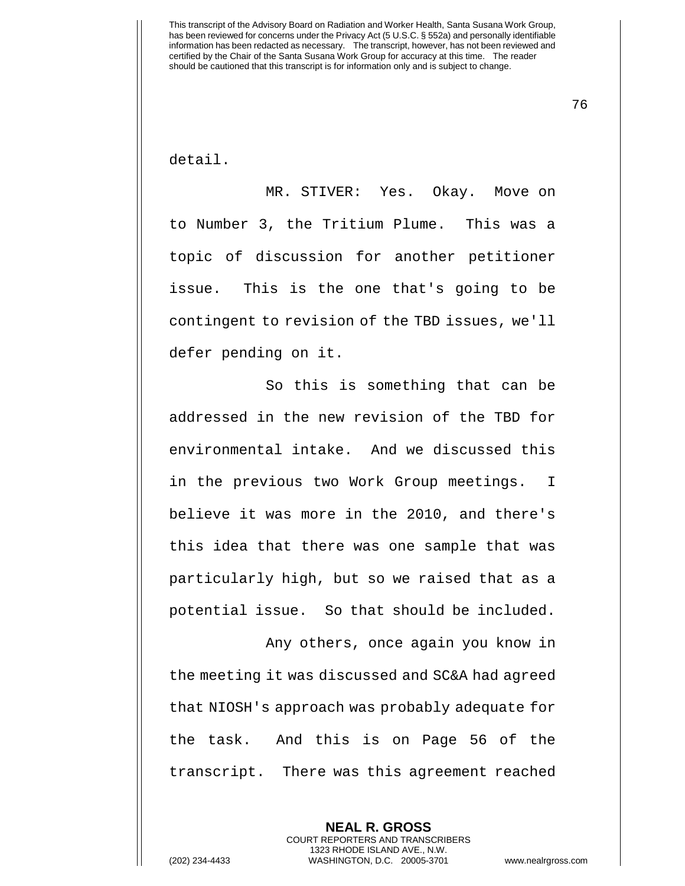detail.

MR. STIVER: Yes. Okay. Move on to Number 3, the Tritium Plume. This was a topic of discussion for another petitioner issue. This is the one that's going to be contingent to revision of the TBD issues, we'll defer pending on it.

So this is something that can be addressed in the new revision of the TBD for environmental intake. And we discussed this in the previous two Work Group meetings. I believe it was more in the 2010, and there's this idea that there was one sample that was particularly high, but so we raised that as a potential issue. So that should be included.

Any others, once again you know in the meeting it was discussed and SC&A had agreed that NIOSH's approach was probably adequate for the task. And this is on Page 56 of the transcript. There was this agreement reached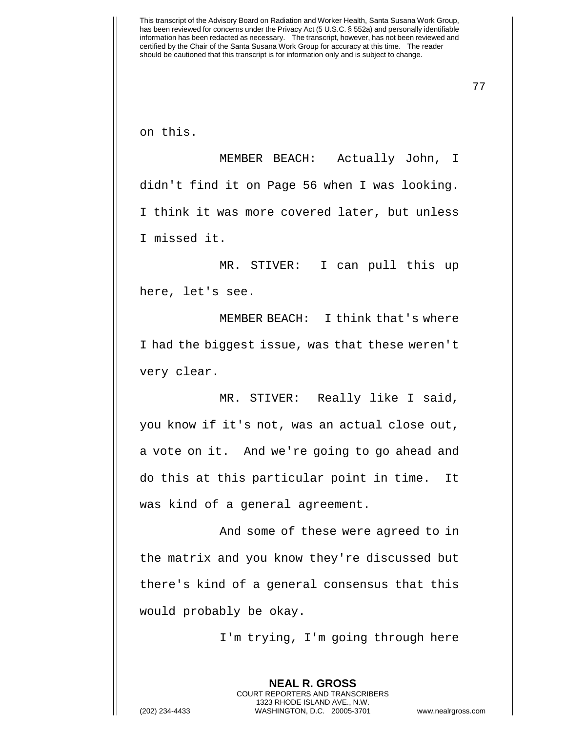on this.

MEMBER BEACH: Actually John, I didn't find it on Page 56 when I was looking. I think it was more covered later, but unless I missed it.

MR. STIVER: I can pull this up here, let's see.

MEMBER BEACH: I think that's where I had the biggest issue, was that these weren't very clear.

MR. STIVER: Really like I said, you know if it's not, was an actual close out, a vote on it. And we're going to go ahead and do this at this particular point in time. It was kind of a general agreement.

And some of these were agreed to in the matrix and you know they're discussed but there's kind of a general consensus that this would probably be okay.

I'm trying, I'm going through here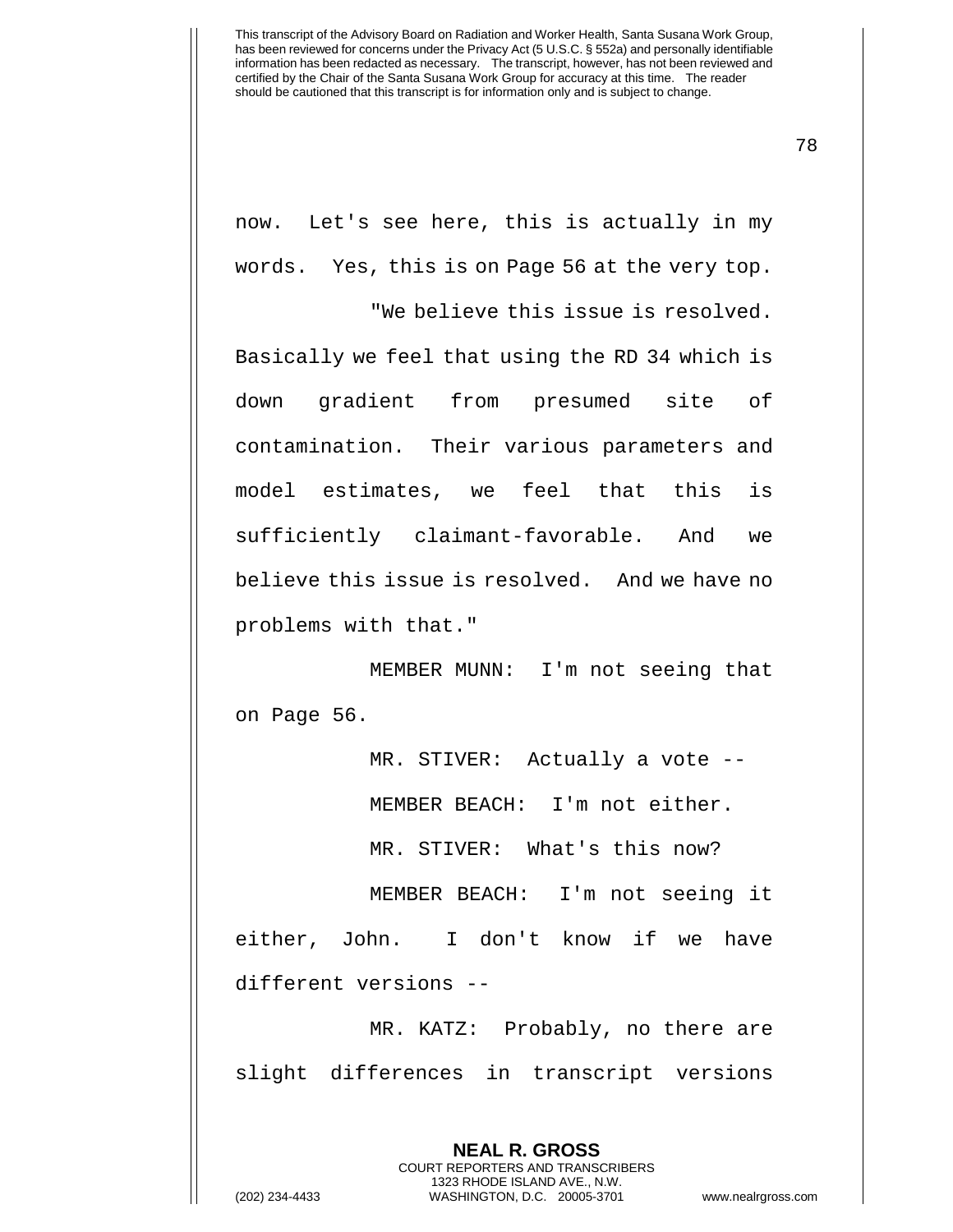now. Let's see here, this is actually in my words. Yes, this is on Page 56 at the very top.

"We believe this issue is resolved. Basically we feel that using the RD 34 which is down gradient from presumed site of contamination. Their various parameters and model estimates, we feel that this is sufficiently claimant-favorable. And we believe this issue is resolved. And we have no problems with that."

MEMBER MUNN: I'm not seeing that on Page 56.

MR. STIVER: Actually a vote --

MEMBER BEACH: I'm not either.

MR. STIVER: What's this now?

MEMBER BEACH: I'm not seeing it either, John. I don't know if we have different versions --

MR. KATZ: Probably, no there are slight differences in transcript versions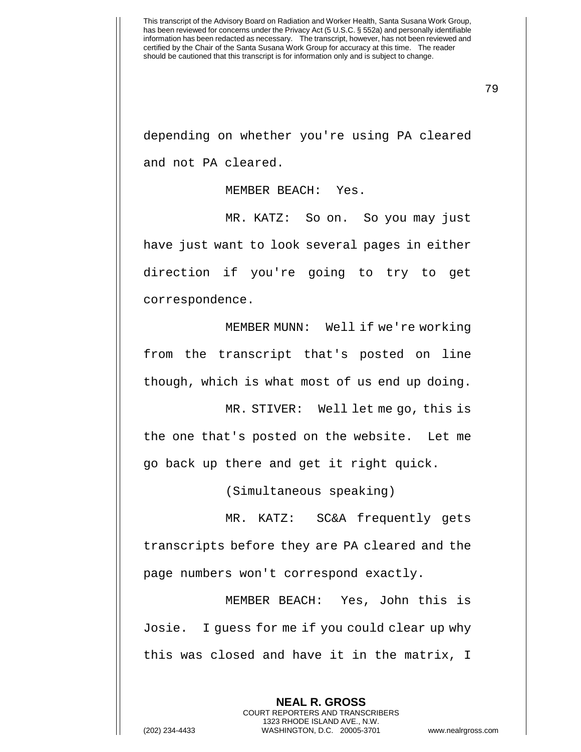depending on whether you're using PA cleared and not PA cleared.

MEMBER BEACH: Yes.

MR. KATZ: So on. So you may just have just want to look several pages in either direction if you're going to try to get correspondence.

MEMBER MUNN: Well if we're working from the transcript that's posted on line though, which is what most of us end up doing.

MR. STIVER: Well let me go, this is the one that's posted on the website. Let me go back up there and get it right quick.

(Simultaneous speaking)

MR. KATZ: SC&A frequently gets transcripts before they are PA cleared and the page numbers won't correspond exactly.

MEMBER BEACH: Yes, John this is Josie. I guess for me if you could clear up why this was closed and have it in the matrix, I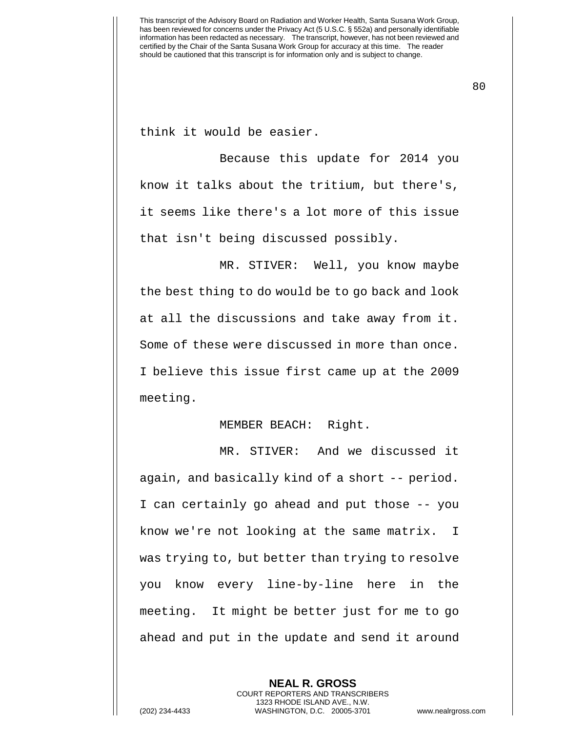think it would be easier.

Because this update for 2014 you know it talks about the tritium, but there's, it seems like there's a lot more of this issue that isn't being discussed possibly.

MR. STIVER: Well, you know maybe the best thing to do would be to go back and look at all the discussions and take away from it. Some of these were discussed in more than once. I believe this issue first came up at the 2009 meeting.

MEMBER BEACH: Right.

MR. STIVER: And we discussed it again, and basically kind of a short -- period. I can certainly go ahead and put those -- you know we're not looking at the same matrix. I was trying to, but better than trying to resolve you know every line-by-line here in the meeting. It might be better just for me to go ahead and put in the update and send it around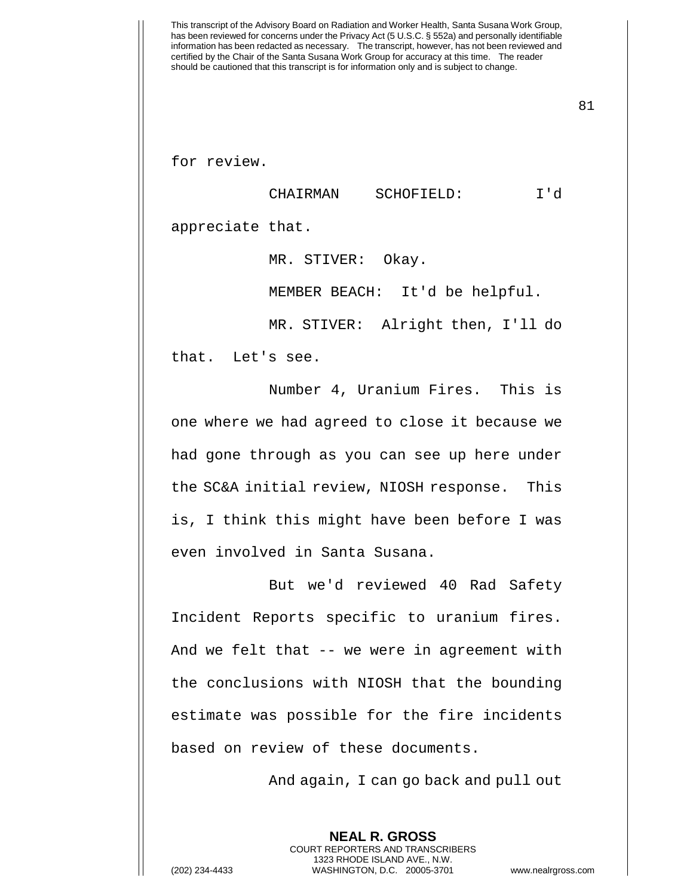for review.

CHAIRMAN SCHOFIELD: I'd appreciate that.

MR. STIVER: Okay.

MEMBER BEACH: It'd be helpful.

MR. STIVER: Alright then, I'll do that. Let's see.

Number 4, Uranium Fires. This is one where we had agreed to close it because we had gone through as you can see up here under the SC&A initial review, NIOSH response. This is, I think this might have been before I was even involved in Santa Susana.

But we'd reviewed 40 Rad Safety Incident Reports specific to uranium fires. And we felt that -- we were in agreement with the conclusions with NIOSH that the bounding estimate was possible for the fire incidents based on review of these documents.

And again, I can go back and pull out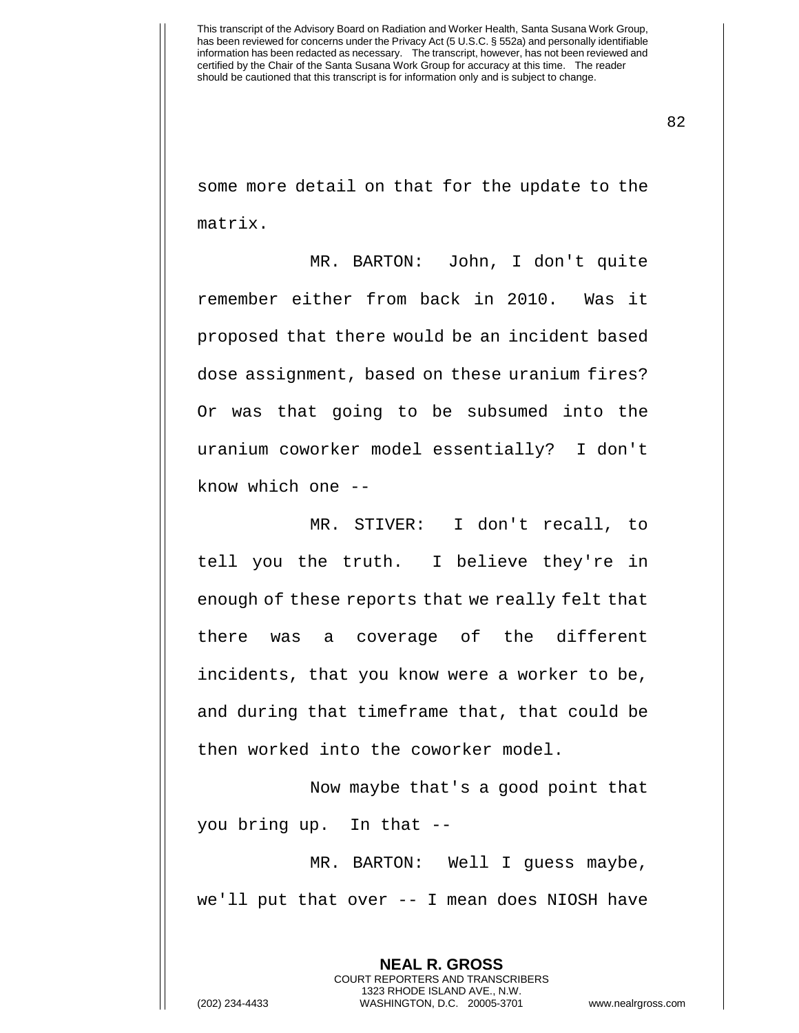some more detail on that for the update to the matrix.

MR. BARTON: John, I don't quite remember either from back in 2010. Was it proposed that there would be an incident based dose assignment, based on these uranium fires? Or was that going to be subsumed into the uranium coworker model essentially? I don't know which one --

MR. STIVER: I don't recall, to tell you the truth. I believe they're in enough of these reports that we really felt that there was a coverage of the different incidents, that you know were a worker to be, and during that timeframe that, that could be then worked into the coworker model.

Now maybe that's a good point that you bring up. In that --

MR. BARTON: Well I guess maybe, we'll put that over -- I mean does NIOSH have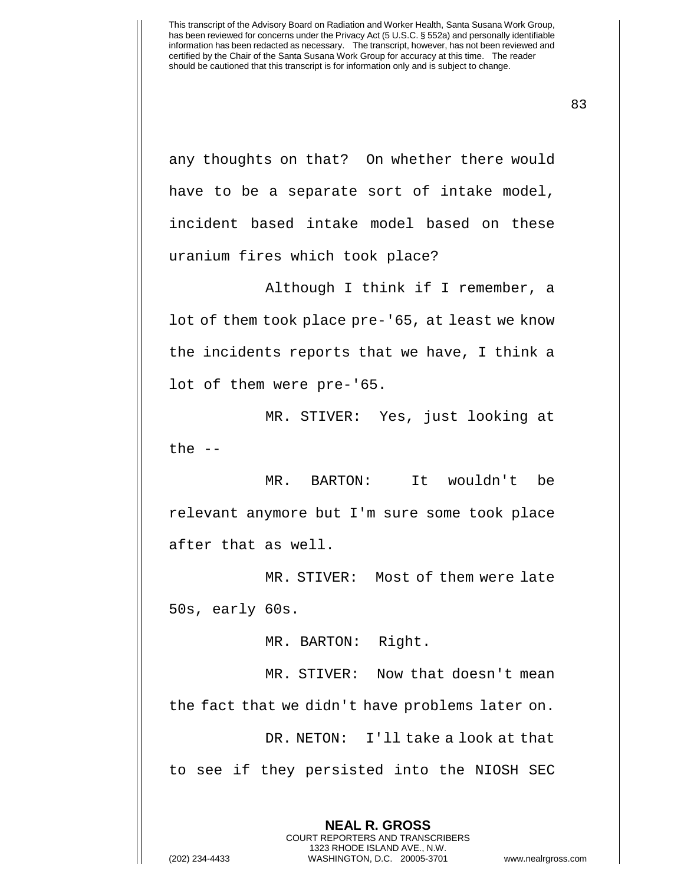any thoughts on that? On whether there would have to be a separate sort of intake model, incident based intake model based on these uranium fires which took place?

Although I think if I remember, a lot of them took place pre-'65, at least we know the incidents reports that we have, I think a lot of them were pre-'65.

MR. STIVER: Yes, just looking at the --

MR. BARTON: It wouldn't be relevant anymore but I'm sure some took place after that as well.

MR. STIVER: Most of them were late 50s, early 60s.

MR. BARTON: Right.

MR. STIVER: Now that doesn't mean the fact that we didn't have problems later on.

DR. NETON: I'll take a look at that to see if they persisted into the NIOSH SEC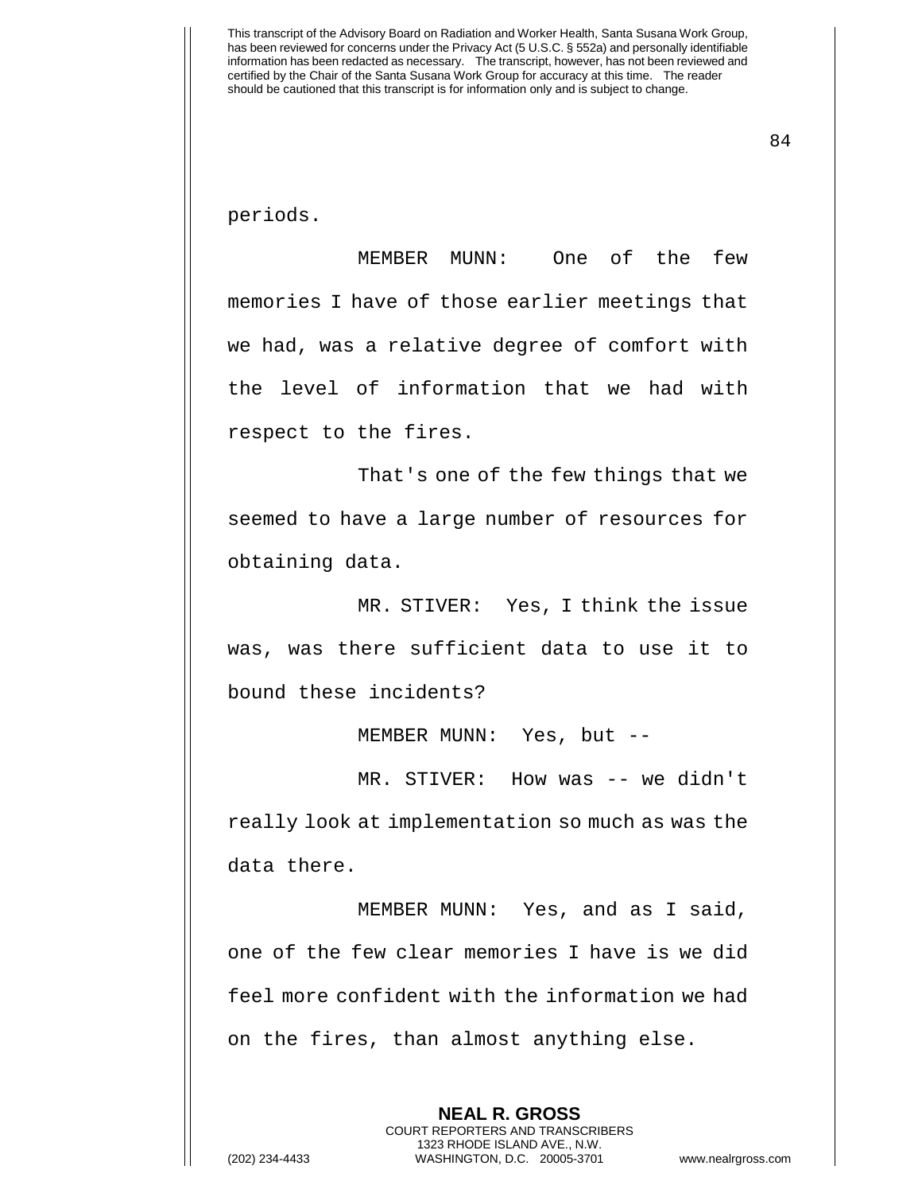periods.

MEMBER MUNN: One of the few memories I have of those earlier meetings that we had, was a relative degree of comfort with the level of information that we had with respect to the fires.

That's one of the few things that we seemed to have a large number of resources for obtaining data.

MR. STIVER: Yes, I think the issue was, was there sufficient data to use it to bound these incidents?

MEMBER MUNN: Yes, but --

MR. STIVER: How was -- we didn't really look at implementation so much as was the data there.

MEMBER MUNN: Yes, and as I said, one of the few clear memories I have is we did feel more confident with the information we had on the fires, than almost anything else.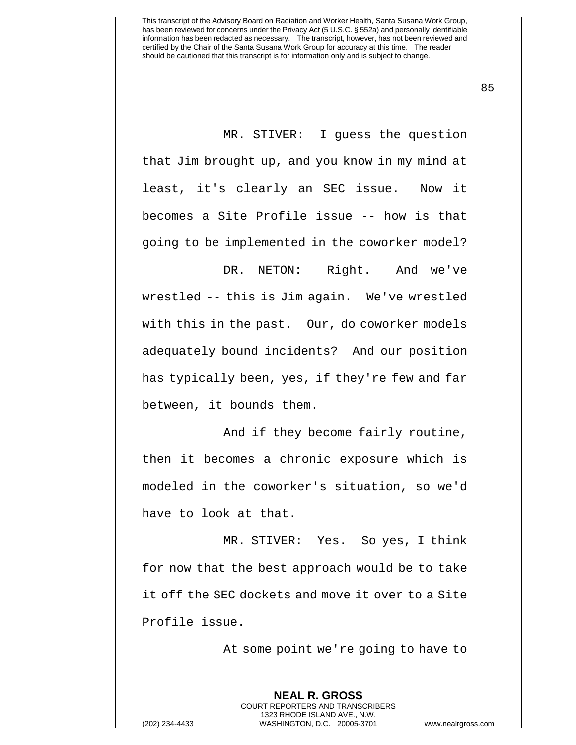MR. STIVER: I guess the question that Jim brought up, and you know in my mind at least, it's clearly an SEC issue. Now it becomes a Site Profile issue -- how is that going to be implemented in the coworker model?

DR. NETON: Right. And we've wrestled -- this is Jim again. We've wrestled with this in the past. Our, do coworker models adequately bound incidents? And our position has typically been, yes, if they're few and far between, it bounds them.

And if they become fairly routine, then it becomes a chronic exposure which is modeled in the coworker's situation, so we'd have to look at that.

MR. STIVER: Yes. So yes, I think for now that the best approach would be to take it off the SEC dockets and move it over to a Site Profile issue.

At some point we're going to have to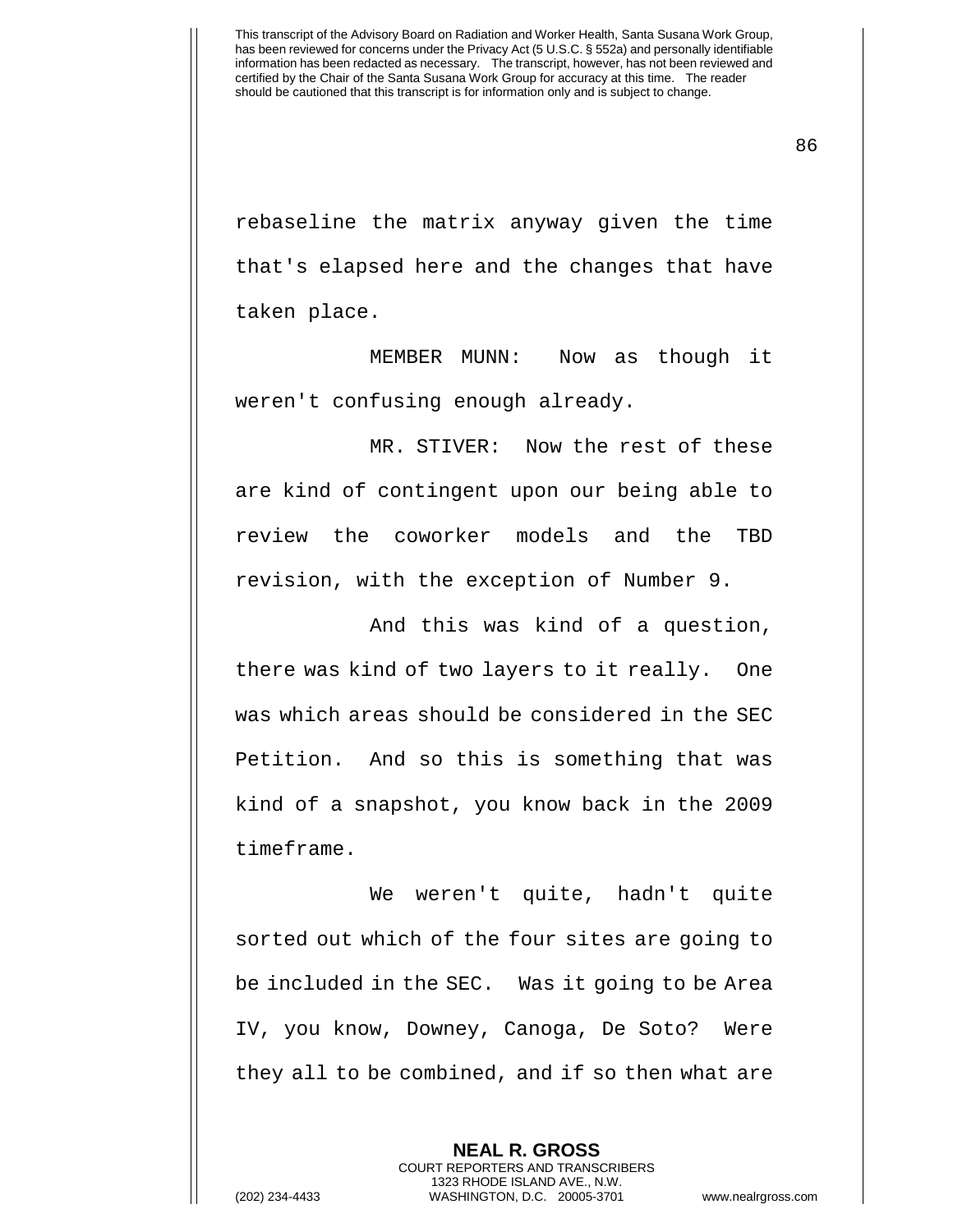rebaseline the matrix anyway given the time that's elapsed here and the changes that have taken place.

MEMBER MUNN: Now as though it weren't confusing enough already.

MR. STIVER: Now the rest of these are kind of contingent upon our being able to review the coworker models and the TBD revision, with the exception of Number 9.

And this was kind of a question, there was kind of two layers to it really. One was which areas should be considered in the SEC Petition. And so this is something that was kind of a snapshot, you know back in the 2009 timeframe.

We weren't quite, hadn't quite sorted out which of the four sites are going to be included in the SEC. Was it going to be Area IV, you know, Downey, Canoga, De Soto? Were they all to be combined, and if so then what are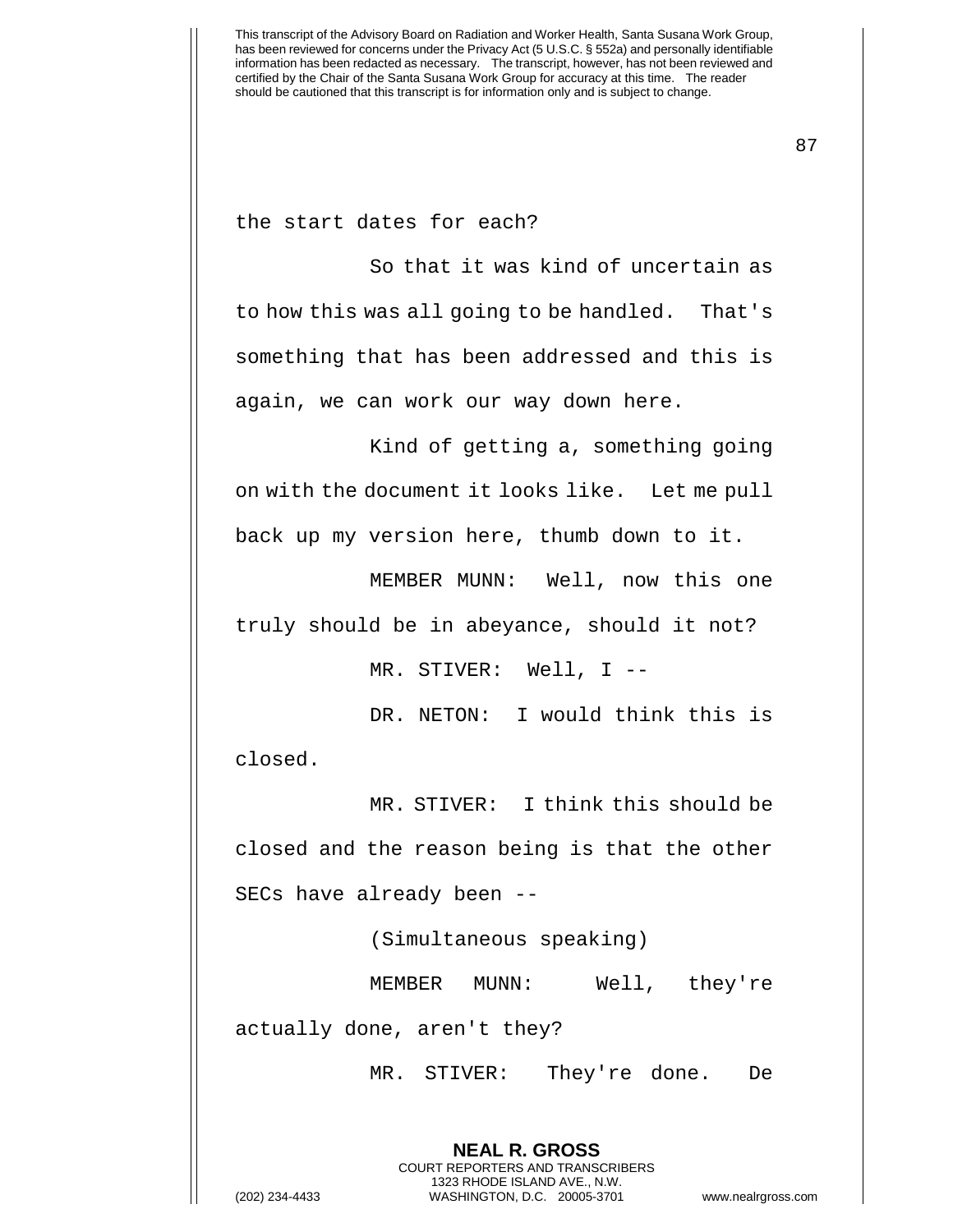the start dates for each?

So that it was kind of uncertain as to how this was all going to be handled. That's something that has been addressed and this is again, we can work our way down here.

Kind of getting a, something going on with the document it looks like. Let me pull back up my version here, thumb down to it.

MEMBER MUNN: Well, now this one truly should be in abeyance, should it not?

MR. STIVER: Well, I --

DR. NETON: I would think this is closed.

MR. STIVER: I think this should be closed and the reason being is that the other SECs have already been --

(Simultaneous speaking)

MEMBER MUNN: Well, they're actually done, aren't they?

MR. STIVER: They're done. De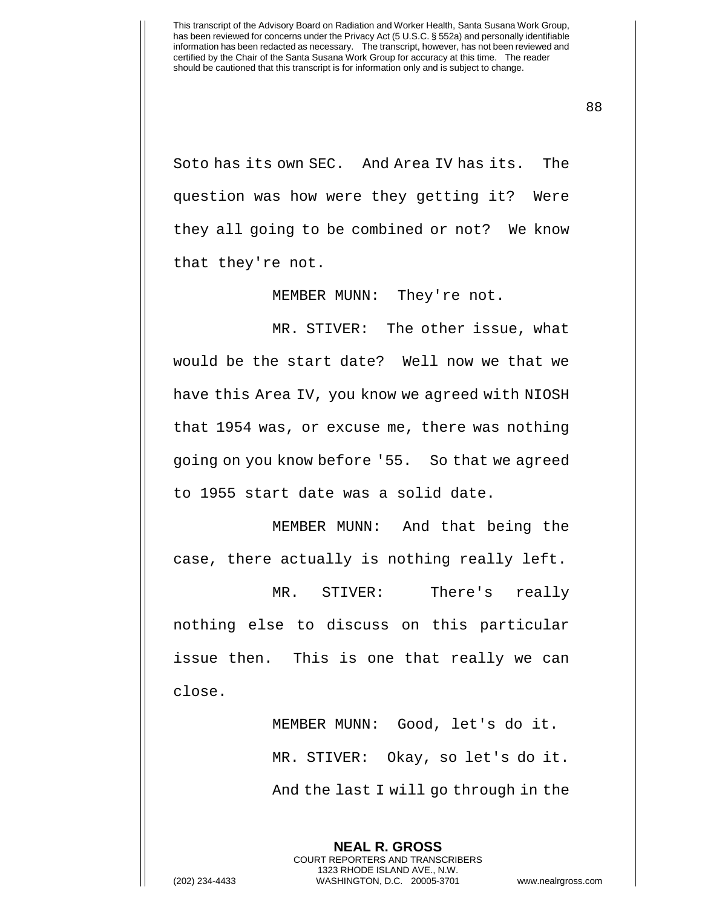Soto has its own SEC. And Area IV has its. The question was how were they getting it? Were they all going to be combined or not? We know that they're not.

MEMBER MUNN: They're not.

MR. STIVER: The other issue, what would be the start date? Well now we that we have this Area IV, you know we agreed with NIOSH that 1954 was, or excuse me, there was nothing going on you know before '55. So that we agreed to 1955 start date was a solid date.

MEMBER MUNN: And that being the case, there actually is nothing really left.

MR. STIVER: There's really nothing else to discuss on this particular issue then. This is one that really we can close.

MEMBER MUNN: Good, let's do it.

MR. STIVER: Okay, so let's do it.

And the last I will go through in the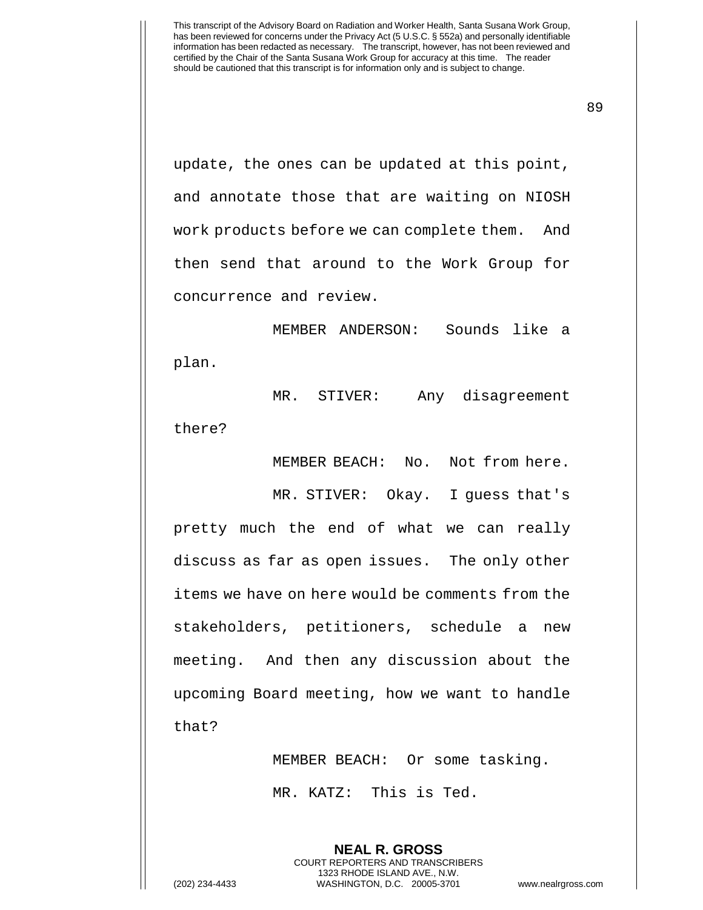update, the ones can be updated at this point, and annotate those that are waiting on NIOSH work products before we can complete them. And then send that around to the Work Group for concurrence and review.

MEMBER ANDERSON: Sounds like a plan.

MR. STIVER: Any disagreement there?

MEMBER BEACH: No. Not from here.

MR. STIVER: Okay. I guess that's pretty much the end of what we can really discuss as far as open issues. The only other items we have on here would be comments from the stakeholders, petitioners, schedule a new meeting. And then any discussion about the upcoming Board meeting, how we want to handle that?

MEMBER BEACH: Or some tasking.

MR. KATZ: This is Ted.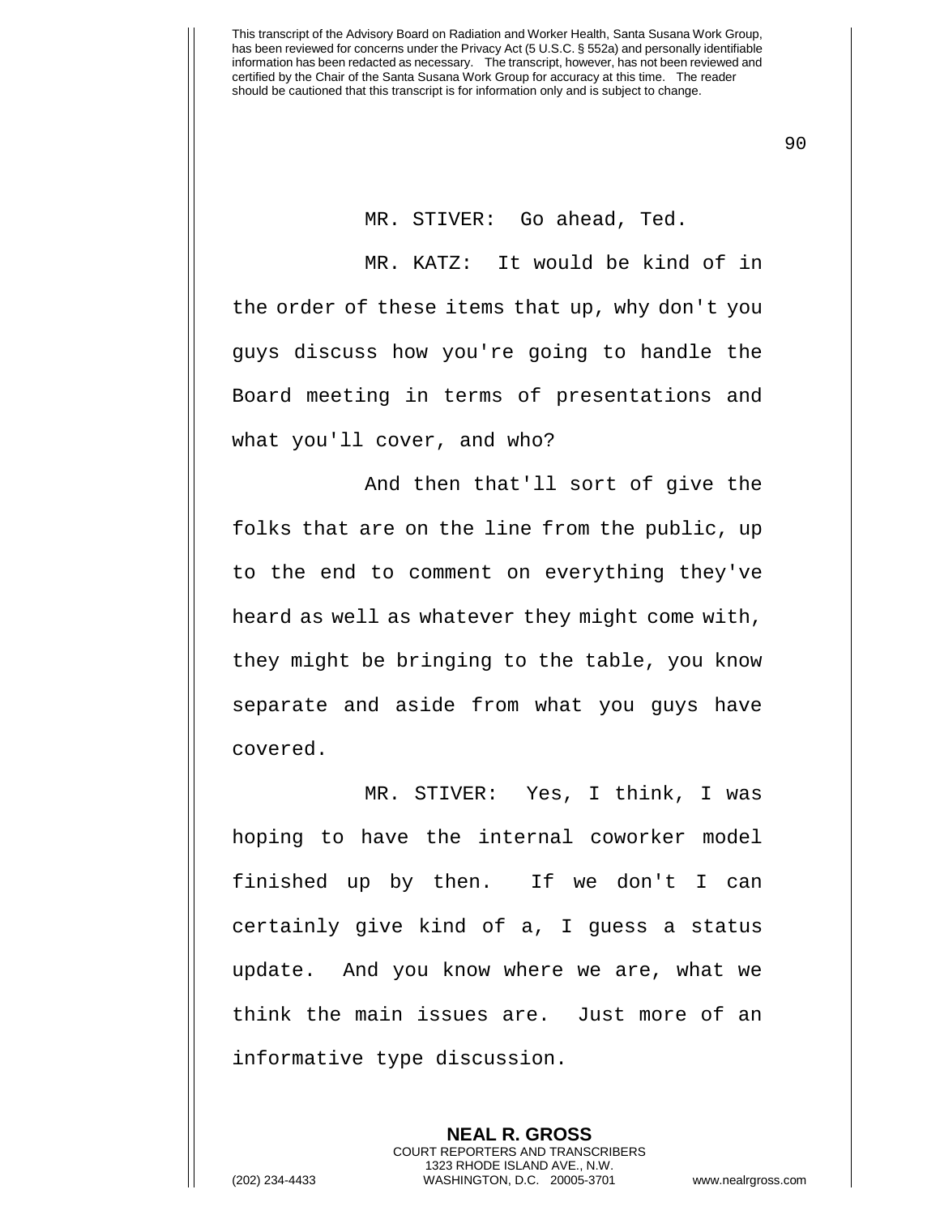MR. STIVER: Go ahead, Ted.

MR. KATZ: It would be kind of in the order of these items that up, why don't you guys discuss how you're going to handle the Board meeting in terms of presentations and what you'll cover, and who?

And then that'll sort of give the folks that are on the line from the public, up to the end to comment on everything they've heard as well as whatever they might come with, they might be bringing to the table, you know separate and aside from what you guys have covered.

MR. STIVER: Yes, I think, I was hoping to have the internal coworker model finished up by then. If we don't I can certainly give kind of a, I guess a status update. And you know where we are, what we think the main issues are. Just more of an informative type discussion.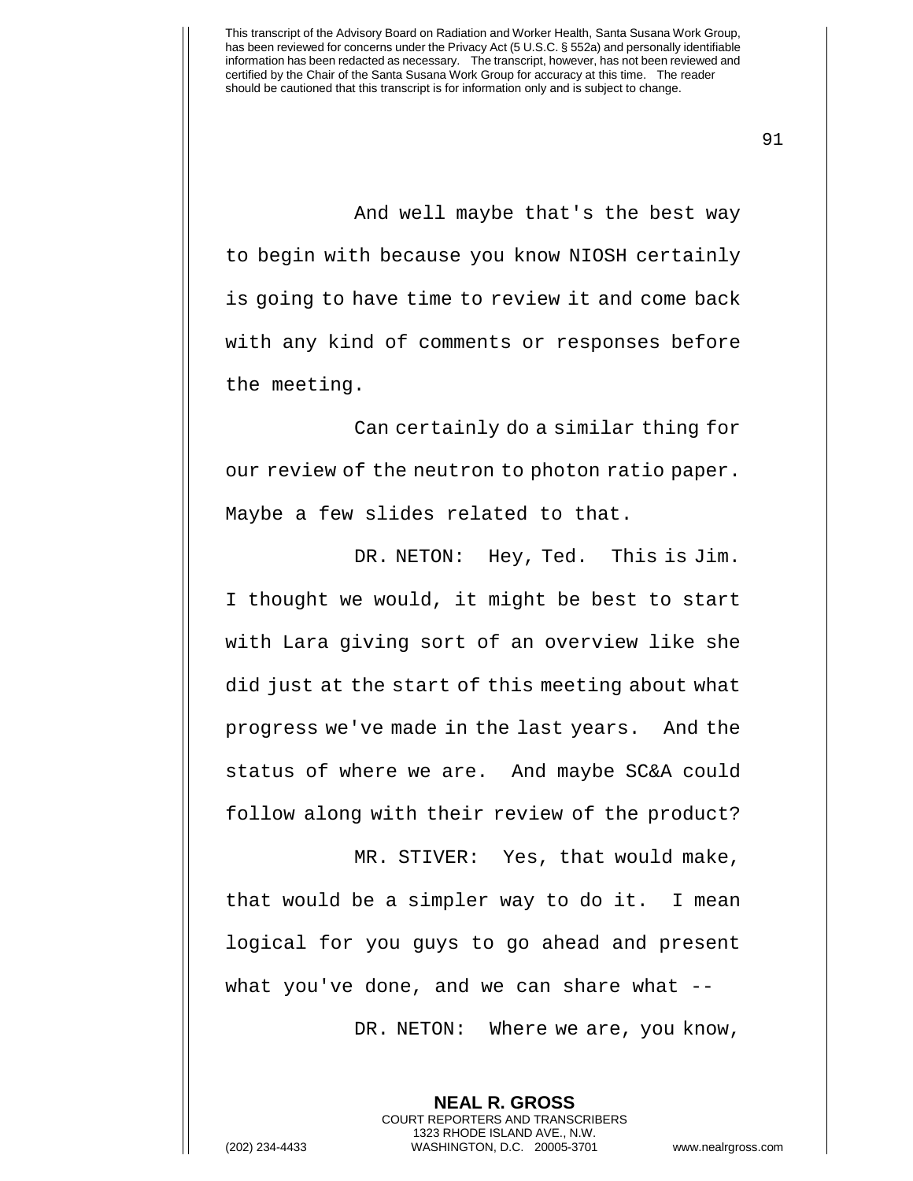And well maybe that's the best way to begin with because you know NIOSH certainly is going to have time to review it and come back with any kind of comments or responses before the meeting.

Can certainly do a similar thing for our review of the neutron to photon ratio paper. Maybe a few slides related to that.

DR. NETON: Hey, Ted. This is Jim. I thought we would, it might be best to start with Lara giving sort of an overview like she did just at the start of this meeting about what progress we've made in the last years. And the status of where we are. And maybe SC&A could follow along with their review of the product?

MR. STIVER: Yes, that would make, that would be a simpler way to do it. I mean logical for you guys to go ahead and present what you've done, and we can share what --

DR. NETON: Where we are, you know,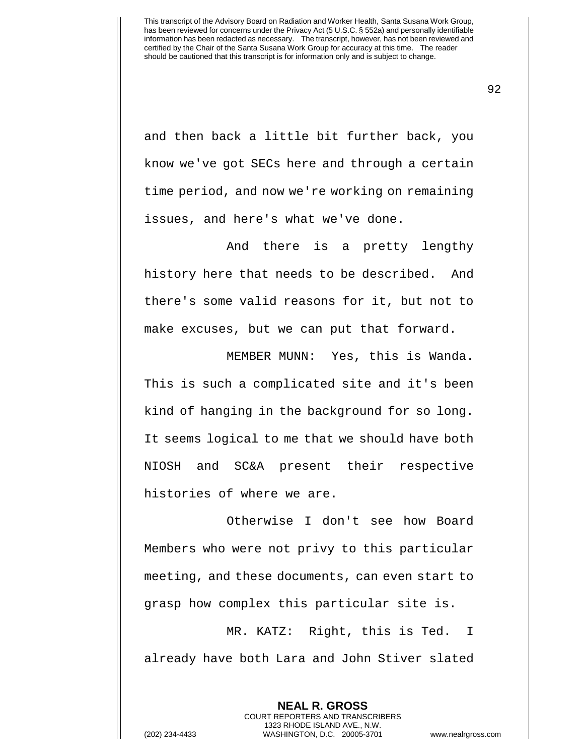and then back a little bit further back, you know we've got SECs here and through a certain time period, and now we're working on remaining issues, and here's what we've done.

And there is a pretty lengthy history here that needs to be described. And there's some valid reasons for it, but not to make excuses, but we can put that forward.

MEMBER MUNN: Yes, this is Wanda. This is such a complicated site and it's been kind of hanging in the background for so long. It seems logical to me that we should have both NIOSH and SC&A present their respective histories of where we are.

Otherwise I don't see how Board Members who were not privy to this particular meeting, and these documents, can even start to grasp how complex this particular site is.

MR. KATZ: Right, this is Ted. I already have both Lara and John Stiver slated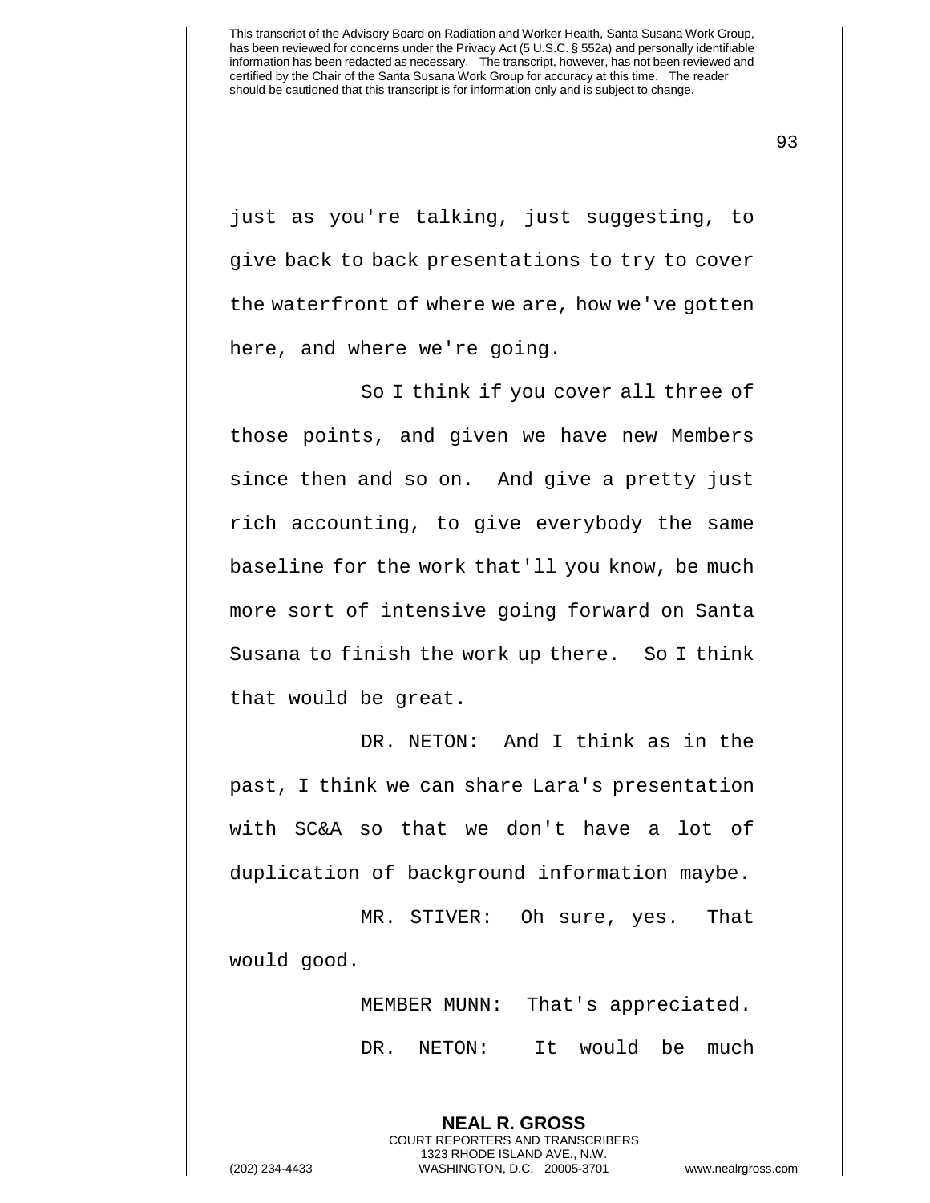just as you're talking, just suggesting, to give back to back presentations to try to cover the waterfront of where we are, how we've gotten here, and where we're going.

So I think if you cover all three of those points, and given we have new Members since then and so on. And give a pretty just rich accounting, to give everybody the same baseline for the work that'll you know, be much more sort of intensive going forward on Santa Susana to finish the work up there. So I think that would be great.

DR. NETON: And I think as in the past, I think we can share Lara's presentation with SC&A so that we don't have a lot of duplication of background information maybe.

MR. STIVER: Oh sure, yes. That would good.

MEMBER MUNN: That's appreciated.

DR. NETON: It would be much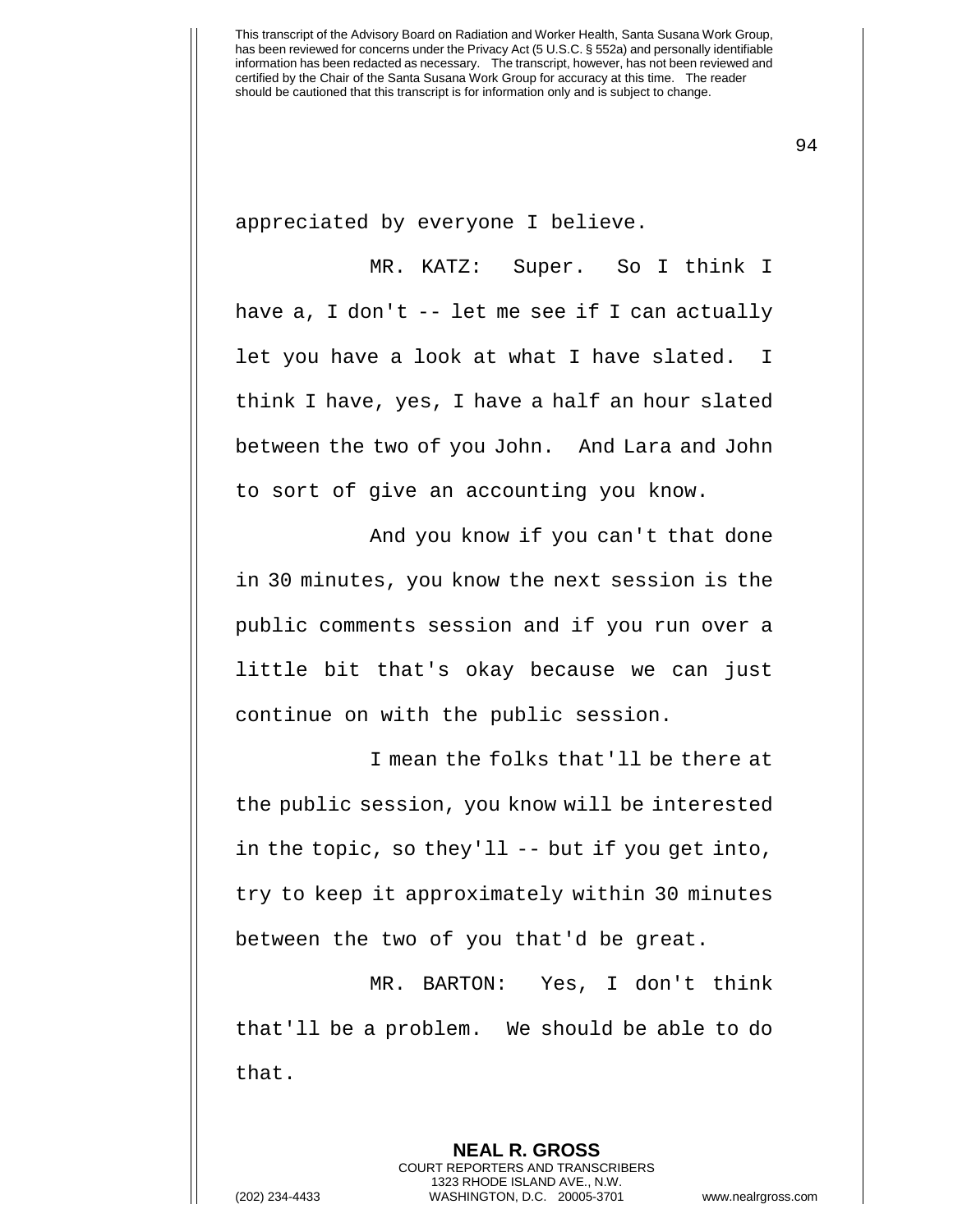appreciated by everyone I believe.

MR. KATZ: Super. So I think I have a, I don't -- let me see if I can actually let you have a look at what I have slated. I think I have, yes, I have a half an hour slated between the two of you John. And Lara and John to sort of give an accounting you know.

And you know if you can't that done in 30 minutes, you know the next session is the public comments session and if you run over a little bit that's okay because we can just continue on with the public session.

I mean the folks that'll be there at the public session, you know will be interested in the topic, so they'll -- but if you get into, try to keep it approximately within 30 minutes between the two of you that'd be great.

MR. BARTON: Yes, I don't think that'll be a problem. We should be able to do that.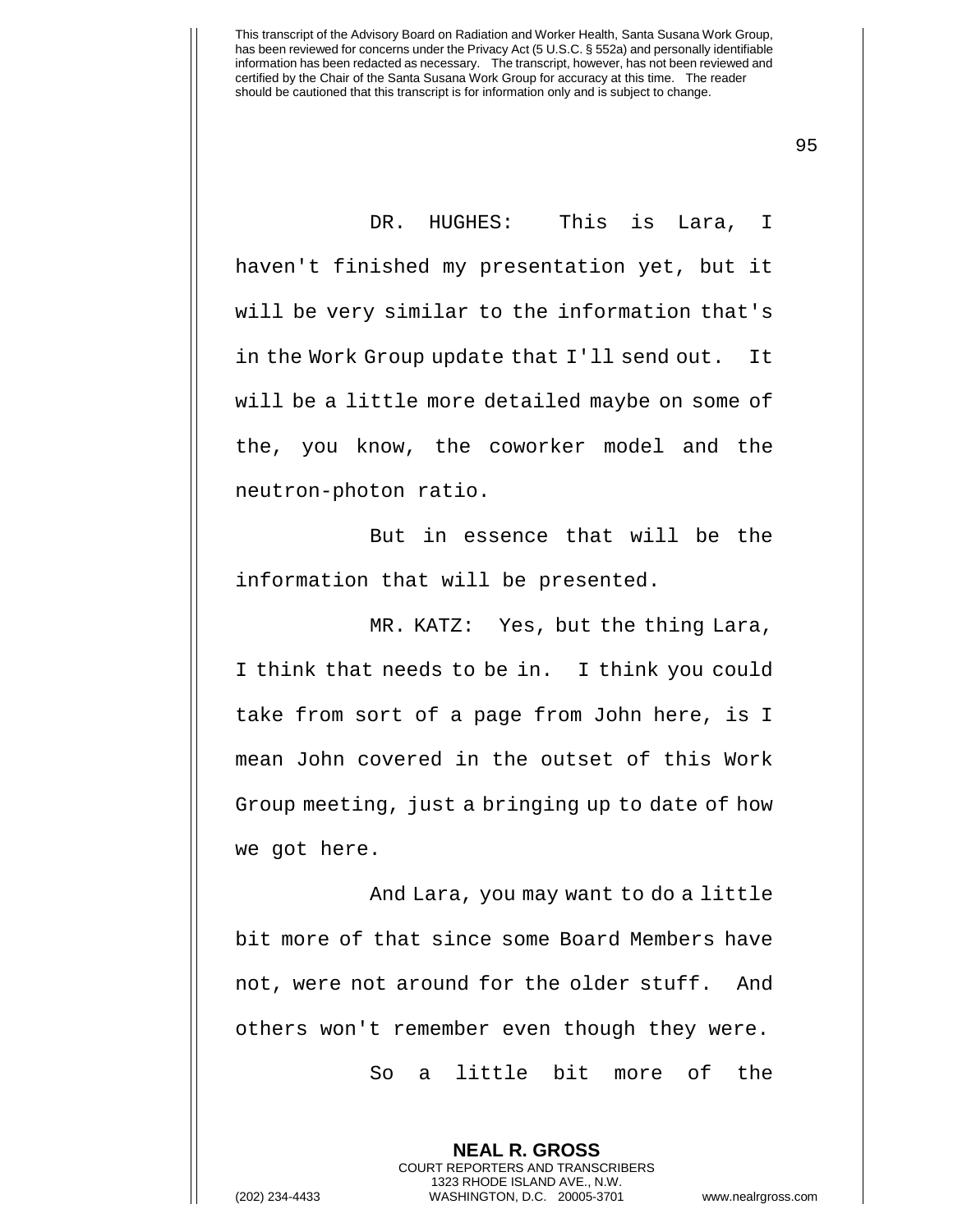DR. HUGHES: This is Lara, I haven't finished my presentation yet, but it will be very similar to the information that's in the Work Group update that I'll send out. It will be a little more detailed maybe on some of the, you know, the coworker model and the neutron-photon ratio.

But in essence that will be the information that will be presented.

MR. KATZ: Yes, but the thing Lara, I think that needs to be in. I think you could take from sort of a page from John here, is I mean John covered in the outset of this Work Group meeting, just a bringing up to date of how we got here.

And Lara, you may want to do a little bit more of that since some Board Members have not, were not around for the older stuff. And others won't remember even though they were.

So a little bit more of the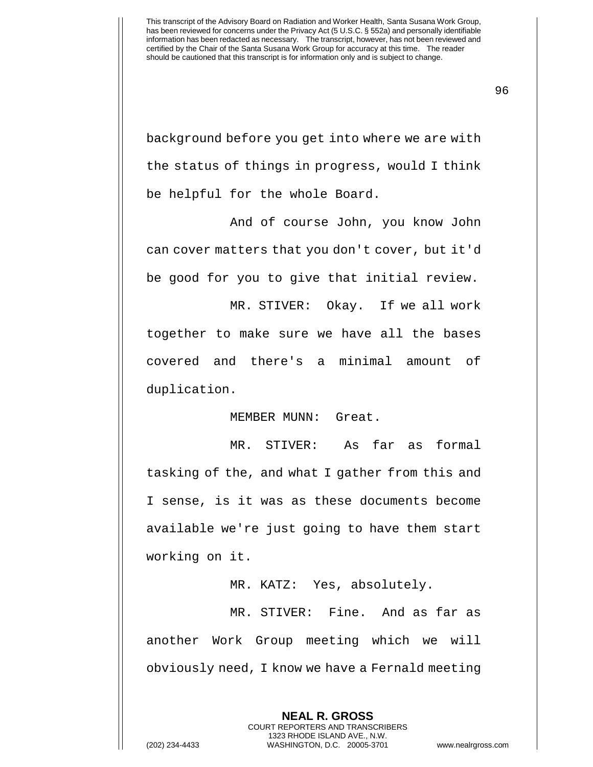background before you get into where we are with the status of things in progress, would I think be helpful for the whole Board.

And of course John, you know John can cover matters that you don't cover, but it'd be good for you to give that initial review.

MR. STIVER: Okay. If we all work together to make sure we have all the bases covered and there's a minimal amount of duplication.

MEMBER MUNN: Great.

MR. STIVER: As far as formal tasking of the, and what I gather from this and I sense, is it was as these documents become available we're just going to have them start working on it.

MR. KATZ: Yes, absolutely.

MR. STIVER: Fine. And as far as another Work Group meeting which we will obviously need, I know we have a Fernald meeting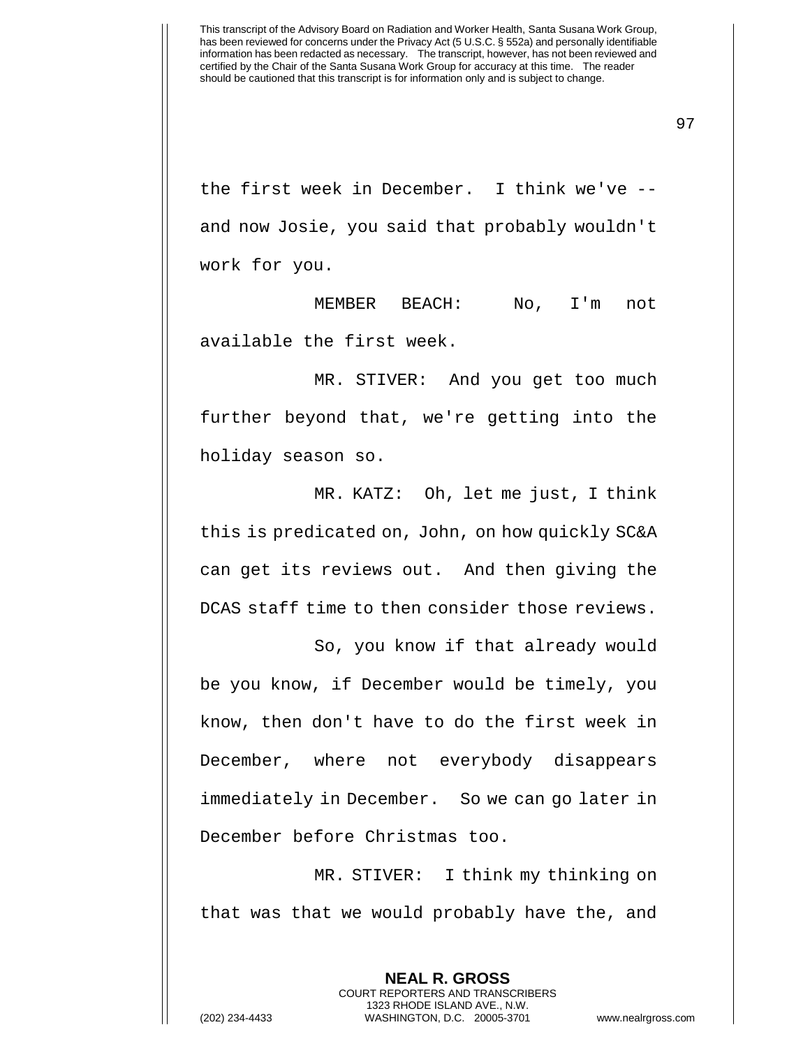the first week in December. I think we've -- and now Josie, you said that probably wouldn't work for you.

MEMBER BEACH: No, I'm not available the first week.

MR. STIVER: And you get too much further beyond that, we're getting into the holiday season so.

MR. KATZ: Oh, let me just, I think this is predicated on, John, on how quickly SC&A can get its reviews out. And then giving the DCAS staff time to then consider those reviews.

So, you know if that already would be you know, if December would be timely, you know, then don't have to do the first week in December, where not everybody disappears immediately in December. So we can go later in December before Christmas too.

MR. STIVER: I think my thinking on that was that we would probably have the, and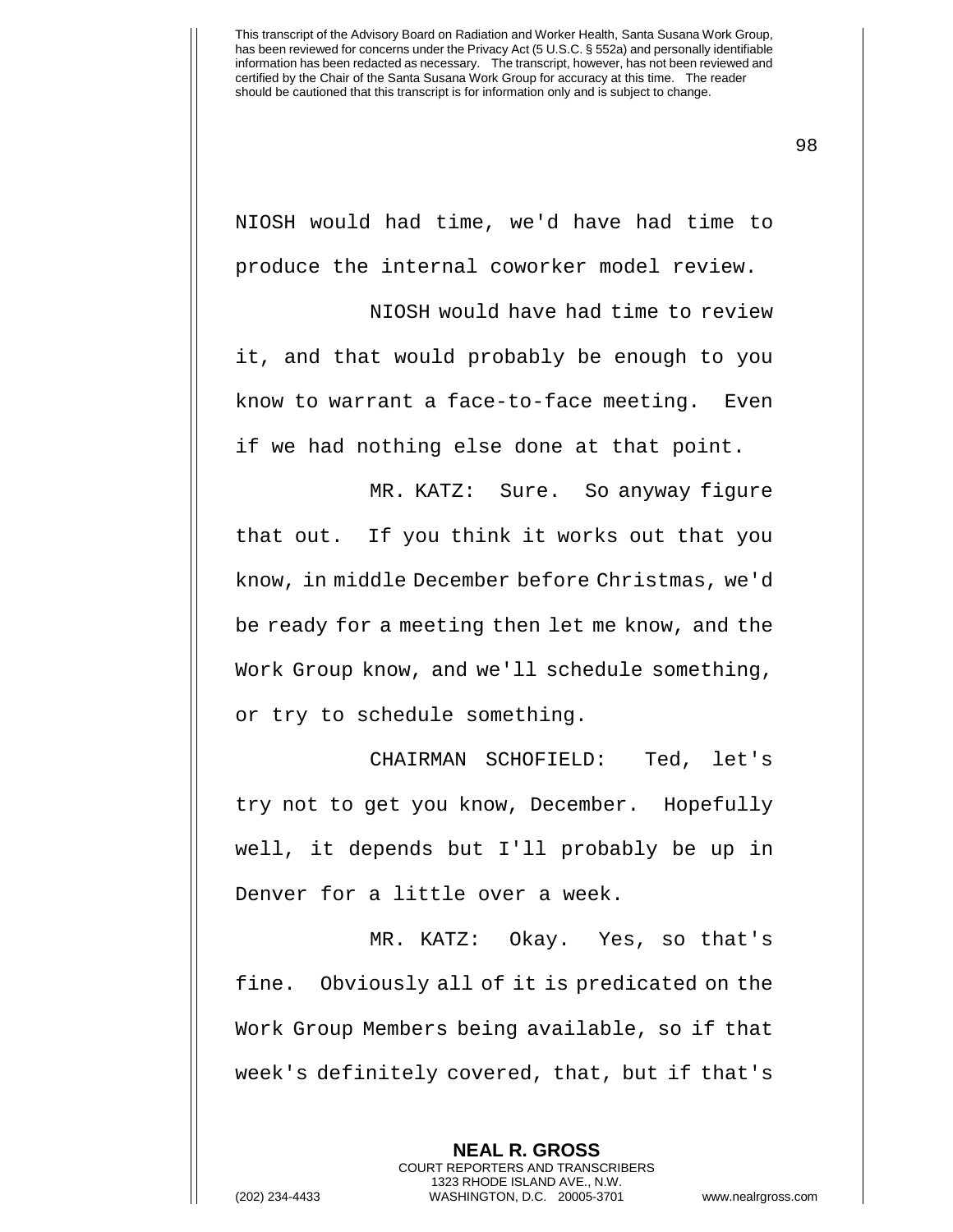NIOSH would had time, we'd have had time to produce the internal coworker model review.

NIOSH would have had time to review it, and that would probably be enough to you know to warrant a face-to-face meeting. Even if we had nothing else done at that point.

MR. KATZ: Sure. So anyway figure that out. If you think it works out that you know, in middle December before Christmas, we'd be ready for a meeting then let me know, and the Work Group know, and we'll schedule something, or try to schedule something.

CHAIRMAN SCHOFIELD: Ted, let's try not to get you know, December. Hopefully well, it depends but I'll probably be up in Denver for a little over a week.

MR. KATZ: Okay. Yes, so that's fine. Obviously all of it is predicated on the Work Group Members being available, so if that week's definitely covered, that, but if that's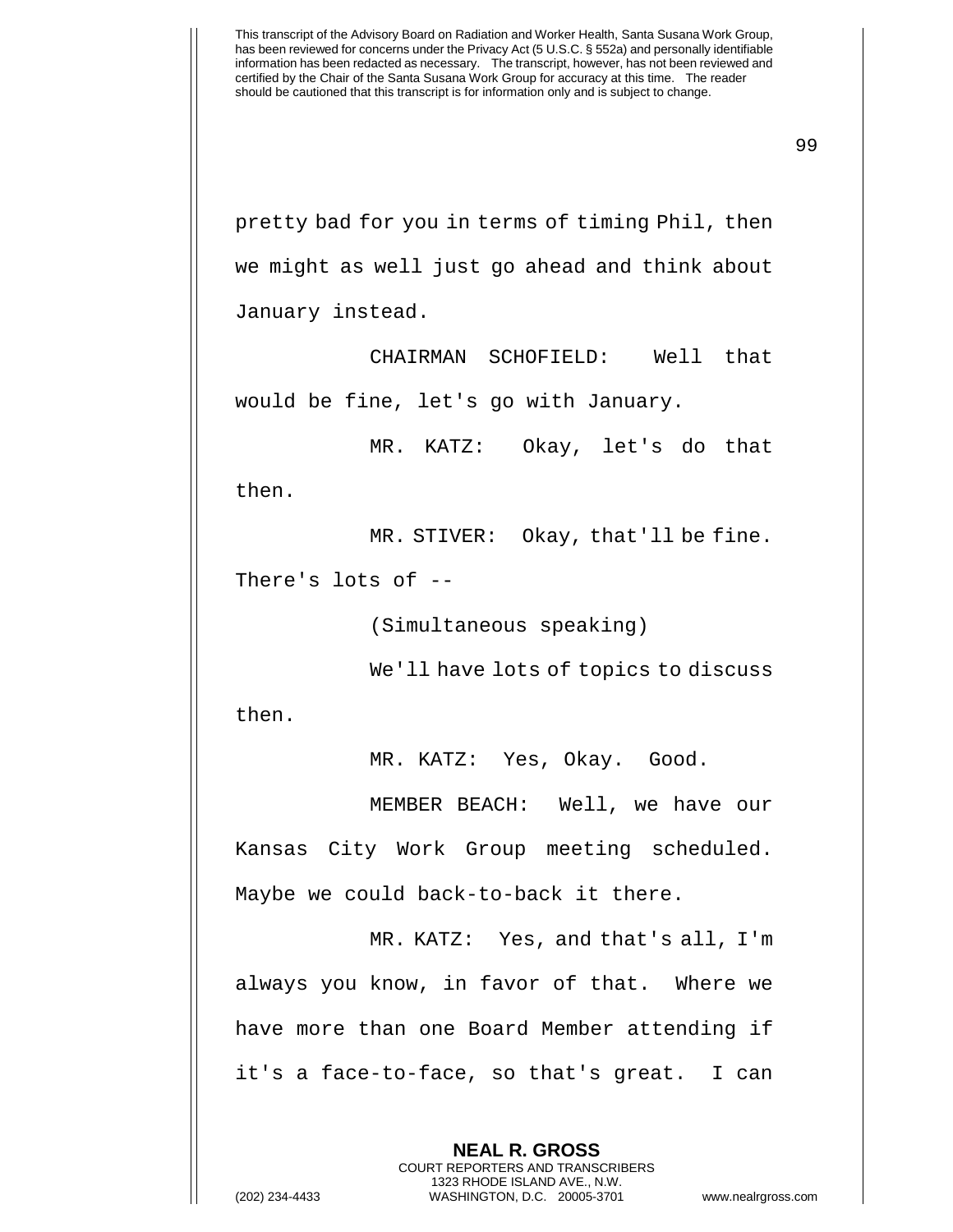pretty bad for you in terms of timing Phil, then we might as well just go ahead and think about January instead.

CHAIRMAN SCHOFIELD: Well that would be fine, let's go with January.

MR. KATZ: Okay, let's do that then.

MR. STIVER: Okay, that'll be fine. There's lots of --

(Simultaneous speaking)

We'll have lots of topics to discuss then.

MR. KATZ: Yes, Okay. Good.

MEMBER BEACH: Well, we have our Kansas City Work Group meeting scheduled. Maybe we could back-to-back it there.

MR. KATZ: Yes, and that's all, I'm always you know, in favor of that. Where we have more than one Board Member attending if it's a face-to-face, so that's great. I can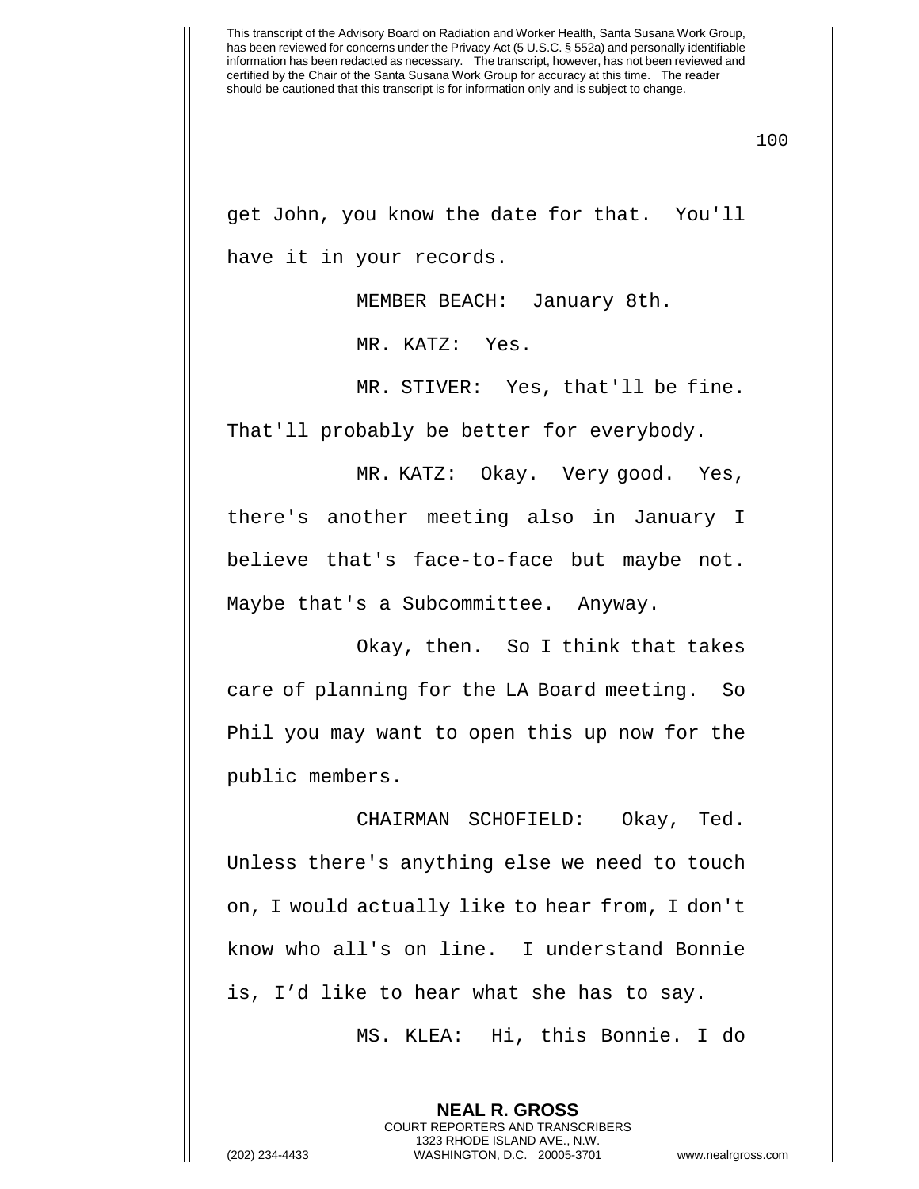get John, you know the date for that. You'll have it in your records.

MEMBER BEACH: January 8th.

MR. KATZ: Yes.

MR. STIVER: Yes, that'll be fine. That'll probably be better for everybody.

MR. KATZ: Okay. Very good. Yes, there's another meeting also in January I believe that's face-to-face but maybe not. Maybe that's a Subcommittee. Anyway.

Okay, then. So I think that takes care of planning for the LA Board meeting. So Phil you may want to open this up now for the public members.

CHAIRMAN SCHOFIELD: Okay, Ted. Unless there's anything else we need to touch on, I would actually like to hear from, I don't know who all's on line. I understand Bonnie is, I'd like to hear what she has to say.

MS. KLEA: Hi, this Bonnie. I do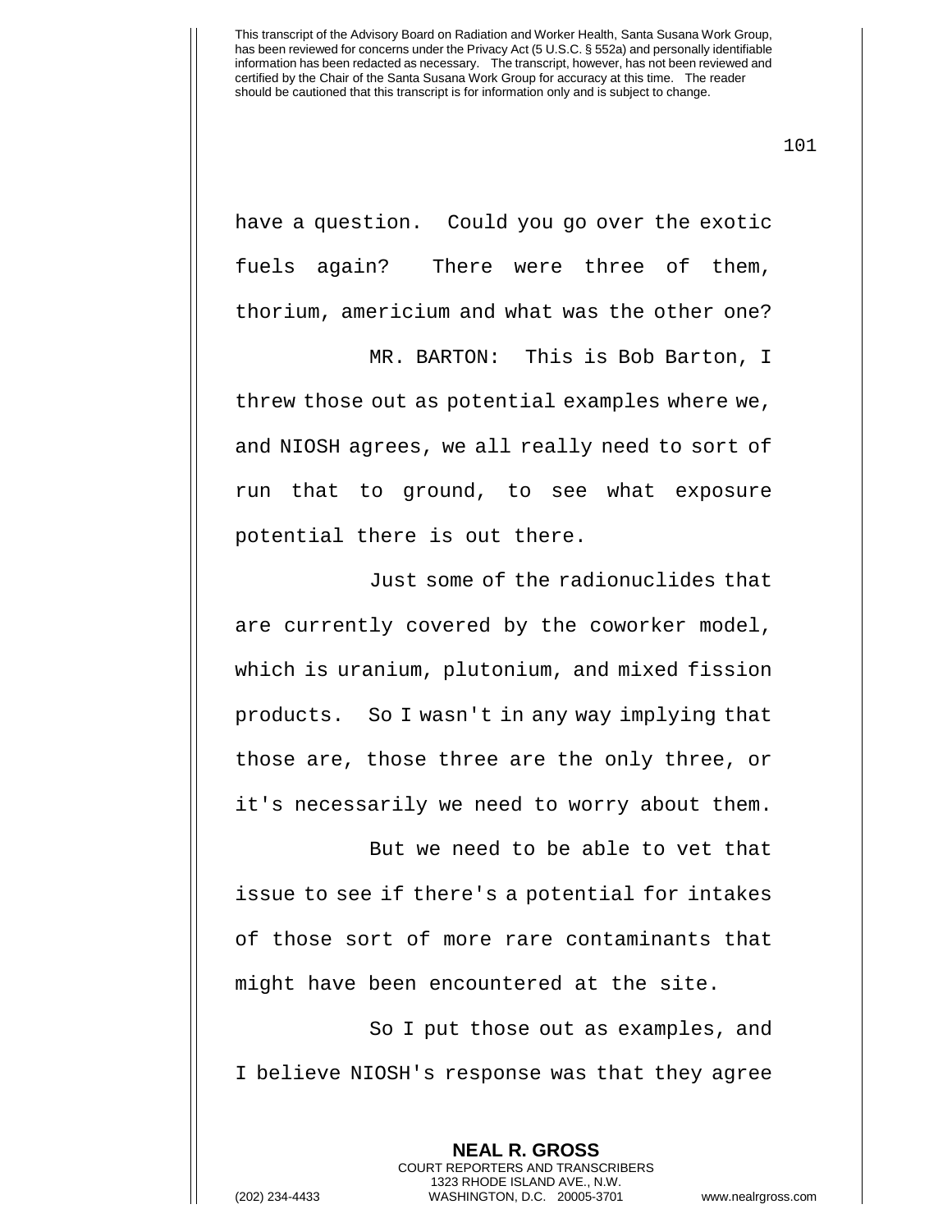have a question. Could you go over the exotic fuels again? There were three of them, thorium, americium and what was the other one?

MR. BARTON: This is Bob Barton, I threw those out as potential examples where we, and NIOSH agrees, we all really need to sort of run that to ground, to see what exposure potential there is out there.

Just some of the radionuclides that are currently covered by the coworker model, which is uranium, plutonium, and mixed fission products. So I wasn't in any way implying that those are, those three are the only three, or it's necessarily we need to worry about them.

But we need to be able to vet that issue to see if there's a potential for intakes of those sort of more rare contaminants that might have been encountered at the site.

So I put those out as examples, and I believe NIOSH's response was that they agree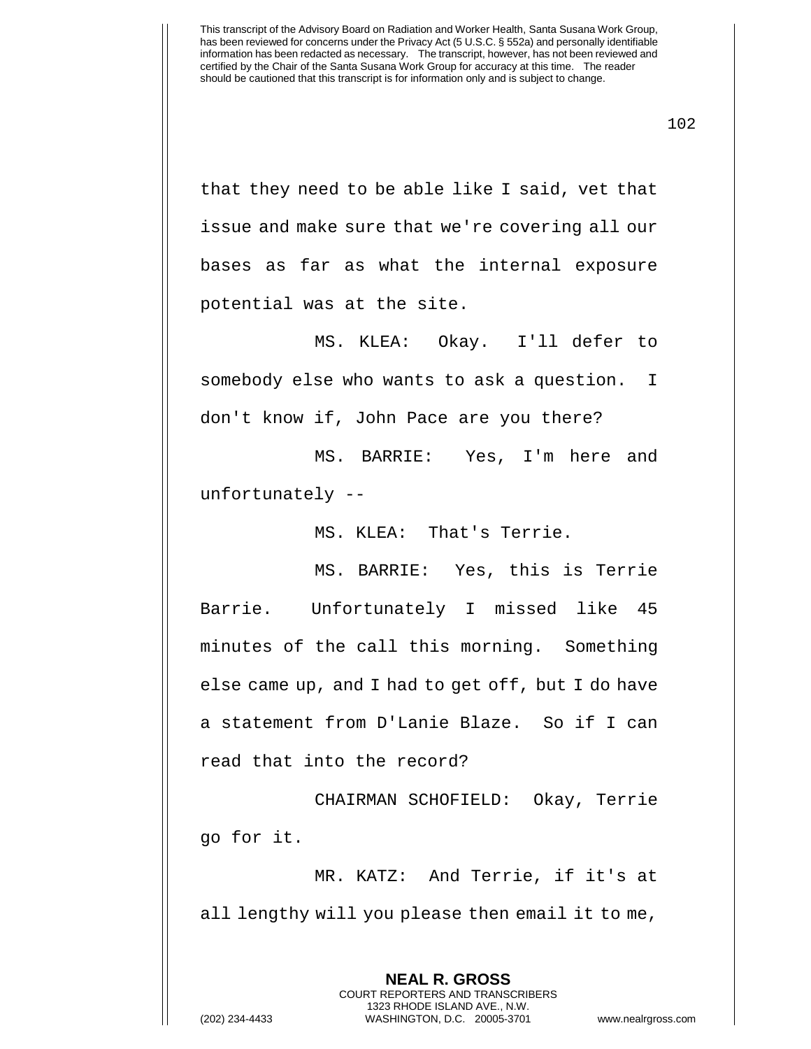that they need to be able like I said, vet that issue and make sure that we're covering all our bases as far as what the internal exposure potential was at the site.

MS. KLEA: Okay. I'll defer to somebody else who wants to ask a question. I don't know if, John Pace are you there?

MS. BARRIE: Yes, I'm here and unfortunately --

MS. KLEA: That's Terrie.

MS. BARRIE: Yes, this is Terrie Barrie. Unfortunately I missed like 45 minutes of the call this morning. Something else came up, and I had to get off, but I do have a statement from D'Lanie Blaze. So if I can read that into the record?

CHAIRMAN SCHOFIELD: Okay, Terrie go for it.

MR. KATZ: And Terrie, if it's at all lengthy will you please then email it to me,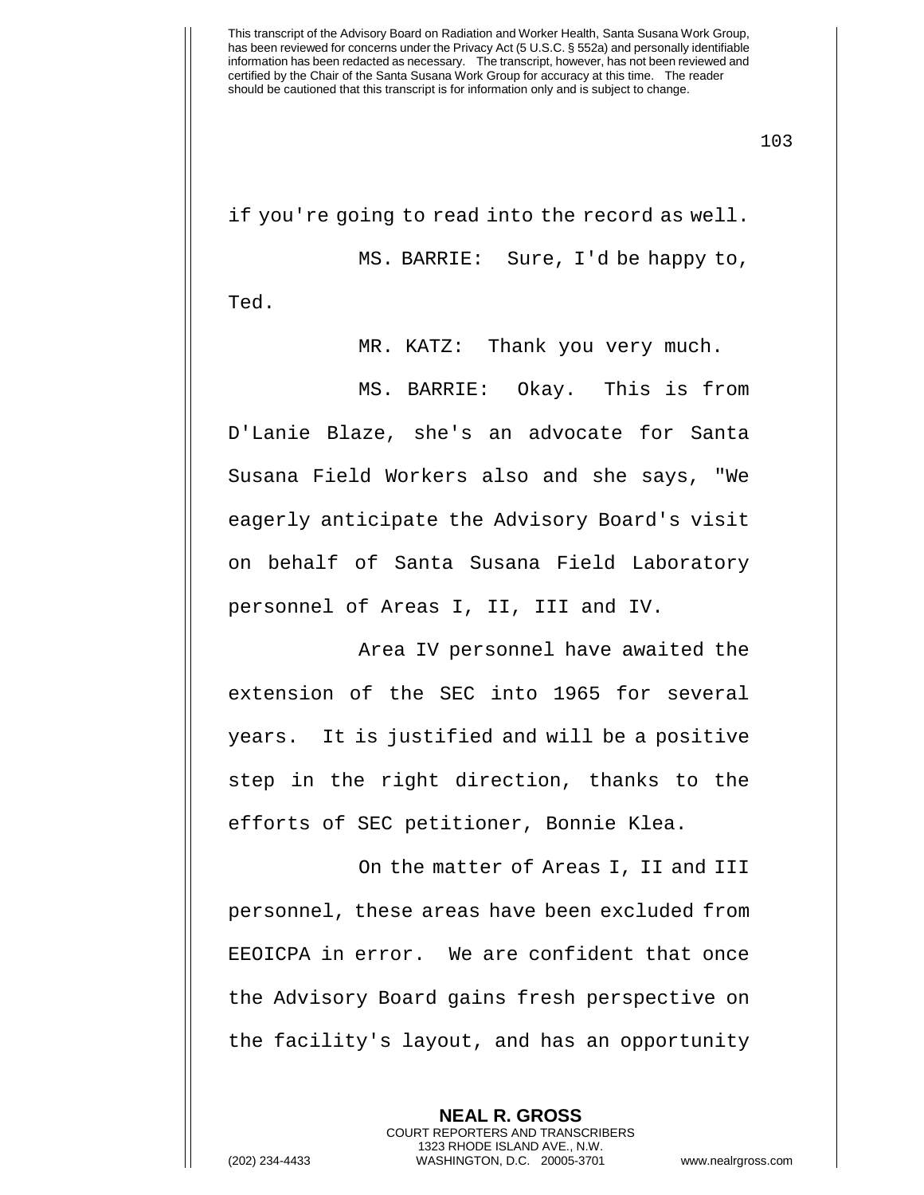if you're going to read into the record as well.

MS. BARRIE: Sure, I'd be happy to, Ted.

MR. KATZ: Thank you very much.

MS. BARRIE: Okay. This is from D'Lanie Blaze, she's an advocate for Santa Susana Field Workers also and she says, "We eagerly anticipate the Advisory Board's visit on behalf of Santa Susana Field Laboratory personnel of Areas I, II, III and IV.

Area IV personnel have awaited the extension of the SEC into 1965 for several years. It is justified and will be a positive step in the right direction, thanks to the efforts of SEC petitioner, Bonnie Klea.

On the matter of Areas I, II and III personnel, these areas have been excluded from EEOICPA in error. We are confident that once the Advisory Board gains fresh perspective on the facility's layout, and has an opportunity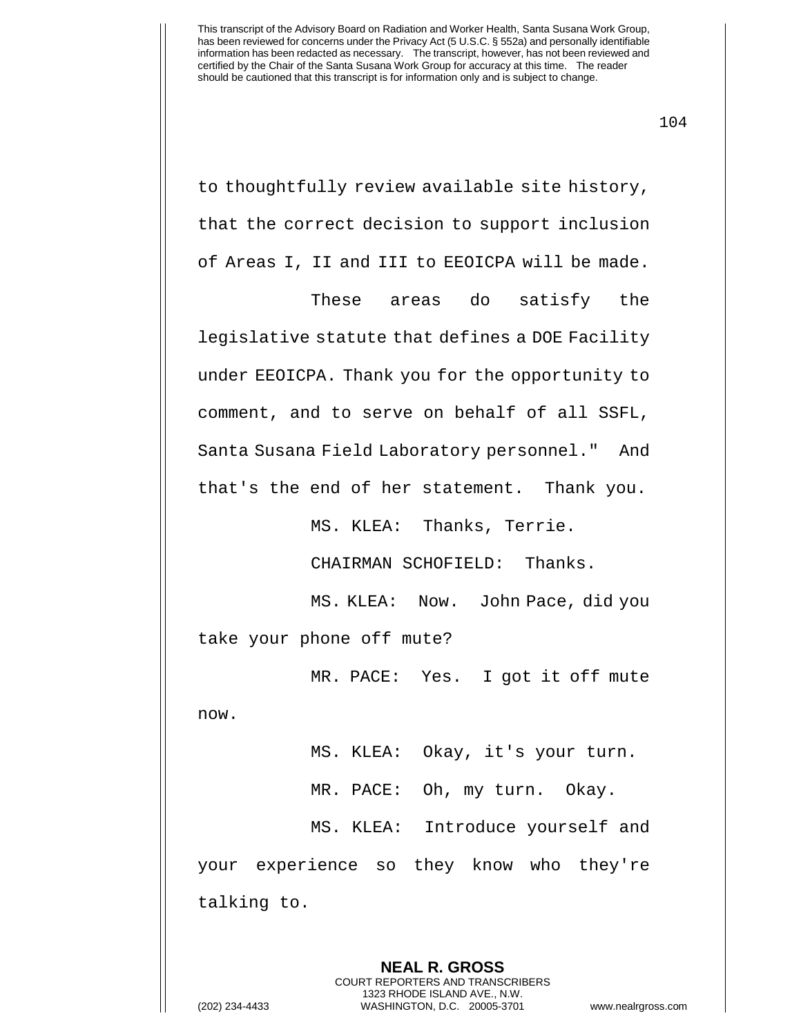to thoughtfully review available site history, that the correct decision to support inclusion of Areas I, II and III to EEOICPA will be made.

These areas do satisfy the legislative statute that defines a DOE Facility under EEOICPA. Thank you for the opportunity to comment, and to serve on behalf of all SSFL, Santa Susana Field Laboratory personnel." And that's the end of her statement. Thank you.

MS. KLEA: Thanks, Terrie.

CHAIRMAN SCHOFIELD: Thanks.

MS. KLEA: Now. John Pace, did you take your phone off mute?

MR. PACE: Yes. I got it off mute now.

MS. KLEA: Okay, it's your turn.

MR. PACE: Oh, my turn. Okay.

MS. KLEA: Introduce yourself and your experience so they know who they're talking to.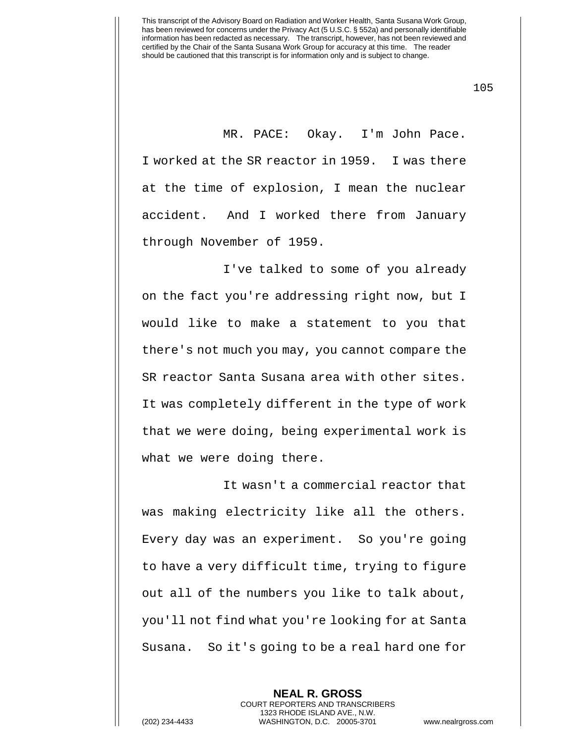MR. PACE: Okay. I'm John Pace. I worked at the SR reactor in 1959. I was there at the time of explosion, I mean the nuclear accident. And I worked there from January through November of 1959.

I've talked to some of you already on the fact you're addressing right now, but I would like to make a statement to you that there's not much you may, you cannot compare the SR reactor Santa Susana area with other sites. It was completely different in the type of work that we were doing, being experimental work is what we were doing there.

It wasn't a commercial reactor that was making electricity like all the others. Every day was an experiment. So you're going to have a very difficult time, trying to figure out all of the numbers you like to talk about, you'll not find what you're looking for at Santa Susana. So it's going to be a real hard one for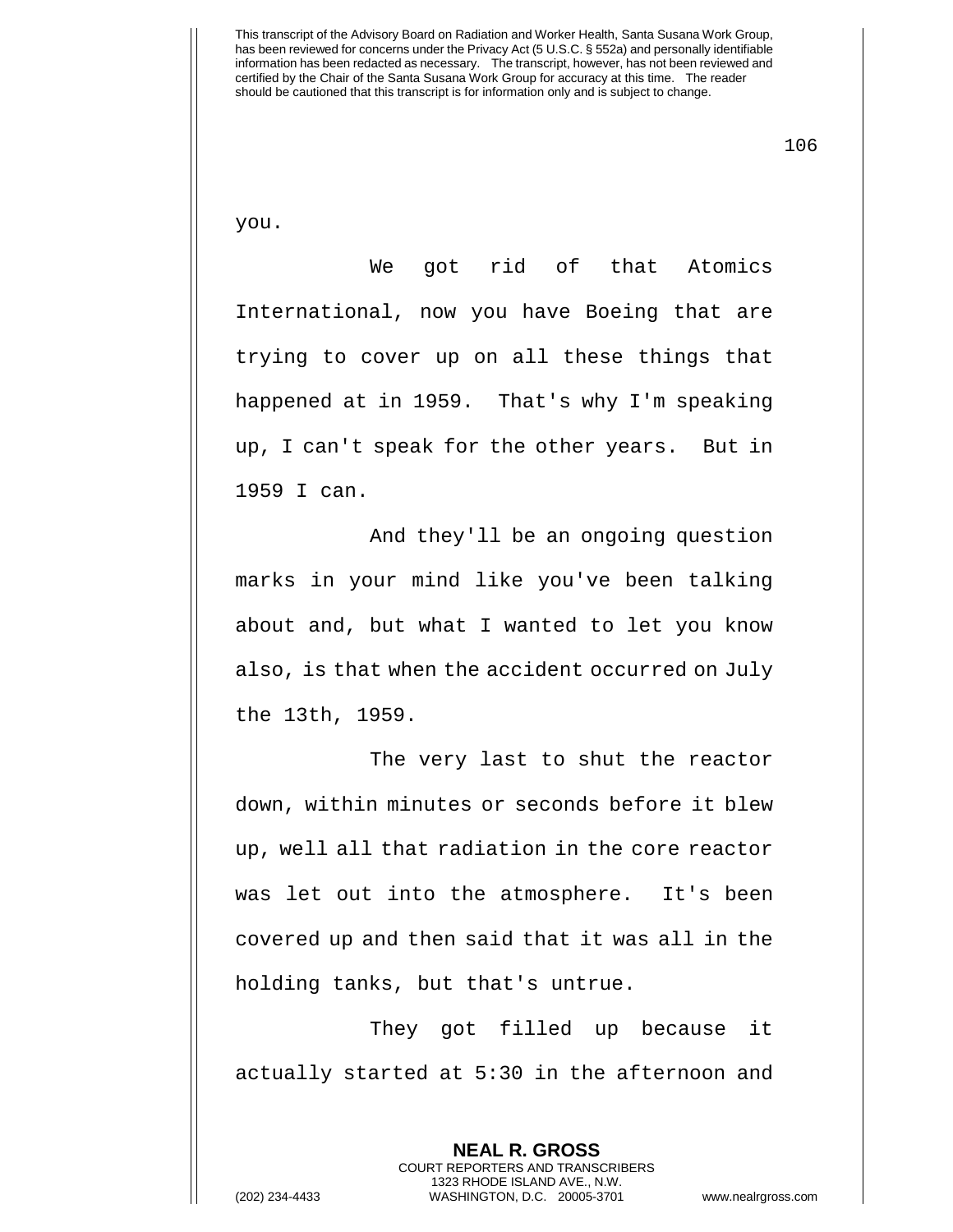you.

We got rid of that Atomics International, now you have Boeing that are trying to cover up on all these things that happened at in 1959. That's why I'm speaking up, I can't speak for the other years. But in 1959 I can.

And they'll be an ongoing question marks in your mind like you've been talking about and, but what I wanted to let you know also, is that when the accident occurred on July the 13th, 1959.

The very last to shut the reactor down, within minutes or seconds before it blew up, well all that radiation in the core reactor was let out into the atmosphere. It's been covered up and then said that it was all in the holding tanks, but that's untrue.

They got filled up because it actually started at 5:30 in the afternoon and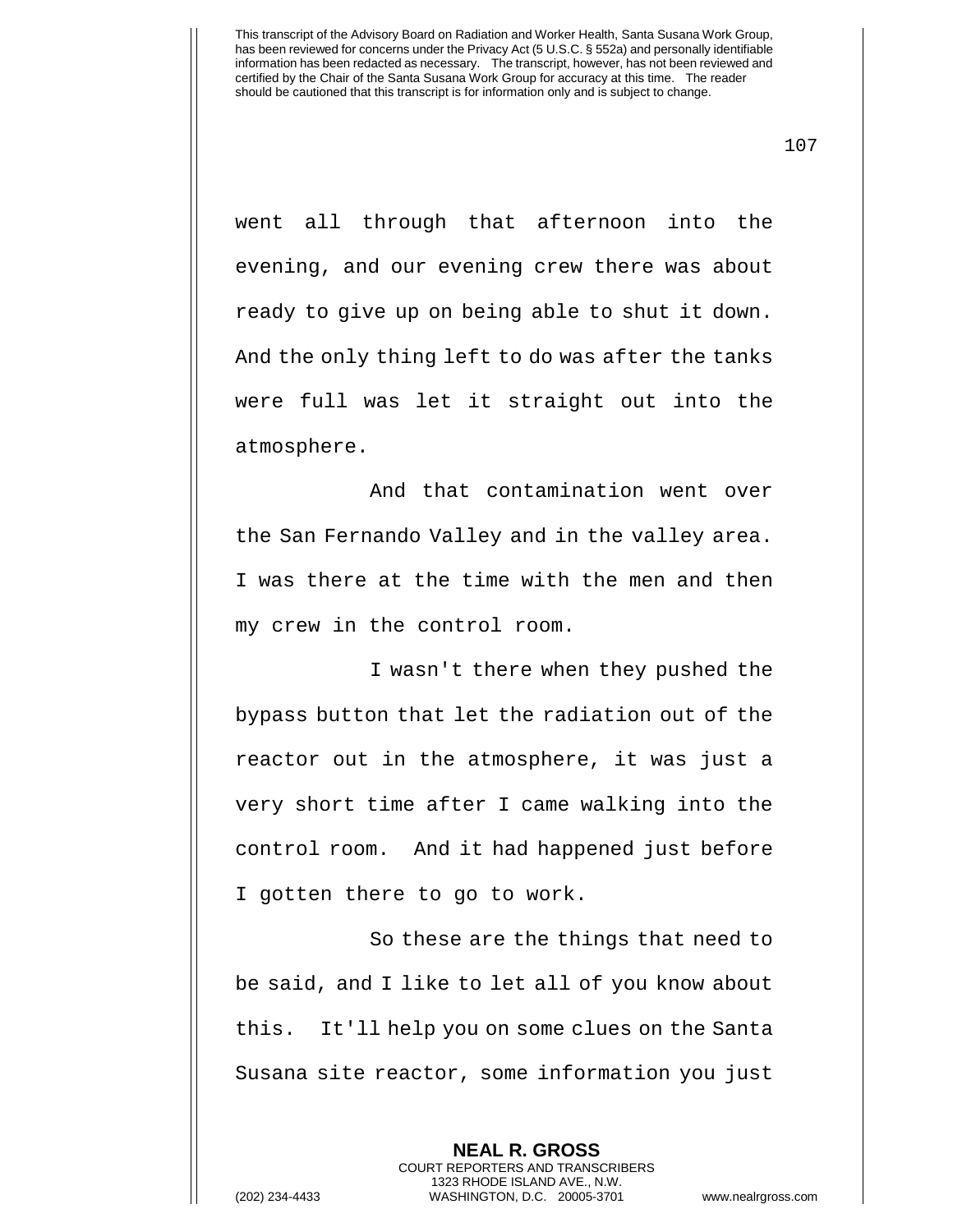went all through that afternoon into the evening, and our evening crew there was about ready to give up on being able to shut it down. And the only thing left to do was after the tanks were full was let it straight out into the atmosphere.

And that contamination went over the San Fernando Valley and in the valley area. I was there at the time with the men and then my crew in the control room.

I wasn't there when they pushed the bypass button that let the radiation out of the reactor out in the atmosphere, it was just a very short time after I came walking into the control room. And it had happened just before I gotten there to go to work.

So these are the things that need to be said, and I like to let all of you know about this. It'll help you on some clues on the Santa Susana site reactor, some information you just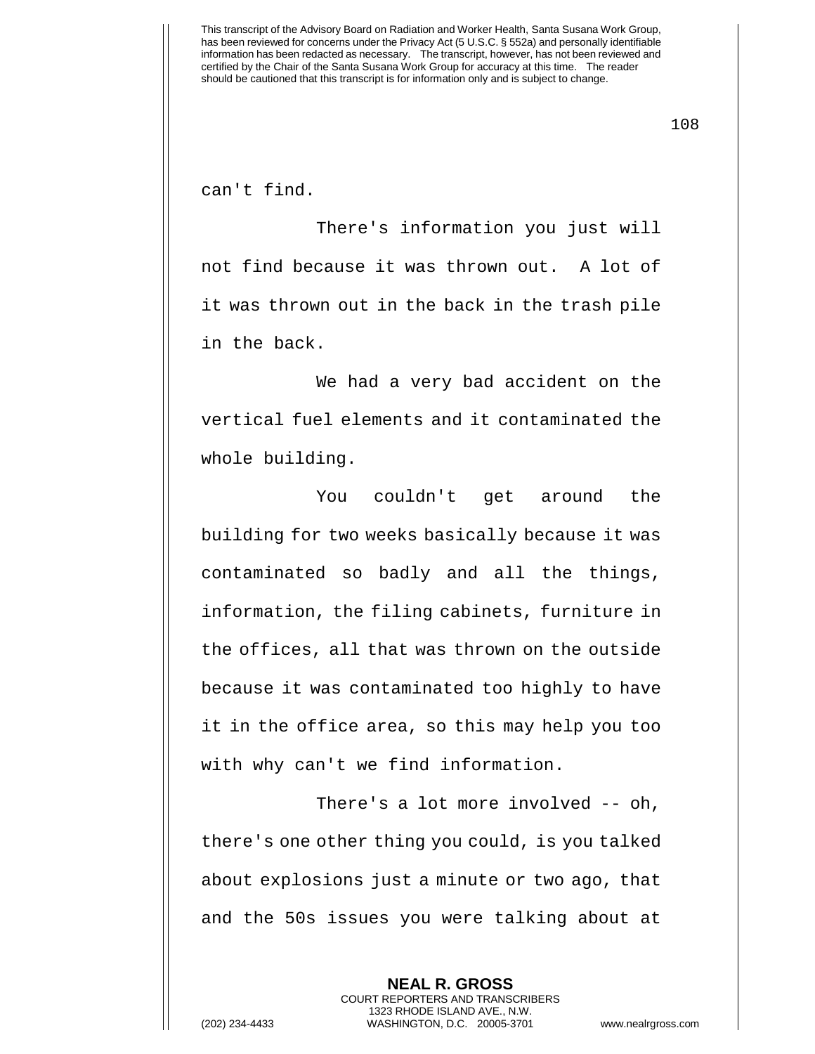can't find.

There's information you just will not find because it was thrown out. A lot of it was thrown out in the back in the trash pile in the back.

We had a very bad accident on the vertical fuel elements and it contaminated the whole building.

You couldn't get around the building for two weeks basically because it was contaminated so badly and all the things, information, the filing cabinets, furniture in the offices, all that was thrown on the outside because it was contaminated too highly to have it in the office area, so this may help you too with why can't we find information.

There's a lot more involved -- oh, there's one other thing you could, is you talked about explosions just a minute or two ago, that and the 50s issues you were talking about at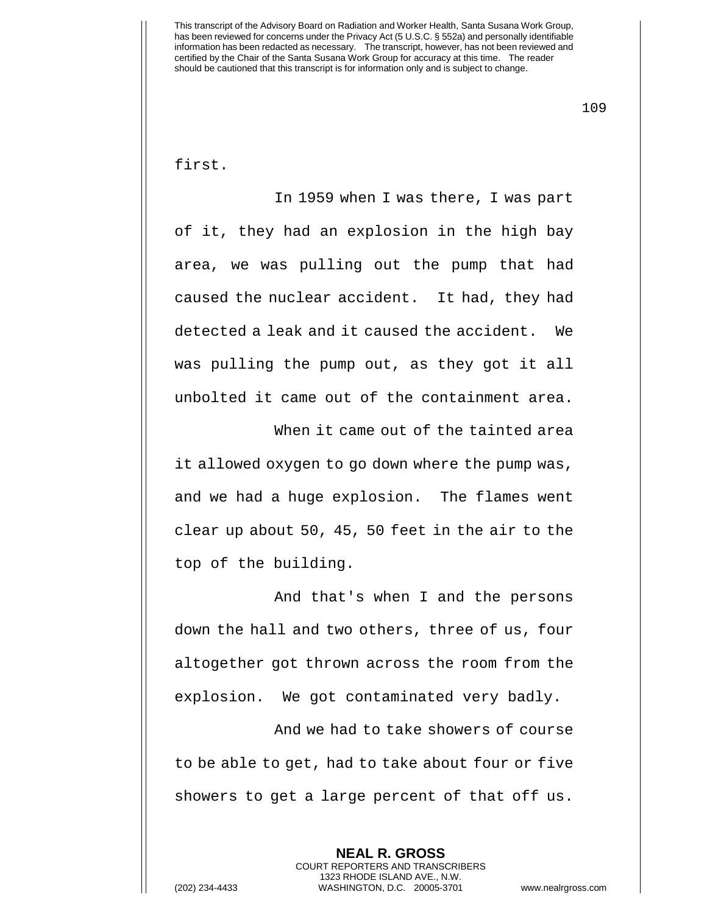first.

In 1959 when I was there, I was part of it, they had an explosion in the high bay area, we was pulling out the pump that had caused the nuclear accident. It had, they had detected a leak and it caused the accident. We was pulling the pump out, as they got it all unbolted it came out of the containment area.

When it came out of the tainted area it allowed oxygen to go down where the pump was, and we had a huge explosion. The flames went clear up about 50, 45, 50 feet in the air to the top of the building.

And that's when I and the persons down the hall and two others, three of us, four altogether got thrown across the room from the explosion. We got contaminated very badly.

And we had to take showers of course to be able to get, had to take about four or five showers to get a large percent of that off us.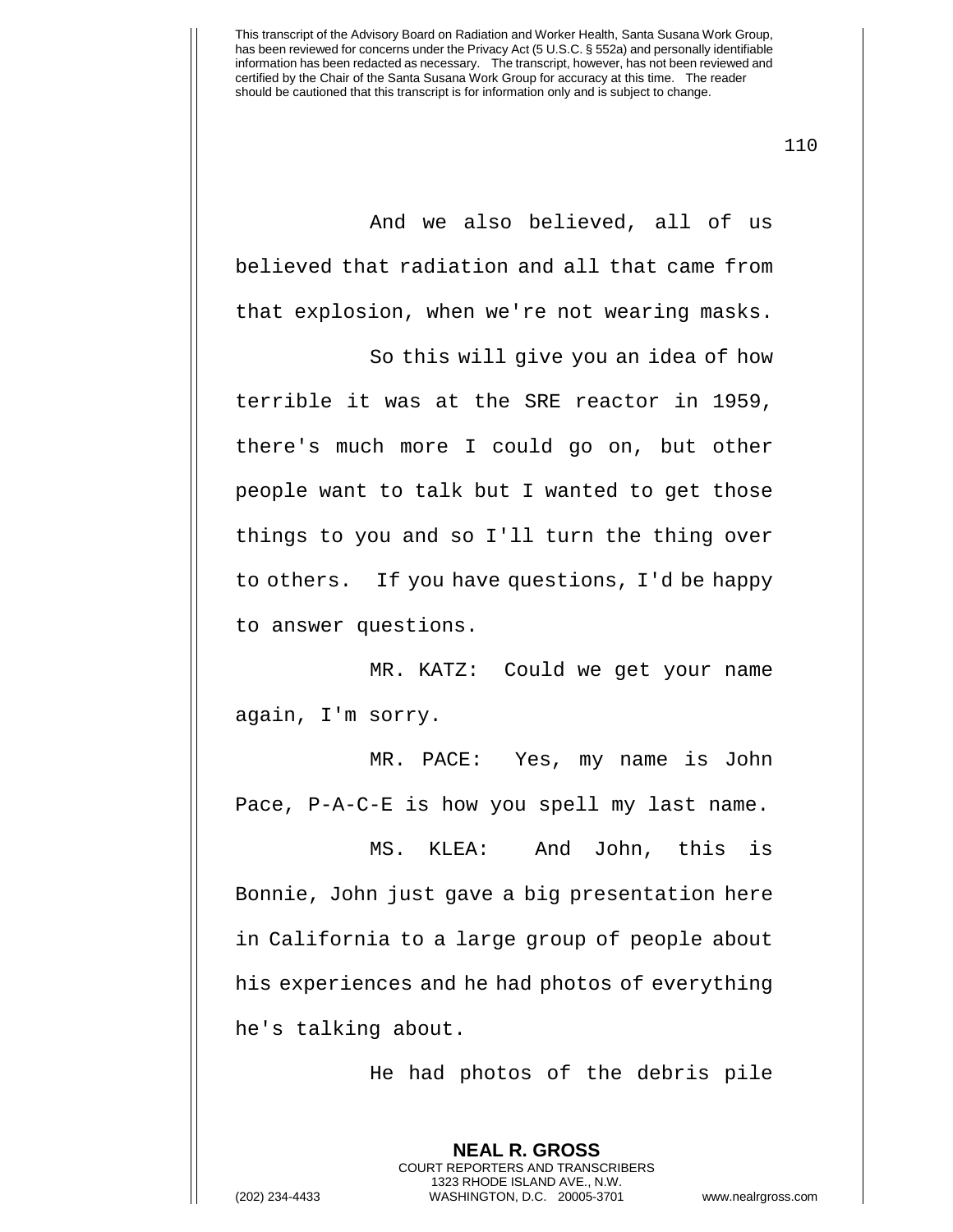And we also believed, all of us believed that radiation and all that came from that explosion, when we're not wearing masks.

So this will give you an idea of how terrible it was at the SRE reactor in 1959, there's much more I could go on, but other people want to talk but I wanted to get those things to you and so I'll turn the thing over to others. If you have questions, I'd be happy to answer questions.

MR. KATZ: Could we get your name again, I'm sorry.

MR. PACE: Yes, my name is John Pace, P-A-C-E is how you spell my last name.

MS. KLEA: And John, this is Bonnie, John just gave a big presentation here in California to a large group of people about his experiences and he had photos of everything he's talking about.

He had photos of the debris pile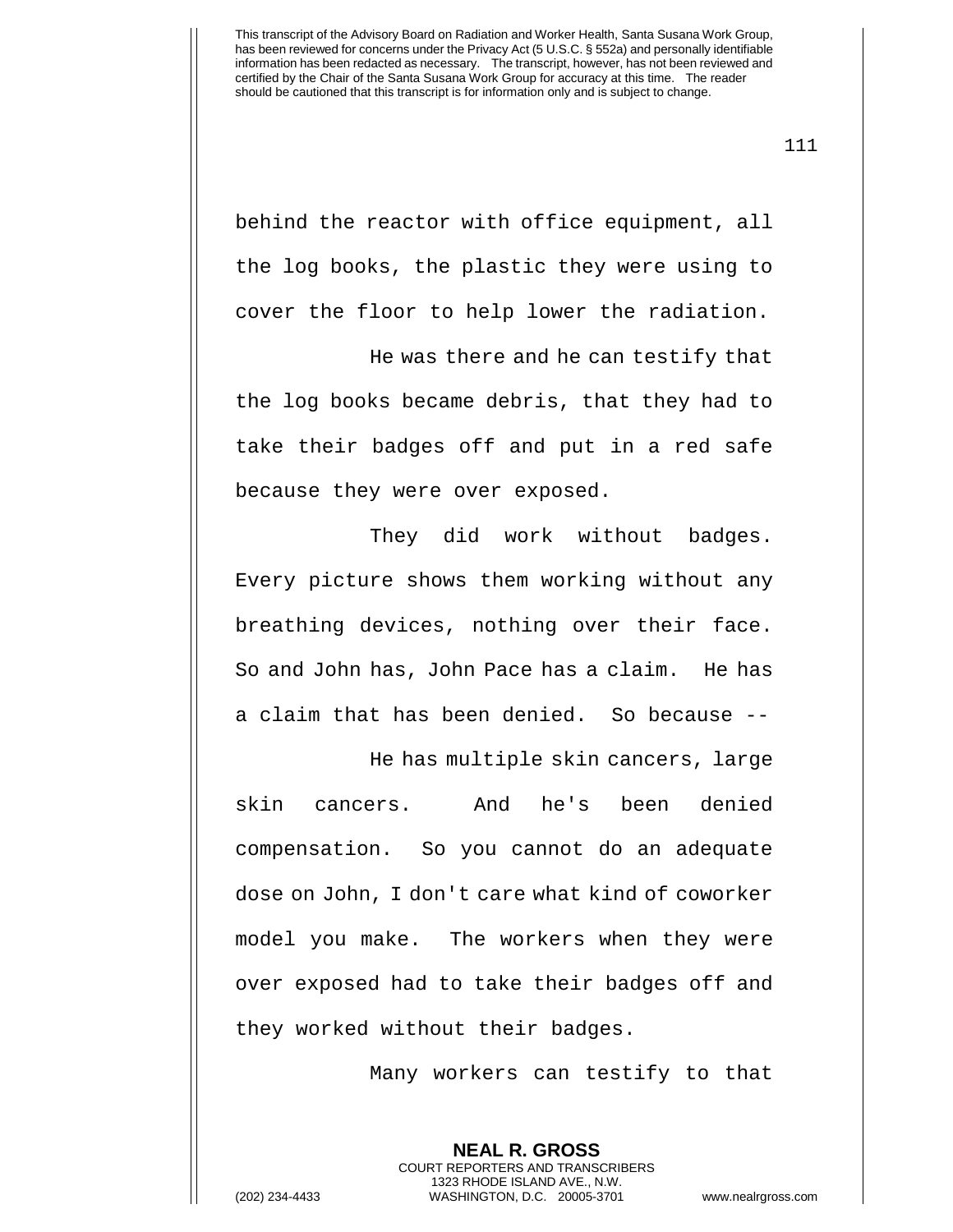behind the reactor with office equipment, all the log books, the plastic they were using to cover the floor to help lower the radiation.

He was there and he can testify that the log books became debris, that they had to take their badges off and put in a red safe because they were over exposed.

They did work without badges. Every picture shows them working without any breathing devices, nothing over their face. So and John has, John Pace has a claim. He has a claim that has been denied. So because --

He has multiple skin cancers, large skin cancers. And he's been denied compensation. So you cannot do an adequate dose on John, I don't care what kind of coworker model you make. The workers when they were over exposed had to take their badges off and they worked without their badges.

Many workers can testify to that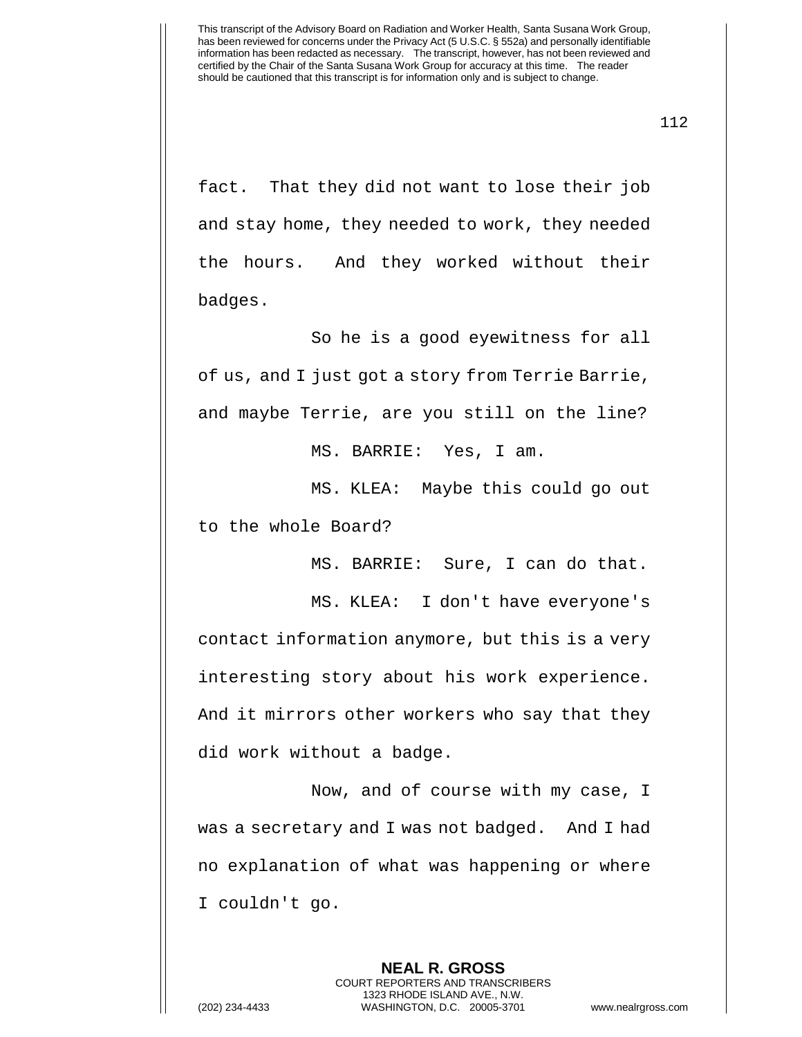fact. That they did not want to lose their job and stay home, they needed to work, they needed the hours. And they worked without their badges.

So he is a good eyewitness for all of us, and I just got a story from Terrie Barrie, and maybe Terrie, are you still on the line?

MS. BARRIE: Yes, I am.

MS. KLEA: Maybe this could go out to the whole Board?

MS. BARRIE: Sure, I can do that.

MS. KLEA: I don't have everyone's contact information anymore, but this is a very interesting story about his work experience. And it mirrors other workers who say that they did work without a badge.

Now, and of course with my case, I was a secretary and I was not badged. And I had no explanation of what was happening or where I couldn't go.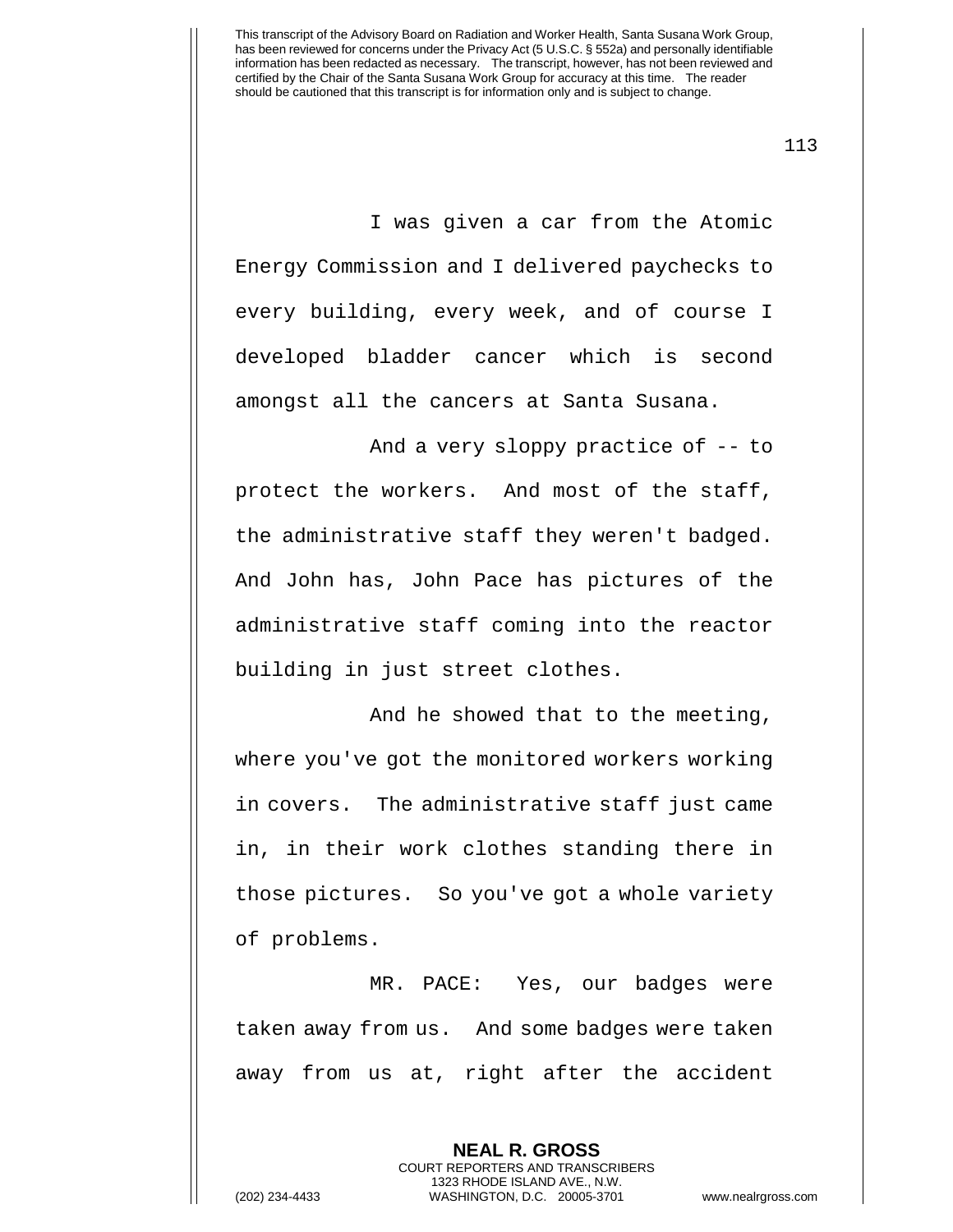I was given a car from the Atomic Energy Commission and I delivered paychecks to every building, every week, and of course I developed bladder cancer which is second amongst all the cancers at Santa Susana.

And a very sloppy practice of -- to protect the workers. And most of the staff, the administrative staff they weren't badged. And John has, John Pace has pictures of the administrative staff coming into the reactor building in just street clothes.

And he showed that to the meeting, where you've got the monitored workers working in covers. The administrative staff just came in, in their work clothes standing there in those pictures. So you've got a whole variety of problems.

MR. PACE: Yes, our badges were taken away from us. And some badges were taken away from us at, right after the accident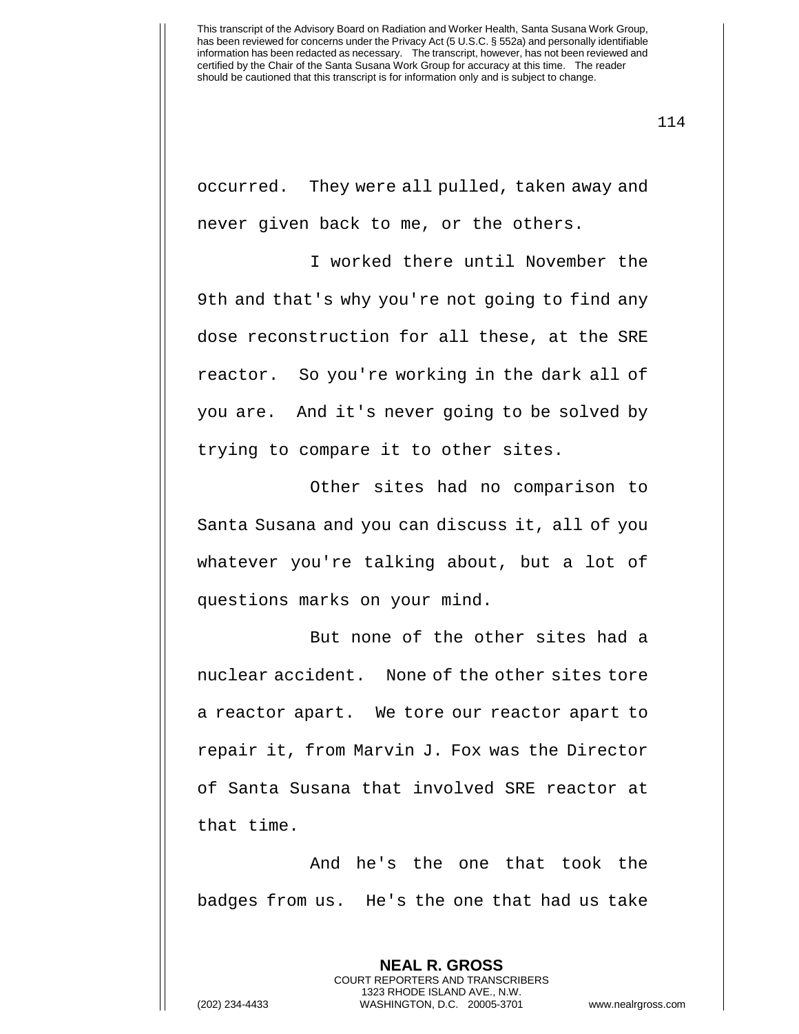occurred. They were all pulled, taken away and never given back to me, or the others.

I worked there until November the 9th and that's why you're not going to find any dose reconstruction for all these, at the SRE reactor. So you're working in the dark all of you are. And it's never going to be solved by trying to compare it to other sites.

Other sites had no comparison to Santa Susana and you can discuss it, all of you whatever you're talking about, but a lot of questions marks on your mind.

But none of the other sites had a nuclear accident. None of the other sites tore a reactor apart. We tore our reactor apart to repair it, from Marvin J. Fox was the Director of Santa Susana that involved SRE reactor at that time.

And he's the one that took the badges from us. He's the one that had us take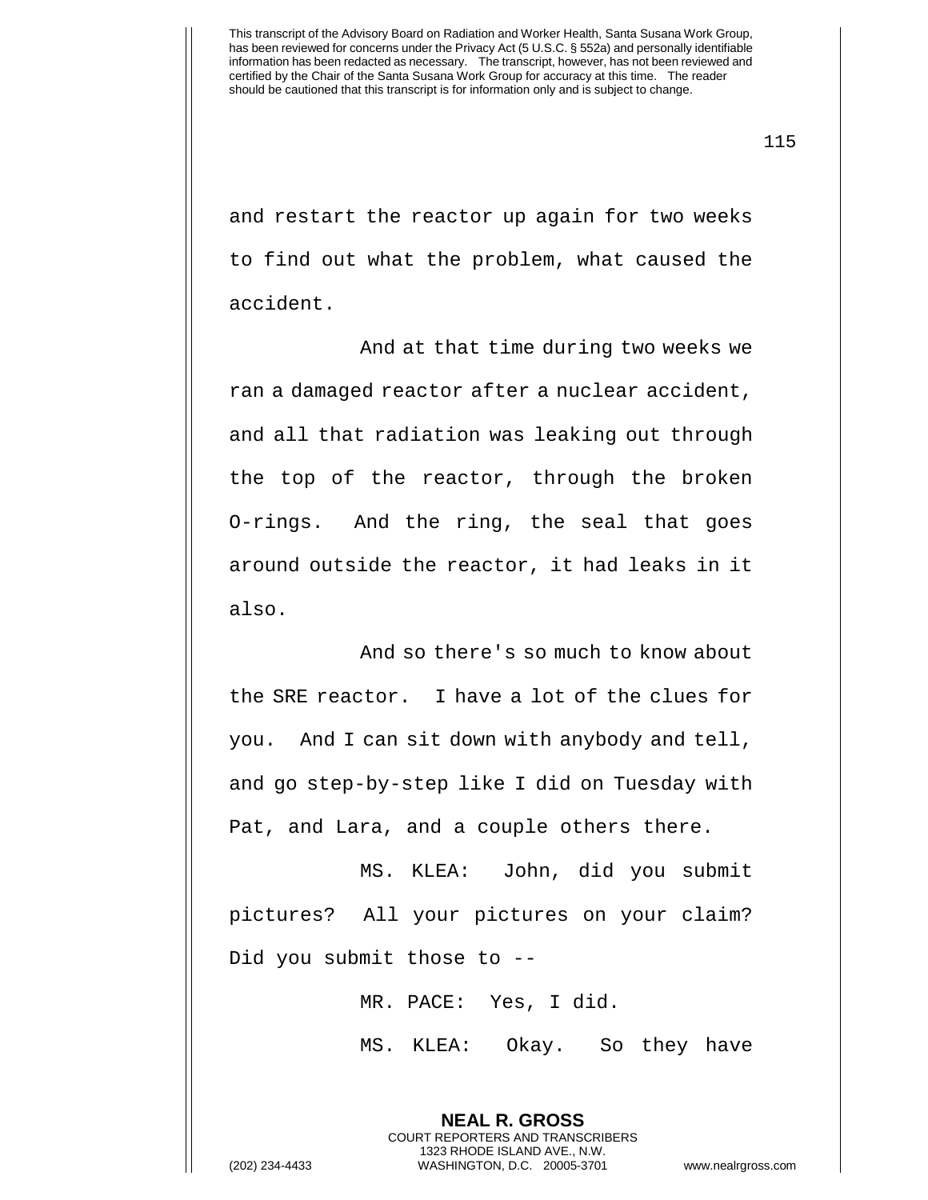and restart the reactor up again for two weeks to find out what the problem, what caused the accident.

And at that time during two weeks we ran a damaged reactor after a nuclear accident, and all that radiation was leaking out through the top of the reactor, through the broken O-rings. And the ring, the seal that goes around outside the reactor, it had leaks in it also.

And so there's so much to know about the SRE reactor. I have a lot of the clues for you. And I can sit down with anybody and tell, and go step-by-step like I did on Tuesday with Pat, and Lara, and a couple others there.

MS. KLEA: John, did you submit pictures? All your pictures on your claim? Did you submit those to --

MR. PACE: Yes, I did.

MS. KLEA: Okay. So they have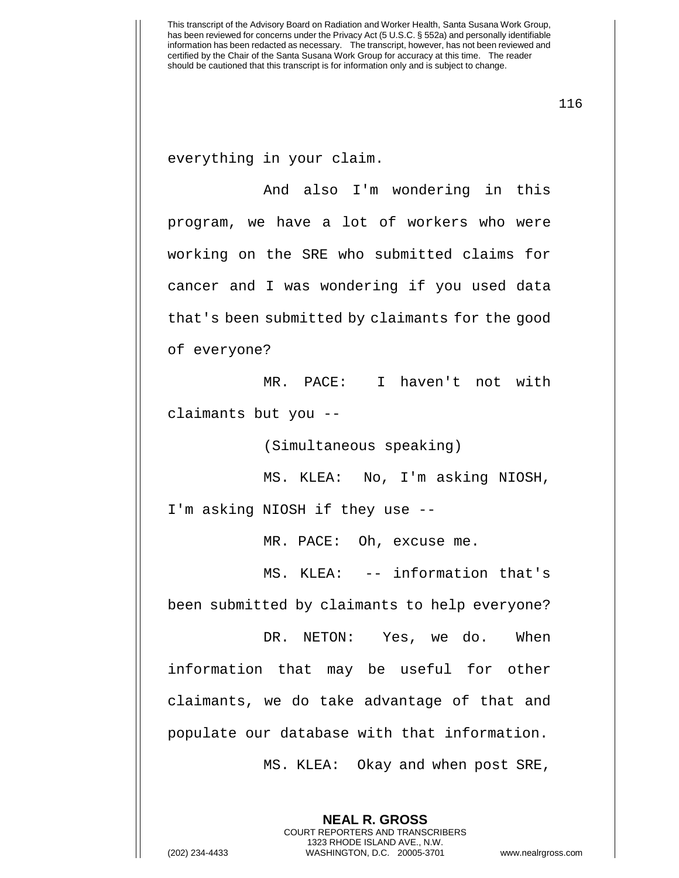everything in your claim.

And also I'm wondering in this program, we have a lot of workers who were working on the SRE who submitted claims for cancer and I was wondering if you used data that's been submitted by claimants for the good of everyone?

MR. PACE: I haven't not with claimants but you --

(Simultaneous speaking)

MS. KLEA: No, I'm asking NIOSH, I'm asking NIOSH if they use --

MR. PACE: Oh, excuse me.

MS. KLEA: -- information that's been submitted by claimants to help everyone?

DR. NETON: Yes, we do. When information that may be useful for other claimants, we do take advantage of that and populate our database with that information.

MS. KLEA: Okay and when post SRE,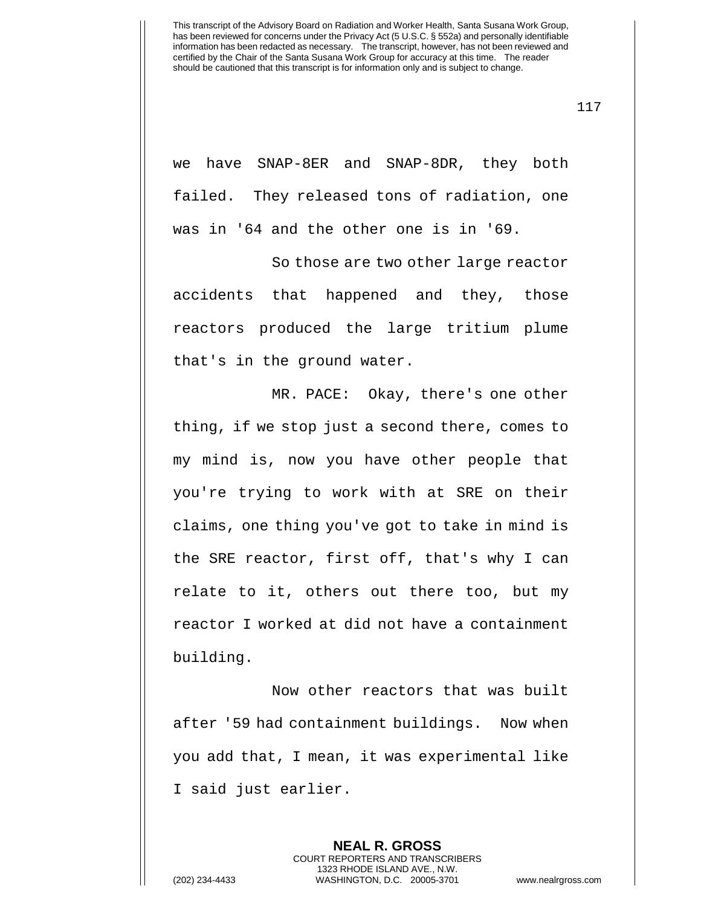we have SNAP-8ER and SNAP-8DR, they both failed. They released tons of radiation, one was in '64 and the other one is in '69.

So those are two other large reactor accidents that happened and they, those reactors produced the large tritium plume that's in the ground water.

MR. PACE: Okay, there's one other thing, if we stop just a second there, comes to my mind is, now you have other people that you're trying to work with at SRE on their claims, one thing you've got to take in mind is the SRE reactor, first off, that's why I can relate to it, others out there too, but my reactor I worked at did not have a containment building.

Now other reactors that was built after '59 had containment buildings. Now when you add that, I mean, it was experimental like I said just earlier.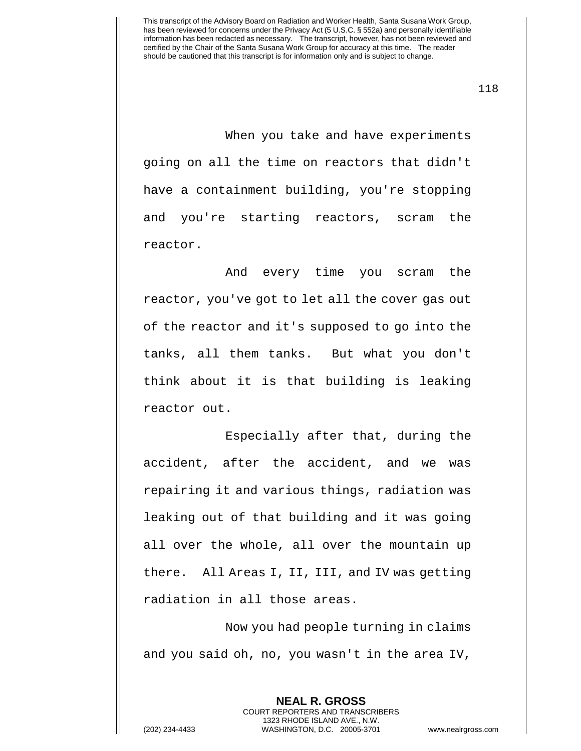When you take and have experiments going on all the time on reactors that didn't have a containment building, you're stopping and you're starting reactors, scram the reactor.

And every time you scram the reactor, you've got to let all the cover gas out of the reactor and it's supposed to go into the tanks, all them tanks. But what you don't think about it is that building is leaking reactor out.

Especially after that, during the accident, after the accident, and we was repairing it and various things, radiation was leaking out of that building and it was going all over the whole, all over the mountain up there. All Areas I, II, III, and IV was getting radiation in all those areas.

Now you had people turning in claims and you said oh, no, you wasn't in the area IV,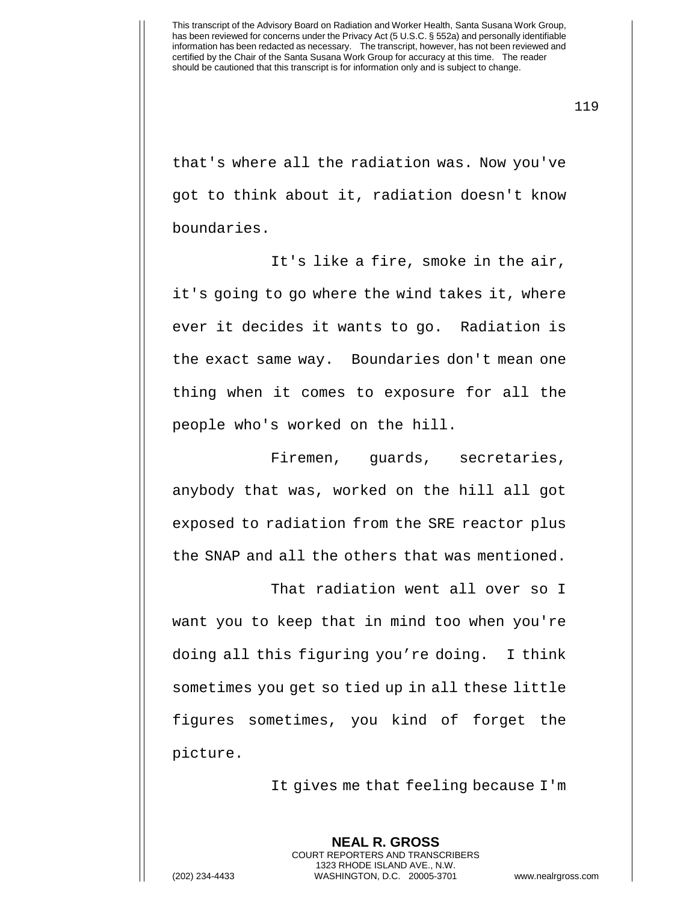that's where all the radiation was. Now you've got to think about it, radiation doesn't know boundaries.

It's like a fire, smoke in the air, it's going to go where the wind takes it, where ever it decides it wants to go. Radiation is the exact same way. Boundaries don't mean one thing when it comes to exposure for all the people who's worked on the hill.

Firemen, guards, secretaries, anybody that was, worked on the hill all got exposed to radiation from the SRE reactor plus the SNAP and all the others that was mentioned.

That radiation went all over so I want you to keep that in mind too when you're doing all this figuring you're doing. I think sometimes you get so tied up in all these little figures sometimes, you kind of forget the picture.

It gives me that feeling because I'm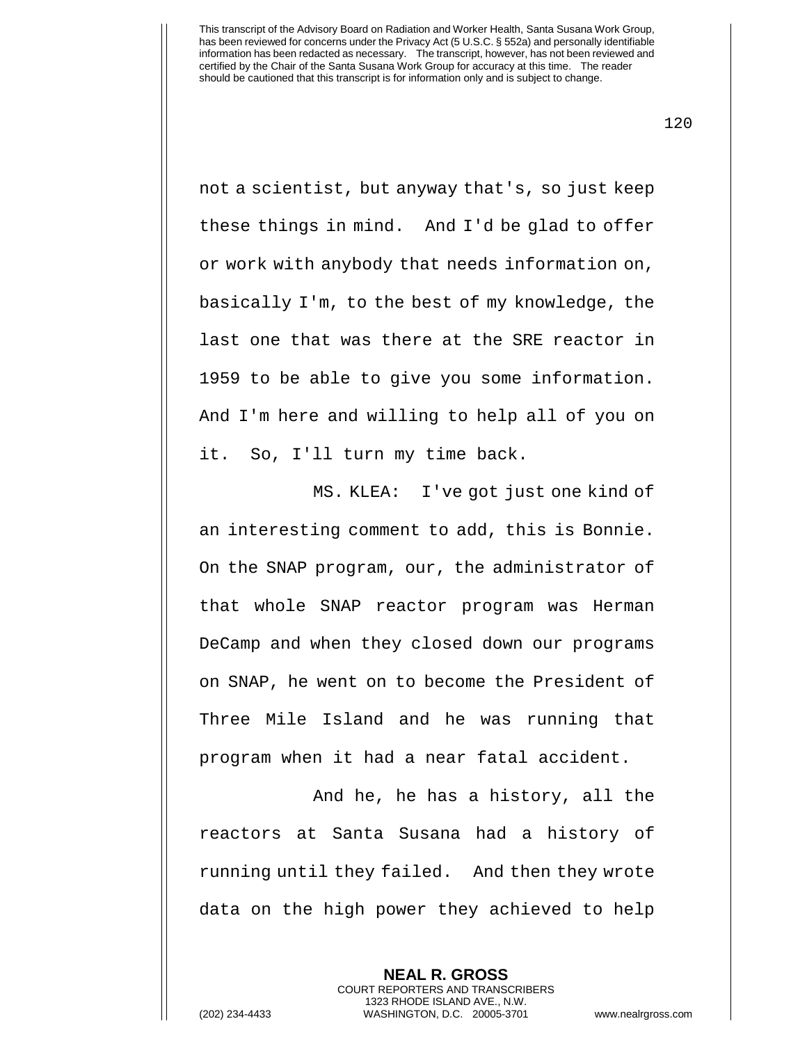not a scientist, but anyway that's, so just keep these things in mind. And I'd be glad to offer or work with anybody that needs information on, basically I'm, to the best of my knowledge, the last one that was there at the SRE reactor in 1959 to be able to give you some information. And I'm here and willing to help all of you on it. So, I'll turn my time back.

MS. KLEA: I've got just one kind of an interesting comment to add, this is Bonnie. On the SNAP program, our, the administrator of that whole SNAP reactor program was Herman DeCamp and when they closed down our programs on SNAP, he went on to become the President of Three Mile Island and he was running that program when it had a near fatal accident.

And he, he has a history, all the reactors at Santa Susana had a history of running until they failed. And then they wrote data on the high power they achieved to help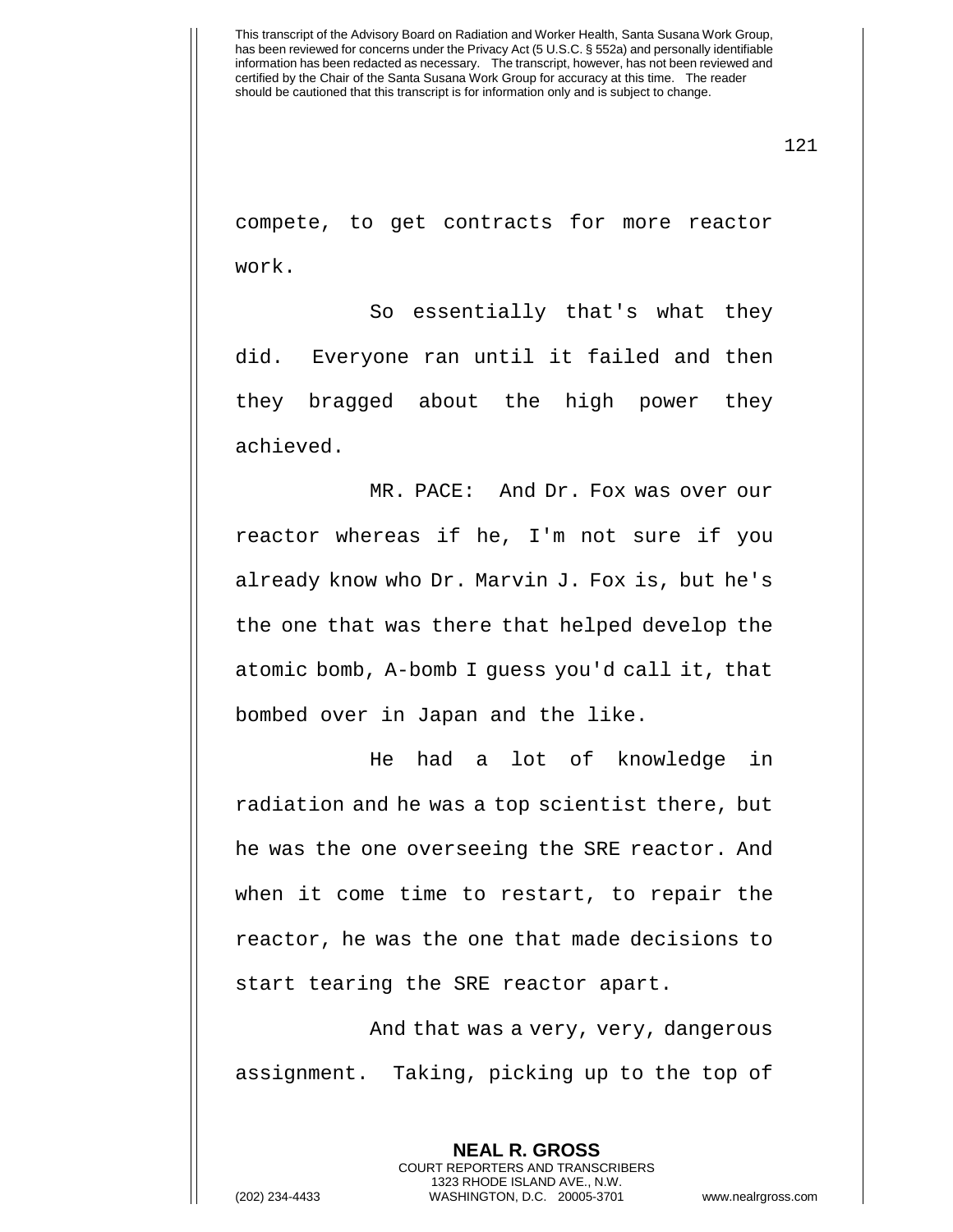compete, to get contracts for more reactor work.

So essentially that's what they did. Everyone ran until it failed and then they bragged about the high power they achieved.

MR. PACE: And Dr. Fox was over our reactor whereas if he, I'm not sure if you already know who Dr. Marvin J. Fox is, but he's the one that was there that helped develop the atomic bomb, A-bomb I guess you'd call it, that bombed over in Japan and the like.

He had a lot of knowledge in radiation and he was a top scientist there, but he was the one overseeing the SRE reactor. And when it come time to restart, to repair the reactor, he was the one that made decisions to start tearing the SRE reactor apart.

And that was a very, very, dangerous assignment. Taking, picking up to the top of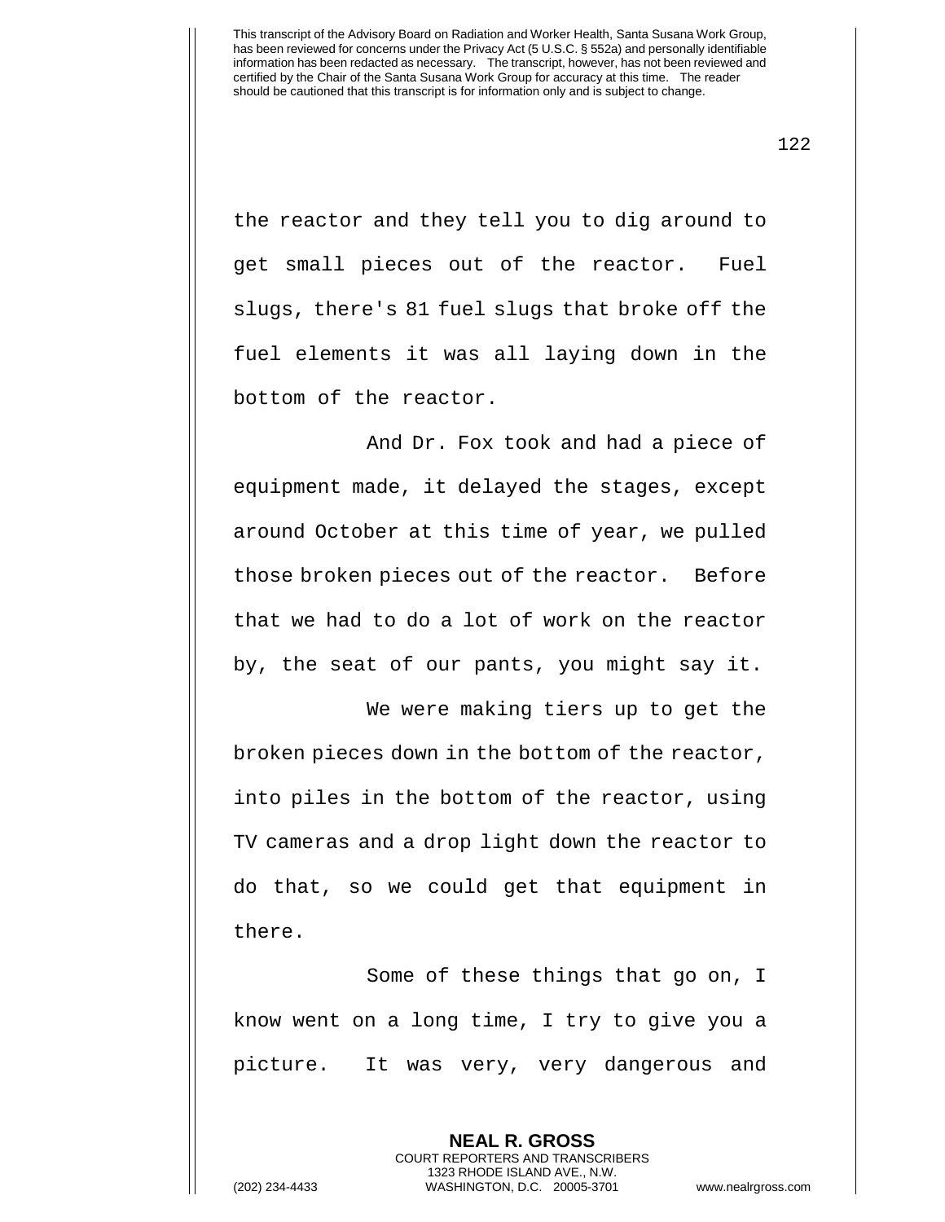the reactor and they tell you to dig around to get small pieces out of the reactor. Fuel slugs, there's 81 fuel slugs that broke off the fuel elements it was all laying down in the bottom of the reactor.

And Dr. Fox took and had a piece of equipment made, it delayed the stages, except around October at this time of year, we pulled those broken pieces out of the reactor. Before that we had to do a lot of work on the reactor by, the seat of our pants, you might say it.

We were making tiers up to get the broken pieces down in the bottom of the reactor, into piles in the bottom of the reactor, using TV cameras and a drop light down the reactor to do that, so we could get that equipment in there.

Some of these things that go on, I know went on a long time, I try to give you a picture. It was very, very dangerous and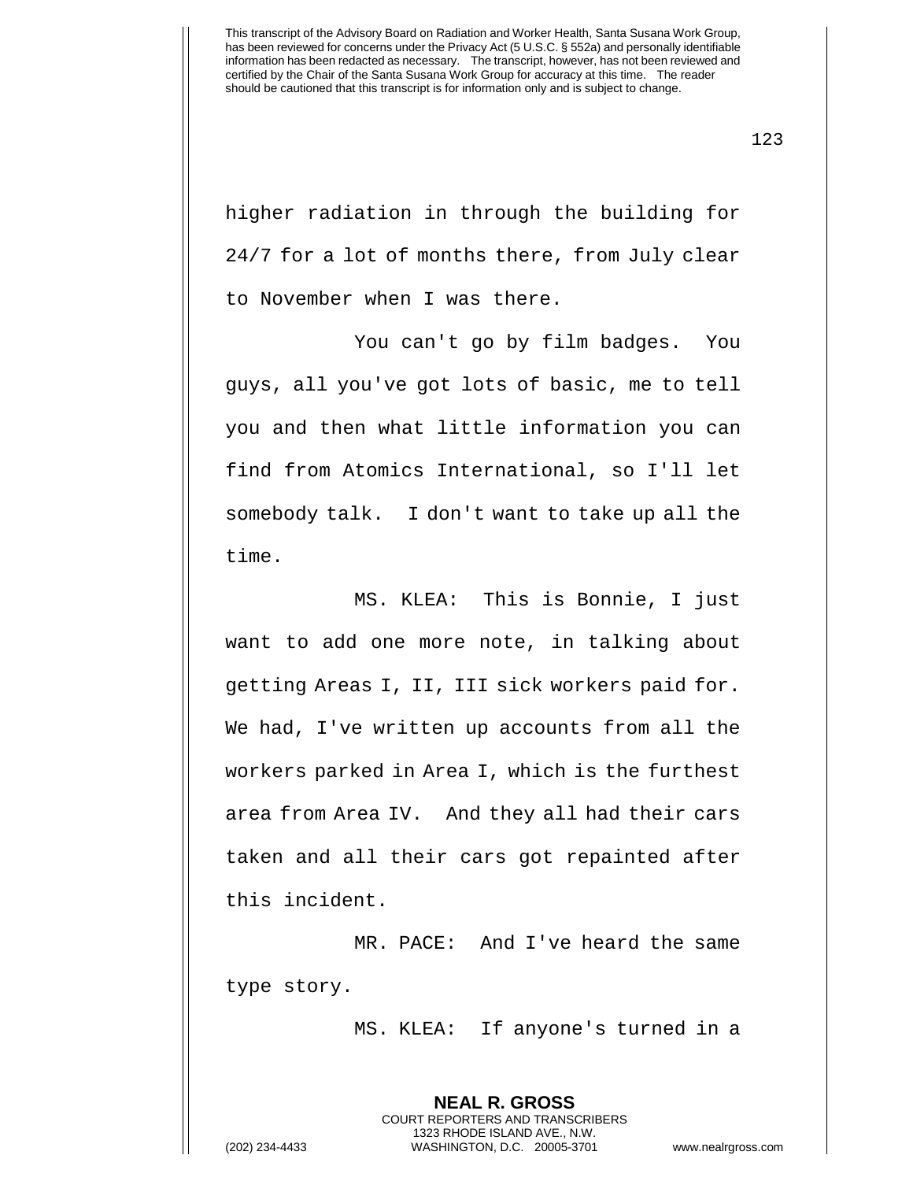higher radiation in through the building for 24/7 for a lot of months there, from July clear to November when I was there.

You can't go by film badges. You guys, all you've got lots of basic, me to tell you and then what little information you can find from Atomics International, so I'll let somebody talk. I don't want to take up all the time.

MS. KLEA: This is Bonnie, I just want to add one more note, in talking about getting Areas I, II, III sick workers paid for. We had, I've written up accounts from all the workers parked in Area I, which is the furthest area from Area IV. And they all had their cars taken and all their cars got repainted after this incident.

MR. PACE: And I've heard the same type story.

MS. KLEA: If anyone's turned in a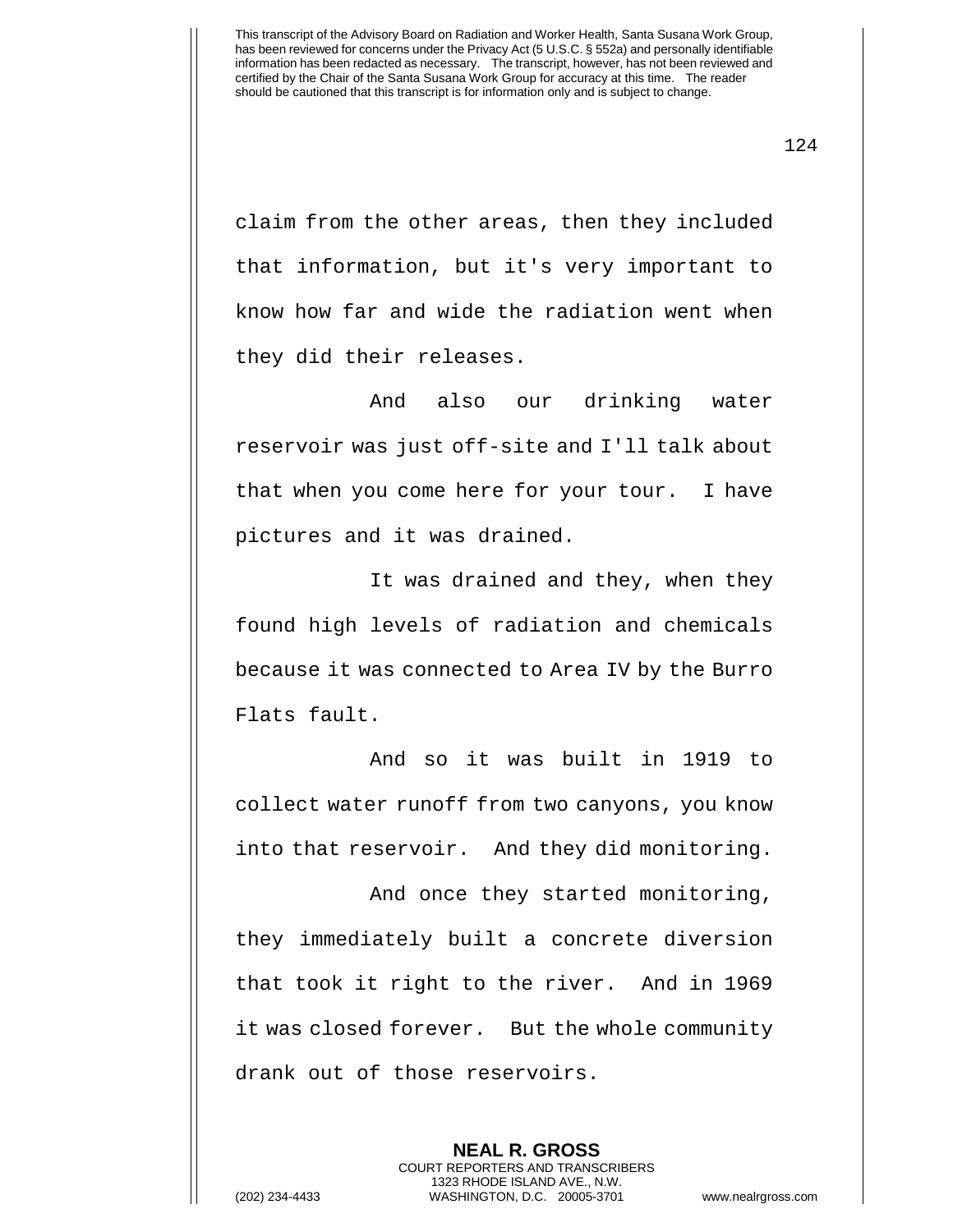claim from the other areas, then they included that information, but it's very important to know how far and wide the radiation went when they did their releases.

And also our drinking water reservoir was just off-site and I'll talk about that when you come here for your tour. I have pictures and it was drained.

It was drained and they, when they found high levels of radiation and chemicals because it was connected to Area IV by the Burro Flats fault.

And so it was built in 1919 to collect water runoff from two canyons, you know into that reservoir. And they did monitoring.

And once they started monitoring, they immediately built a concrete diversion that took it right to the river. And in 1969 it was closed forever. But the whole community drank out of those reservoirs.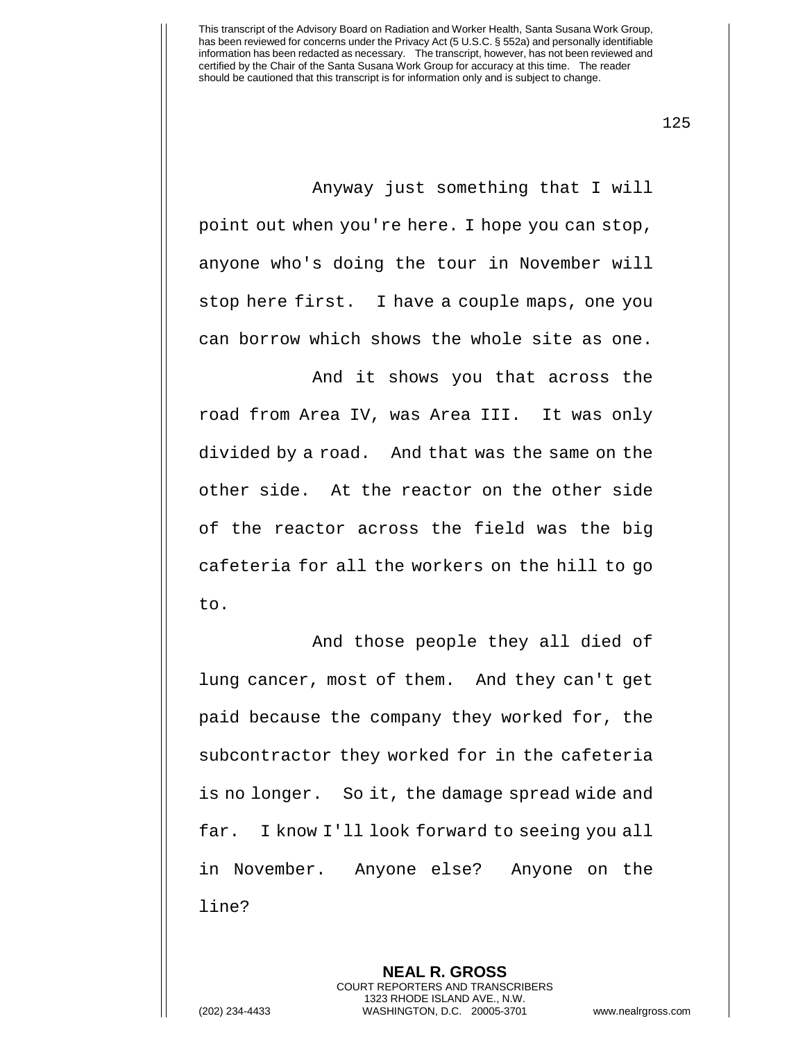Anyway just something that I will point out when you're here. I hope you can stop, anyone who's doing the tour in November will stop here first. I have a couple maps, one you can borrow which shows the whole site as one.

And it shows you that across the road from Area IV, was Area III. It was only divided by a road. And that was the same on the other side. At the reactor on the other side of the reactor across the field was the big cafeteria for all the workers on the hill to go to.

And those people they all died of lung cancer, most of them. And they can't get paid because the company they worked for, the subcontractor they worked for in the cafeteria is no longer. So it, the damage spread wide and far. I know I'll look forward to seeing you all in November. Anyone else? Anyone on the line?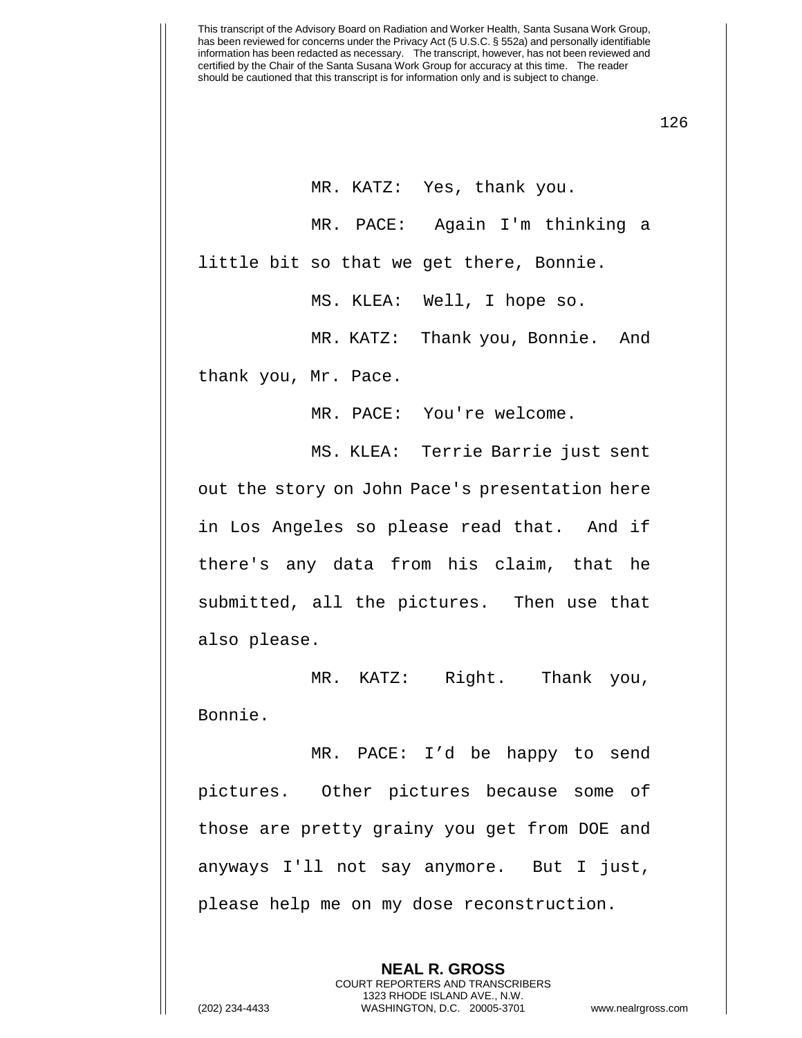MR. KATZ: Yes, thank you.

MR. PACE: Again I'm thinking a little bit so that we get there, Bonnie.

MS. KLEA: Well, I hope so.

MR. KATZ: Thank you, Bonnie. And thank you, Mr. Pace.

MR. PACE: You're welcome.

MS. KLEA: Terrie Barrie just sent out the story on John Pace's presentation here in Los Angeles so please read that. And if there's any data from his claim, that he submitted, all the pictures. Then use that also please.

MR. KATZ: Right. Thank you, Bonnie.

MR. PACE: I'd be happy to send pictures. Other pictures because some of those are pretty grainy you get from DOE and anyways I'll not say anymore. But I just, please help me on my dose reconstruction.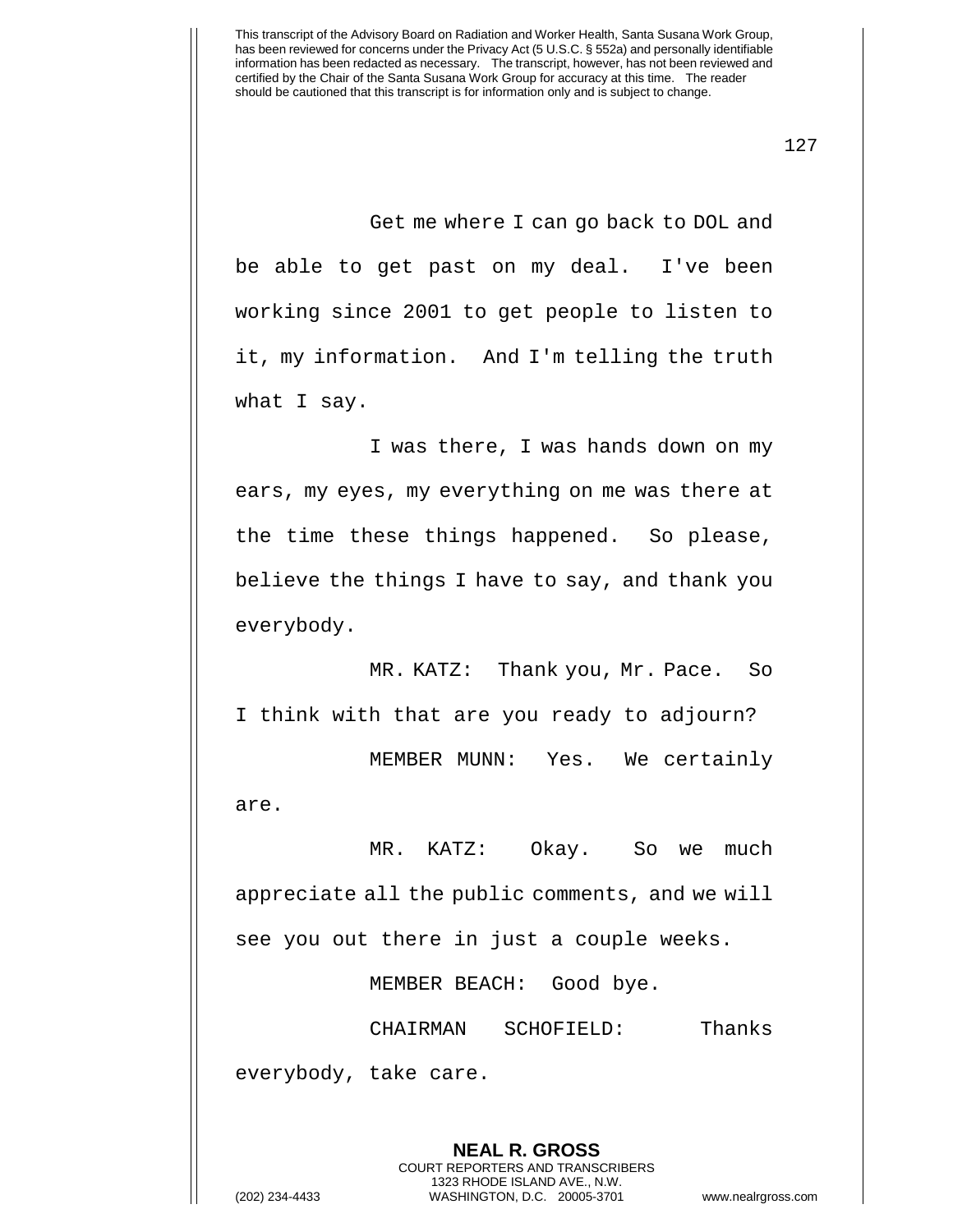Get me where I can go back to DOL and be able to get past on my deal. I've been working since 2001 to get people to listen to it, my information. And I'm telling the truth what I say.

I was there, I was hands down on my ears, my eyes, my everything on me was there at the time these things happened. So please, believe the things I have to say, and thank you everybody.

MR. KATZ: Thank you, Mr. Pace. So I think with that are you ready to adjourn?

MEMBER MUNN: Yes. We certainly are.

MR. KATZ: Okay. So we much appreciate all the public comments, and we will see you out there in just a couple weeks.

MEMBER BEACH: Good bye.

CHAIRMAN SCHOFIELD: Thanks everybody, take care.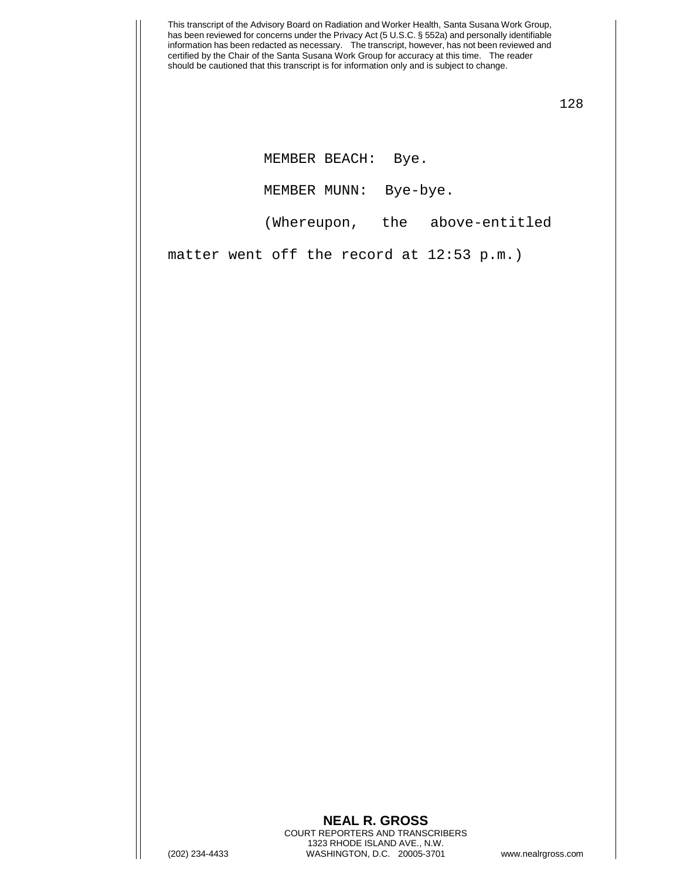MEMBER BEACH: Bye.

MEMBER MUNN: Bye-bye.

(Whereupon, the above-entitled matter went off the record at 12:53 p.m.)